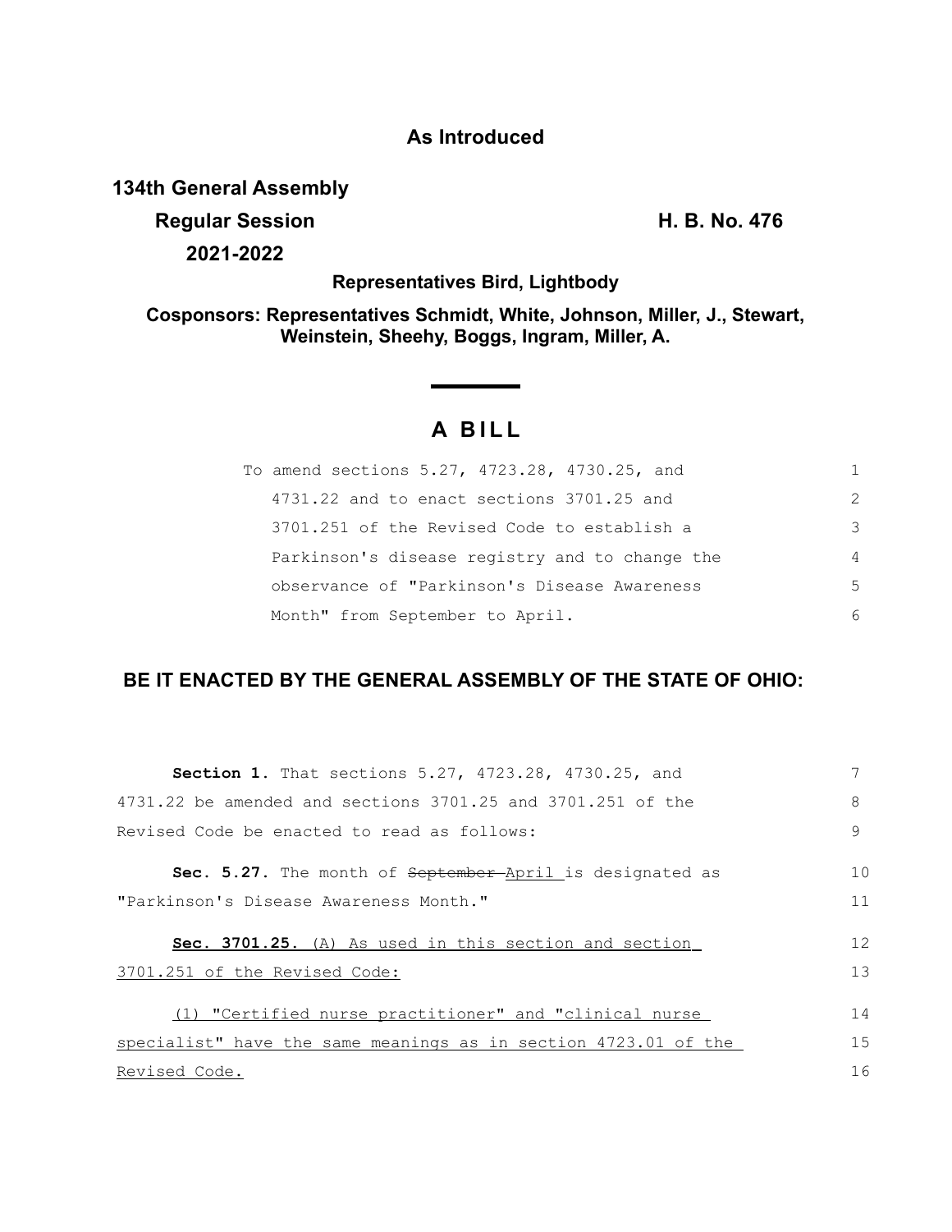**As Introduced**

**134th General Assembly**

**Regular Session** **H. B. No. 476**

**2021-2022**

**Representatives Bird, Lightbody**

**Cosponsors: Representatives Schmidt, White, Johnson, Miller, J., Stewart, Weinstein, Sheehy, Boggs, Ingram, Miller, A.**

# A BILL

To amend sections 5.27, 4723.28, 4730.25, and 4731.22 and to enact sections 3701.25 and 3701.251 of the Revised Code to establish a Parkinson's disease registry and to change the observance of "Parkinson's Disease Awareness Month" from September to April.

## BE IT ENACTED BY THE GENERAL ASSEMBLY OF THE STATE OF OHIO:

**Section 1.** That sections 5.27, 4723.28, 4730.25, and 4731.22 be amended and sections 3701.25 and 3701.251 of the Revised Code be enacted to read as follows:

**Sec. 5.27.** The month of ~~September~~ April is designated as "Parkinson's Disease Awareness Month."

**Sec. 3701.25.** (A) As used in this section and section 3701.251 of the Revised Code:

(1) "Certified nurse practitioner" and "clinical nurse specialist" have the same meanings as in section 4723.01 of the Revised Code.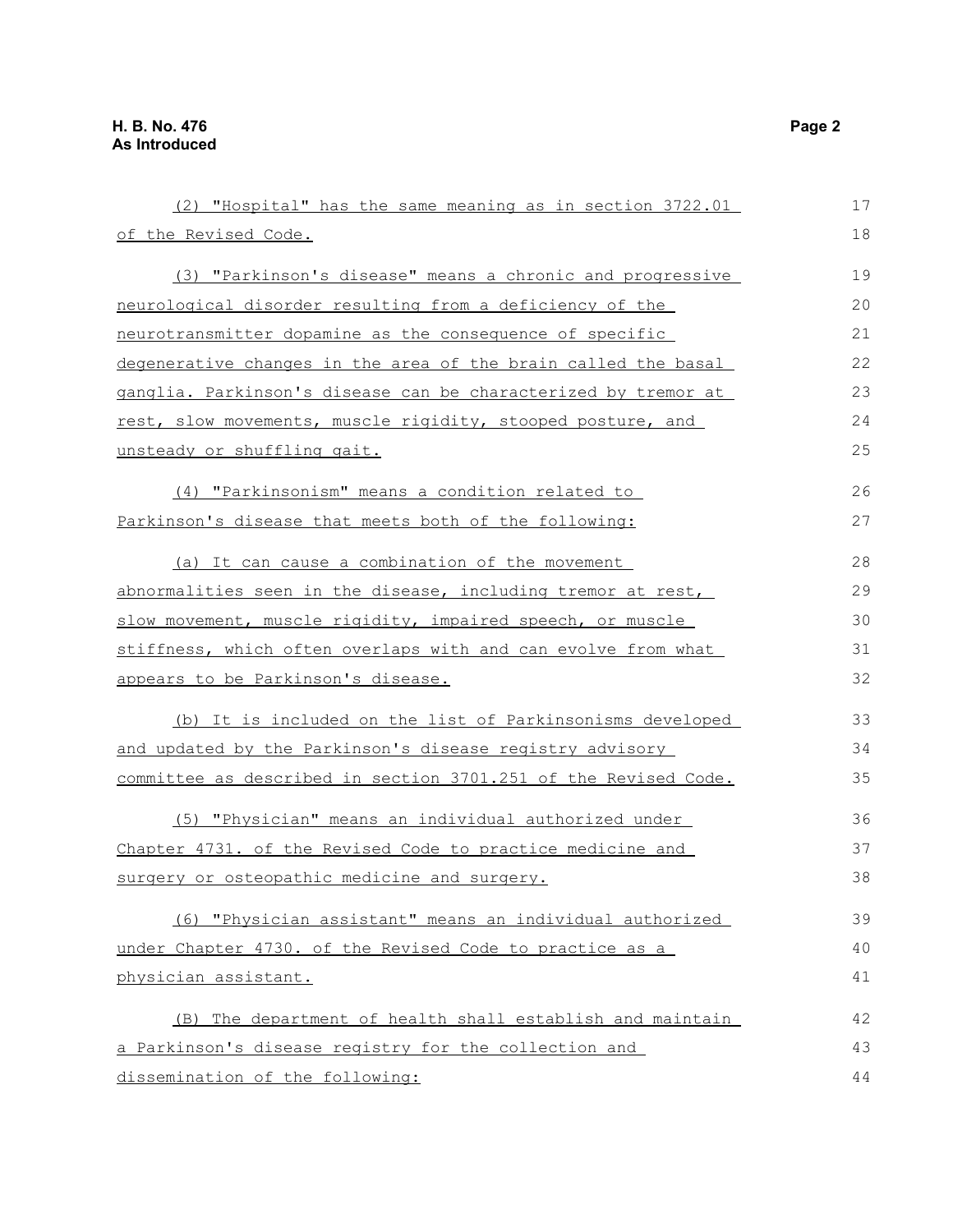(2) "Hospital" has the same meaning as in section 3722.01 of the Revised Code.

(3) "Parkinson's disease" means a chronic and progressive neurological disorder resulting from a deficiency of the neurotransmitter dopamine as the consequence of specific degenerative changes in the area of the brain called the basal ganglia. Parkinson's disease can be characterized by tremor at rest, slow movements, muscle rigidity, stooped posture, and unsteady or shuffling gait.

(4) "Parkinsonism" means a condition related to Parkinson's disease that meets both of the following:

(a) It can cause a combination of the movement abnormalities seen in the disease, including tremor at rest, slow movement, muscle rigidity, impaired speech, or muscle stiffness, which often overlaps with and can evolve from what appears to be Parkinson's disease.

(b) It is included on the list of Parkinsonisms developed and updated by the Parkinson's disease registry advisory committee as described in section 3701.251 of the Revised Code.

(5) "Physician" means an individual authorized under Chapter 4731. of the Revised Code to practice medicine and surgery or osteopathic medicine and surgery.

(6) "Physician assistant" means an individual authorized under Chapter 4730. of the Revised Code to practice as a physician assistant.

(B) The department of health shall establish and maintain a Parkinson's disease registry for the collection and dissemination of the following: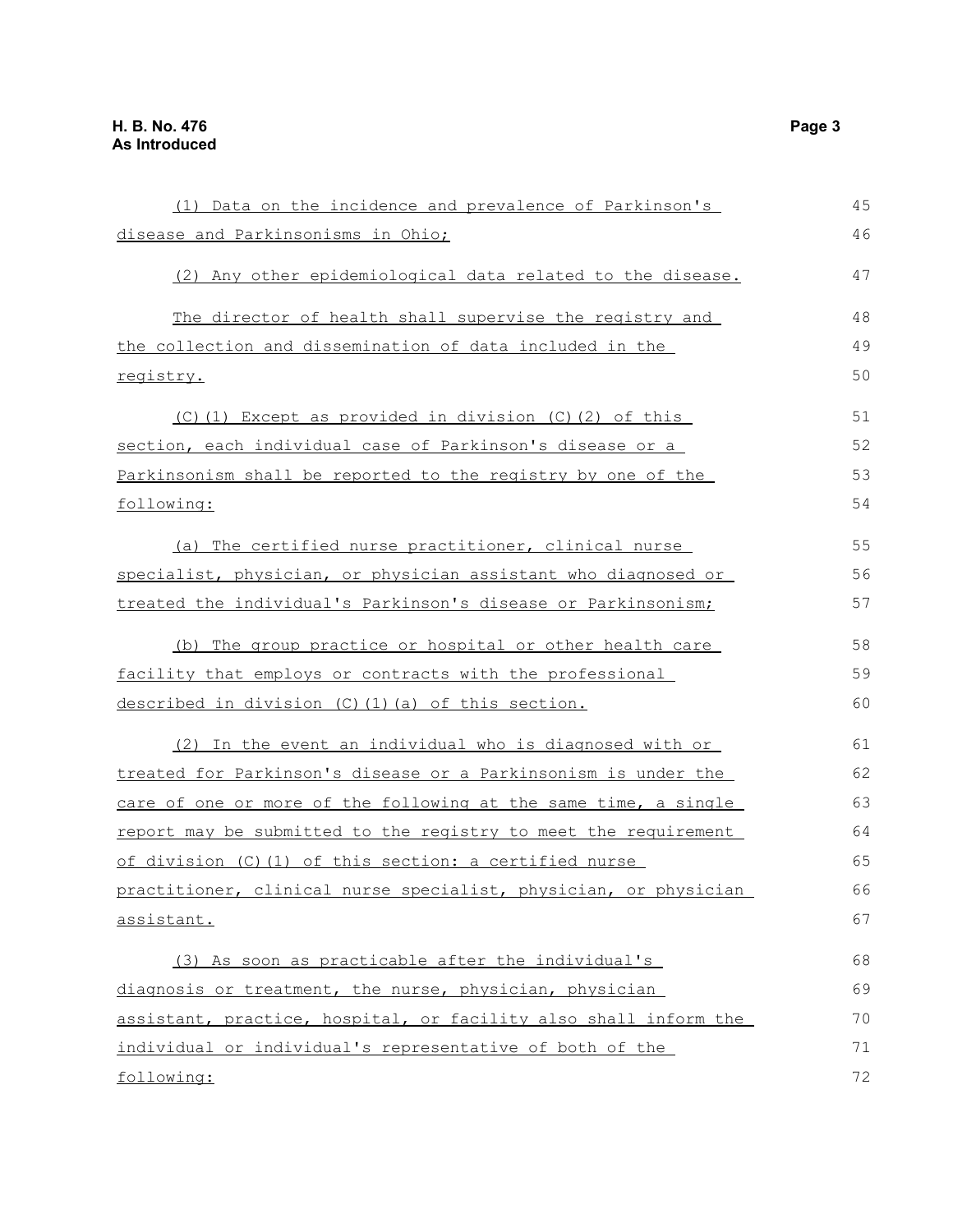(1) Data on the incidence and prevalence of Parkinson's disease and Parkinsonisms in Ohio;

(2) Any other epidemiological data related to the disease.

The director of health shall supervise the registry and the collection and dissemination of data included in the registry.

(C)(1) Except as provided in division (C)(2) of this section, each individual case of Parkinson's disease or a Parkinsonism shall be reported to the registry by one of the following:

(a) The certified nurse practitioner, clinical nurse specialist, physician, or physician assistant who diagnosed or treated the individual's Parkinson's disease or Parkinsonism;

(b) The group practice or hospital or other health care facility that employs or contracts with the professional described in division (C)(1)(a) of this section.

(2) In the event an individual who is diagnosed with or treated for Parkinson's disease or a Parkinsonism is under the care of one or more of the following at the same time, a single report may be submitted to the registry to meet the requirement of division (C)(1) of this section: a certified nurse practitioner, clinical nurse specialist, physician, or physician assistant.

(3) As soon as practicable after the individual's diagnosis or treatment, the nurse, physician, physician assistant, practice, hospital, or facility also shall inform the individual or individual's representative of both of the following: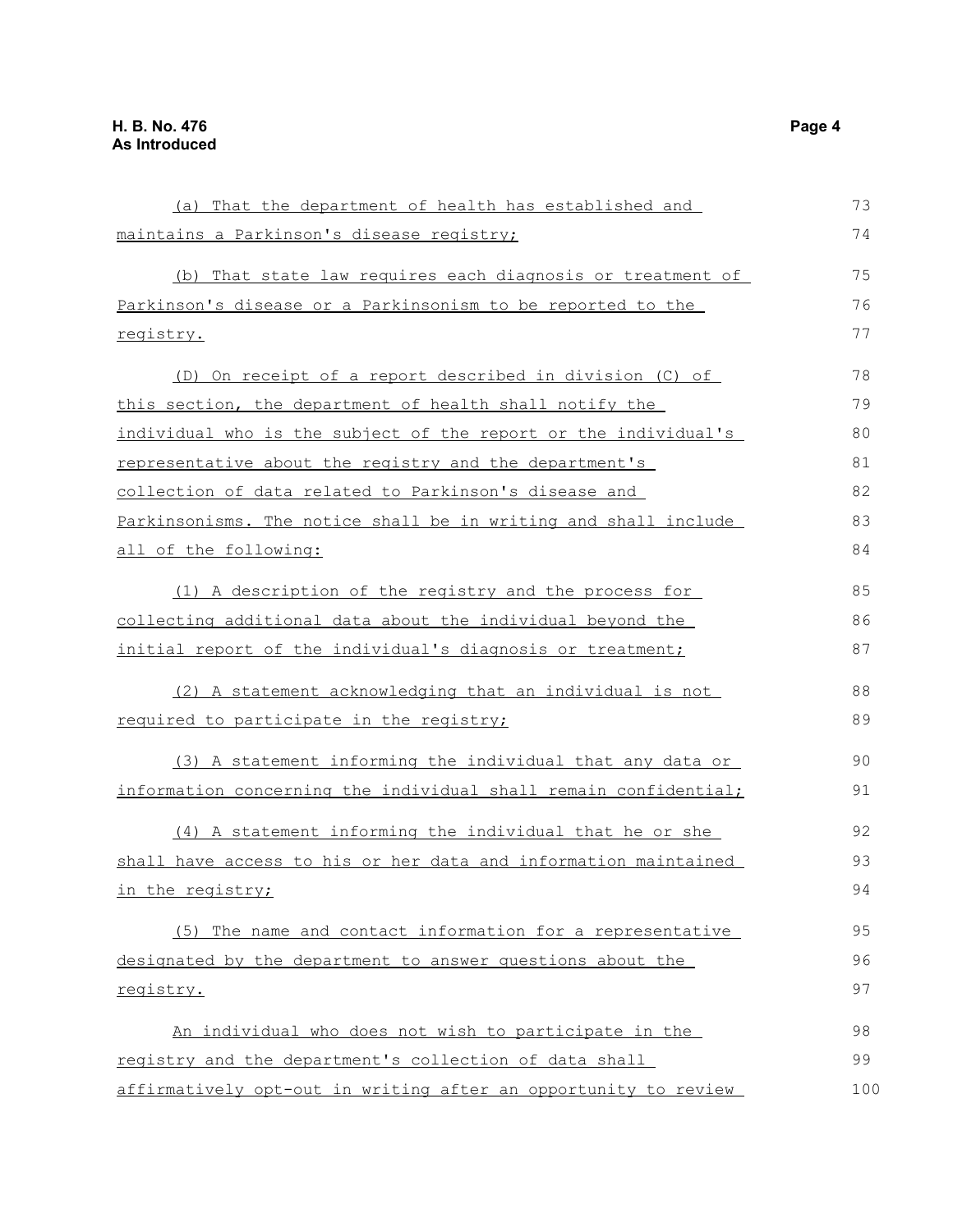(a) That the department of health has established and maintains a Parkinson's disease registry;

(b) That state law requires each diagnosis or treatment of Parkinson's disease or a Parkinsonism to be reported to the registry.

(D) On receipt of a report described in division (C) of this section, the department of health shall notify the individual who is the subject of the report or the individual's representative about the registry and the department's collection of data related to Parkinson's disease and Parkinsonisms. The notice shall be in writing and shall include all of the following:

(1) A description of the registry and the process for collecting additional data about the individual beyond the initial report of the individual's diagnosis or treatment;

(2) A statement acknowledging that an individual is not required to participate in the registry;

(3) A statement informing the individual that any data or information concerning the individual shall remain confidential;

(4) A statement informing the individual that he or she shall have access to his or her data and information maintained in the registry;

(5) The name and contact information for a representative designated by the department to answer questions about the registry.

An individual who does not wish to participate in the registry and the department's collection of data shall affirmatively opt-out in writing after an opportunity to review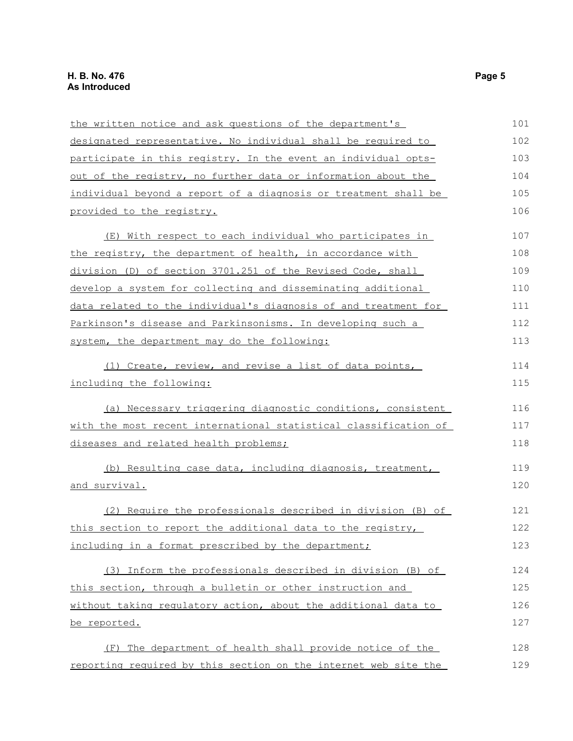the written notice and ask questions of the department's designated representative. No individual shall be required to participate in this registry. In the event an individual opts-out of the registry, no further data or information about the individual beyond a report of a diagnosis or treatment shall be provided to the registry.

(E) With respect to each individual who participates in the registry, the department of health, in accordance with division (D) of section 3701.251 of the Revised Code, shall develop a system for collecting and disseminating additional data related to the individual's diagnosis of and treatment for Parkinson's disease and Parkinsonisms. In developing such a system, the department may do the following:

(1) Create, review, and revise a list of data points, including the following:

(a) Necessary triggering diagnostic conditions, consistent with the most recent international statistical classification of diseases and related health problems;

(b) Resulting case data, including diagnosis, treatment, and survival.

(2) Require the professionals described in division (B) of this section to report the additional data to the registry, including in a format prescribed by the department;

(3) Inform the professionals described in division (B) of this section, through a bulletin or other instruction and without taking regulatory action, about the additional data to be reported.

(F) The department of health shall provide notice of the reporting required by this section on the internet web site the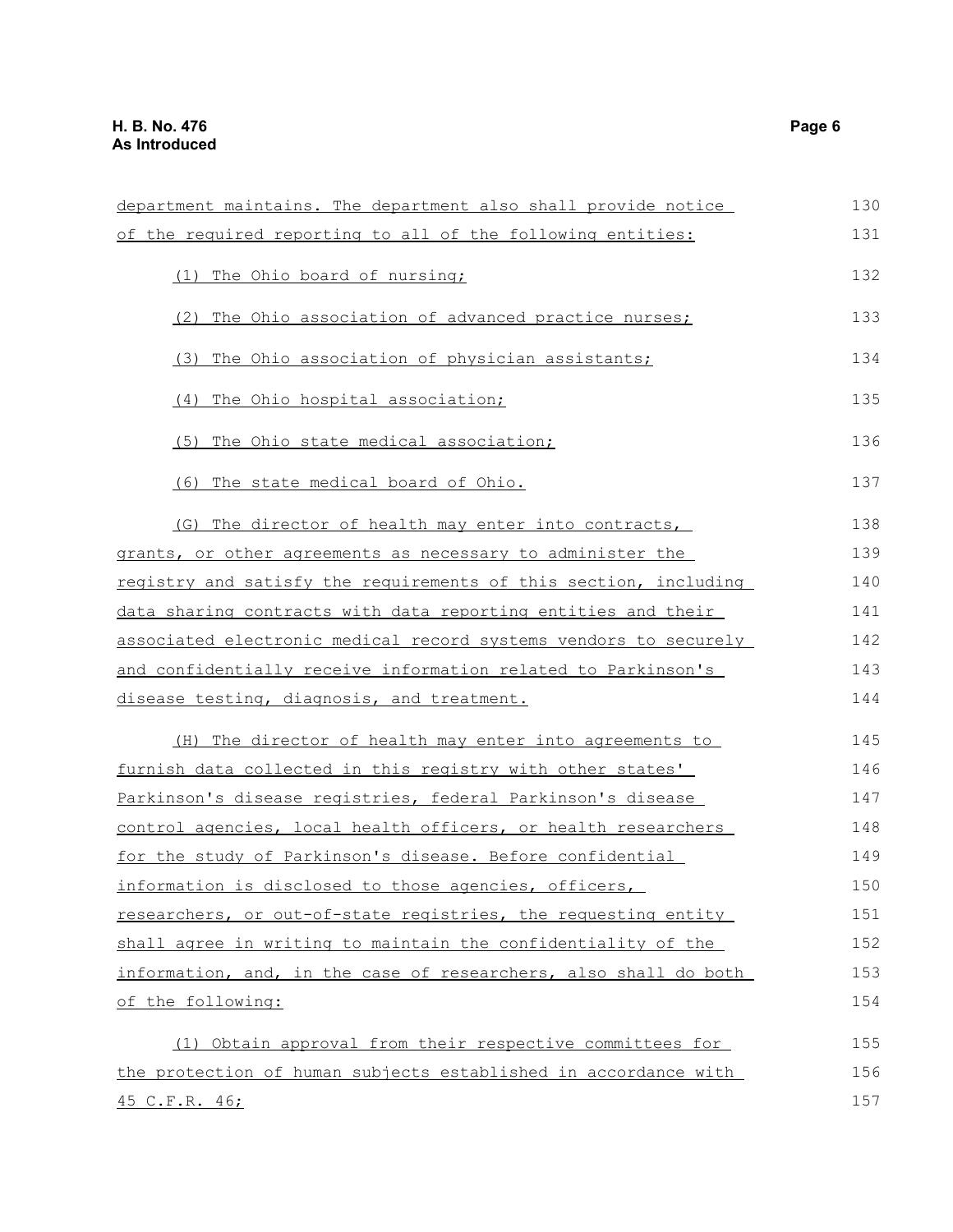department maintains. The department also shall provide notice of the required reporting to all of the following entities:

(1) The Ohio board of nursing;

(2) The Ohio association of advanced practice nurses;

(3) The Ohio association of physician assistants;

(4) The Ohio hospital association;

(5) The Ohio state medical association;

(6) The state medical board of Ohio.

(G) The director of health may enter into contracts, grants, or other agreements as necessary to administer the registry and satisfy the requirements of this section, including data sharing contracts with data reporting entities and their associated electronic medical record systems vendors to securely and confidentially receive information related to Parkinson's disease testing, diagnosis, and treatment.

(H) The director of health may enter into agreements to furnish data collected in this registry with other states' Parkinson's disease registries, federal Parkinson's disease control agencies, local health officers, or health researchers for the study of Parkinson's disease. Before confidential information is disclosed to those agencies, officers, researchers, or out-of-state registries, the requesting entity shall agree in writing to maintain the confidentiality of the information, and, in the case of researchers, also shall do both of the following:

(1) Obtain approval from their respective committees for the protection of human subjects established in accordance with 45 C.F.R. 46;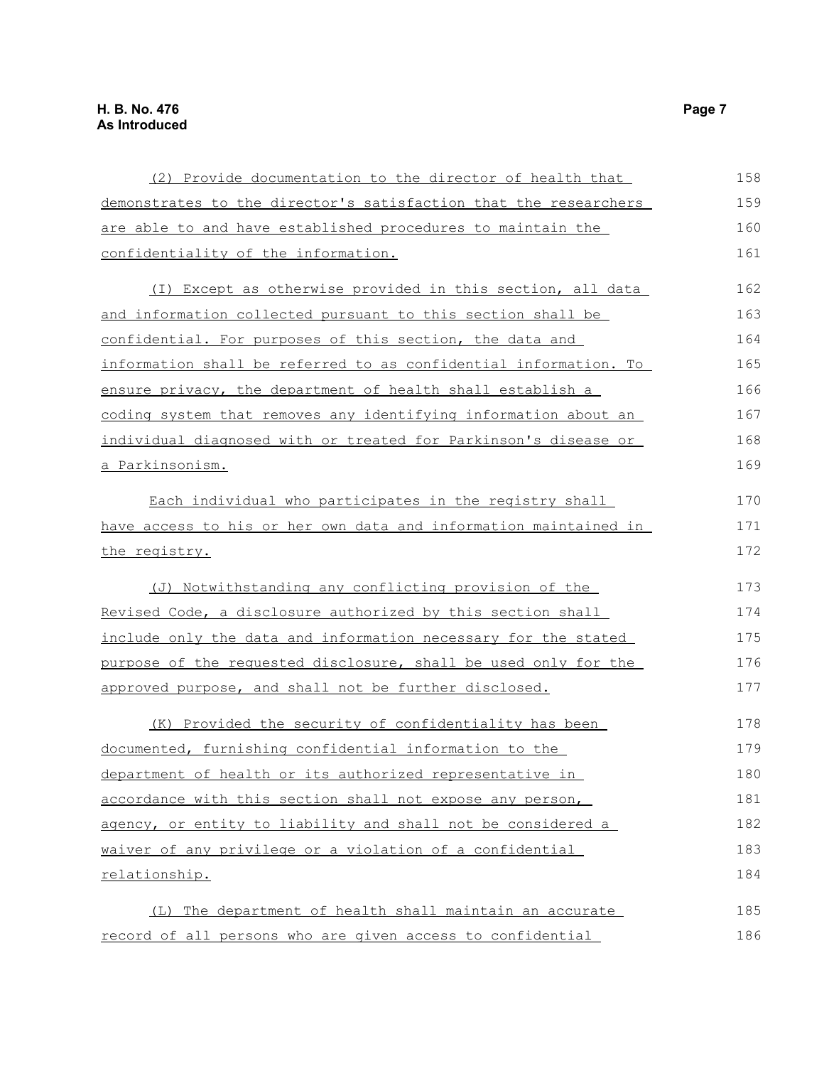(2) Provide documentation to the director of health that demonstrates to the director's satisfaction that the researchers are able to and have established procedures to maintain the confidentiality of the information.

(I) Except as otherwise provided in this section, all data and information collected pursuant to this section shall be confidential. For purposes of this section, the data and information shall be referred to as confidential information. To ensure privacy, the department of health shall establish a coding system that removes any identifying information about an individual diagnosed with or treated for Parkinson's disease or a Parkinsonism.

Each individual who participates in the registry shall have access to his or her own data and information maintained in the registry.

(J) Notwithstanding any conflicting provision of the Revised Code, a disclosure authorized by this section shall include only the data and information necessary for the stated purpose of the requested disclosure, shall be used only for the approved purpose, and shall not be further disclosed.

(K) Provided the security of confidentiality has been documented, furnishing confidential information to the department of health or its authorized representative in accordance with this section shall not expose any person, agency, or entity to liability and shall not be considered a waiver of any privilege or a violation of a confidential relationship.

(L) The department of health shall maintain an accurate record of all persons who are given access to confidential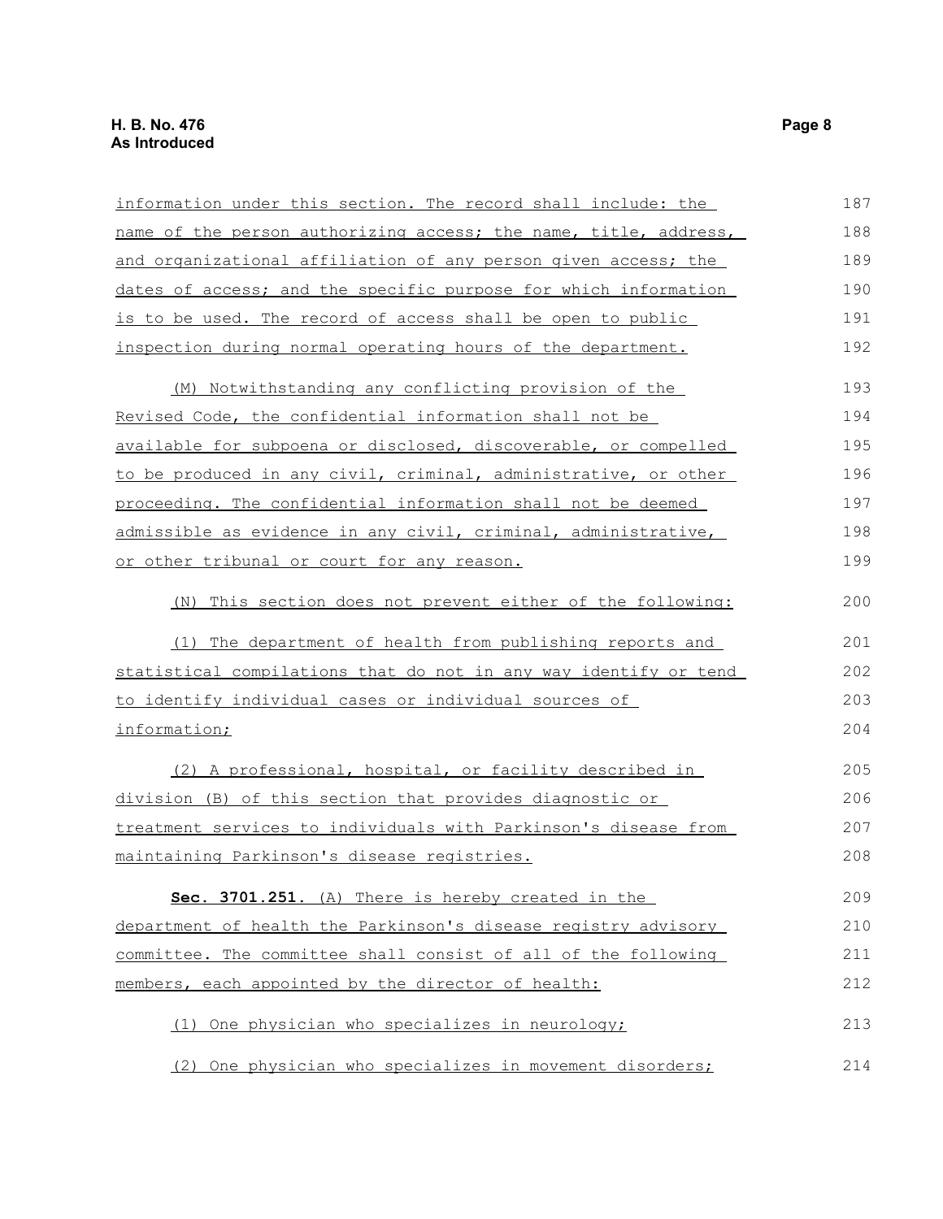information under this section. The record shall include: the name of the person authorizing access; the name, title, address, and organizational affiliation of any person given access; the dates of access; and the specific purpose for which information is to be used. The record of access shall be open to public inspection during normal operating hours of the department.

(M) Notwithstanding any conflicting provision of the Revised Code, the confidential information shall not be available for subpoena or disclosed, discoverable, or compelled to be produced in any civil, criminal, administrative, or other proceeding. The confidential information shall not be deemed admissible as evidence in any civil, criminal, administrative, or other tribunal or court for any reason.

(N) This section does not prevent either of the following:

(1) The department of health from publishing reports and statistical compilations that do not in any way identify or tend to identify individual cases or individual sources of information;

(2) A professional, hospital, or facility described in division (B) of this section that provides diagnostic or treatment services to individuals with Parkinson's disease from maintaining Parkinson's disease registries.

**Sec. 3701.251.** (A) There is hereby created in the department of health the Parkinson's disease registry advisory committee. The committee shall consist of all of the following members, each appointed by the director of health:

(1) One physician who specializes in neurology;

(2) One physician who specializes in movement disorders;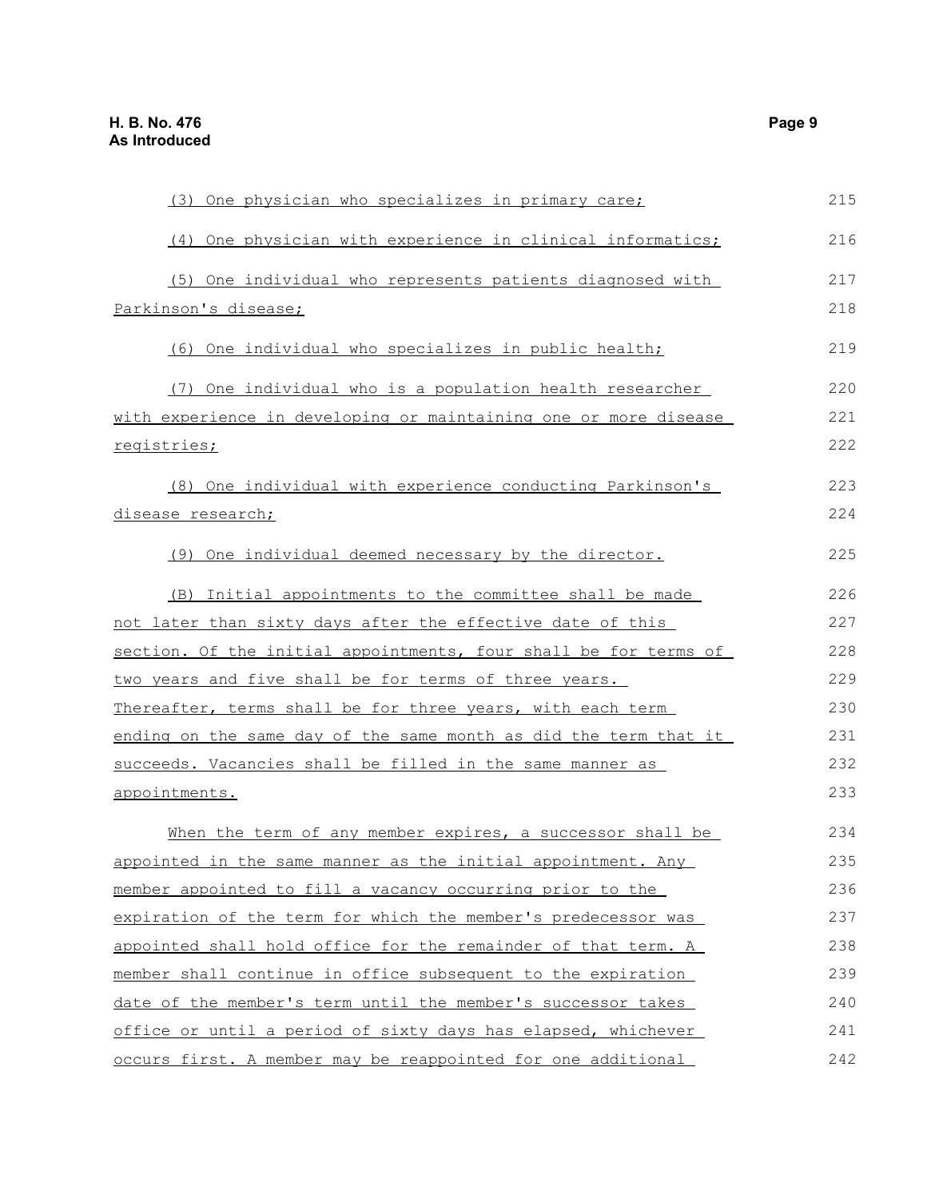(3) One physician who specializes in primary care;

(4) One physician with experience in clinical informatics;

(5) One individual who represents patients diagnosed with Parkinson's disease;

(6) One individual who specializes in public health;

(7) One individual who is a population health researcher with experience in developing or maintaining one or more disease registries;

(8) One individual with experience conducting Parkinson's disease research;

(9) One individual deemed necessary by the director.

(B) Initial appointments to the committee shall be made not later than sixty days after the effective date of this section. Of the initial appointments, four shall be for terms of two years and five shall be for terms of three years. Thereafter, terms shall be for three years, with each term ending on the same day of the same month as did the term that it succeeds. Vacancies shall be filled in the same manner as appointments.

When the term of any member expires, a successor shall be appointed in the same manner as the initial appointment. Any member appointed to fill a vacancy occurring prior to the expiration of the term for which the member's predecessor was appointed shall hold office for the remainder of that term. A member shall continue in office subsequent to the expiration date of the member's term until the member's successor takes office or until a period of sixty days has elapsed, whichever occurs first. A member may be reappointed for one additional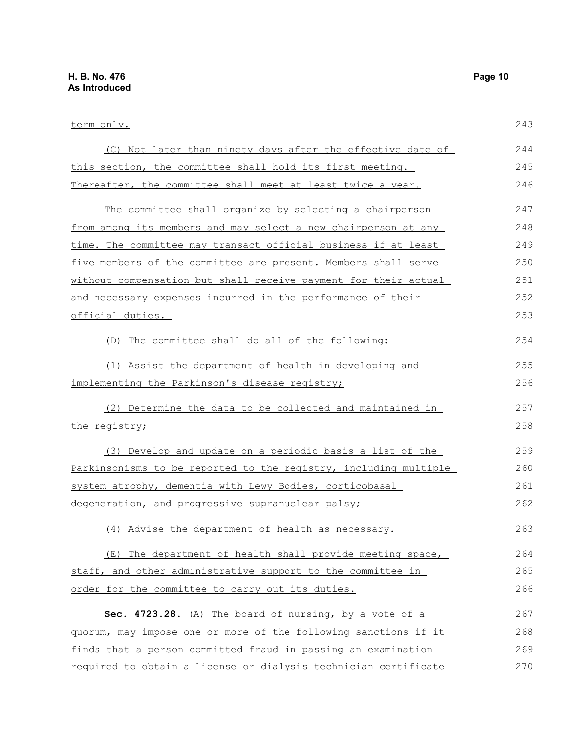term only.

(C) Not later than ninety days after the effective date of this section, the committee shall hold its first meeting. Thereafter, the committee shall meet at least twice a year.

The committee shall organize by selecting a chairperson from among its members and may select a new chairperson at any time. The committee may transact official business if at least five members of the committee are present. Members shall serve without compensation but shall receive payment for their actual and necessary expenses incurred in the performance of their official duties.

(D) The committee shall do all of the following:

(1) Assist the department of health in developing and implementing the Parkinson's disease registry;

(2) Determine the data to be collected and maintained in the registry;

(3) Develop and update on a periodic basis a list of the Parkinsonisms to be reported to the registry, including multiple system atrophy, dementia with Lewy Bodies, corticobasal degeneration, and progressive supranuclear palsy;

(4) Advise the department of health as necessary.

(E) The department of health shall provide meeting space, staff, and other administrative support to the committee in order for the committee to carry out its duties.

**Sec. 4723.28.** (A) The board of nursing, by a vote of a quorum, may impose one or more of the following sanctions if it finds that a person committed fraud in passing an examination required to obtain a license or dialysis technician certificate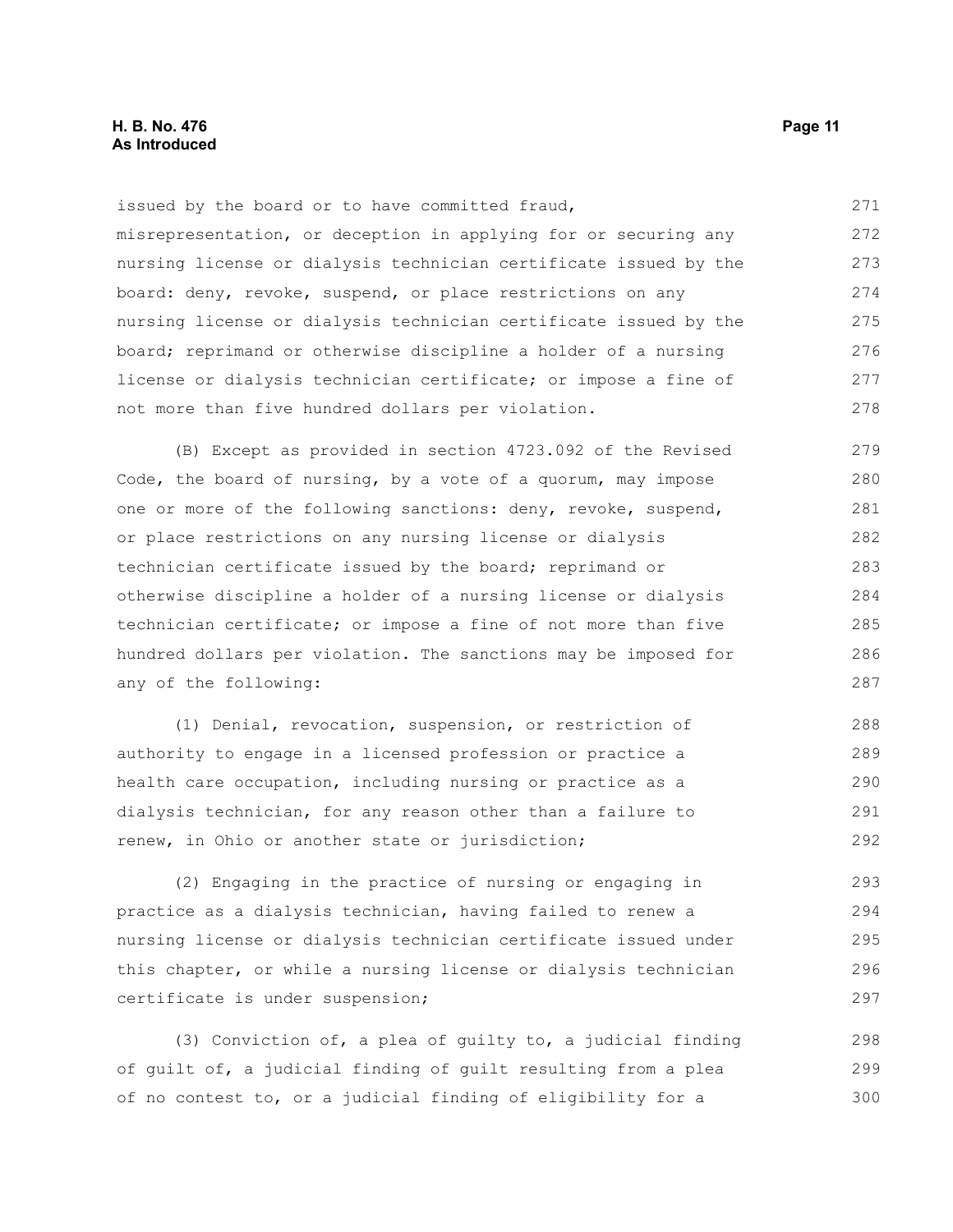issued by the board or to have committed fraud, misrepresentation, or deception in applying for or securing any nursing license or dialysis technician certificate issued by the board: deny, revoke, suspend, or place restrictions on any nursing license or dialysis technician certificate issued by the board; reprimand or otherwise discipline a holder of a nursing license or dialysis technician certificate; or impose a fine of not more than five hundred dollars per violation.

(B) Except as provided in section 4723.092 of the Revised Code, the board of nursing, by a vote of a quorum, may impose one or more of the following sanctions: deny, revoke, suspend, or place restrictions on any nursing license or dialysis technician certificate issued by the board; reprimand or otherwise discipline a holder of a nursing license or dialysis technician certificate; or impose a fine of not more than five hundred dollars per violation. The sanctions may be imposed for any of the following:

(1) Denial, revocation, suspension, or restriction of authority to engage in a licensed profession or practice a health care occupation, including nursing or practice as a dialysis technician, for any reason other than a failure to renew, in Ohio or another state or jurisdiction;

(2) Engaging in the practice of nursing or engaging in practice as a dialysis technician, having failed to renew a nursing license or dialysis technician certificate issued under this chapter, or while a nursing license or dialysis technician certificate is under suspension;

(3) Conviction of, a plea of guilty to, a judicial finding of guilt of, a judicial finding of guilt resulting from a plea of no contest to, or a judicial finding of eligibility for a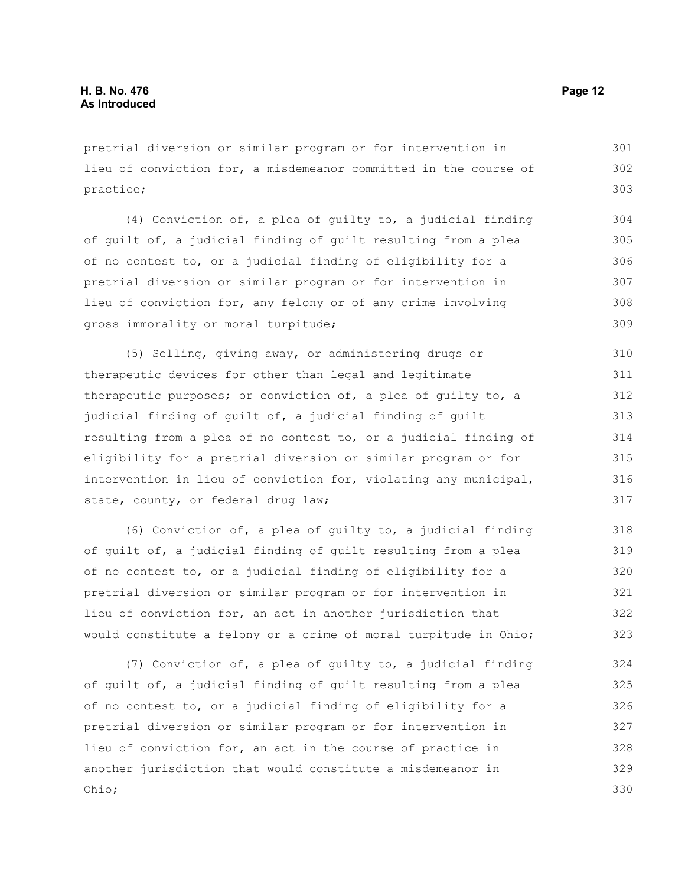pretrial diversion or similar program or for intervention in lieu of conviction for, a misdemeanor committed in the course of practice;

(4) Conviction of, a plea of guilty to, a judicial finding of guilt of, a judicial finding of guilt resulting from a plea of no contest to, or a judicial finding of eligibility for a pretrial diversion or similar program or for intervention in lieu of conviction for, any felony or of any crime involving gross immorality or moral turpitude;

(5) Selling, giving away, or administering drugs or therapeutic devices for other than legal and legitimate therapeutic purposes; or conviction of, a plea of guilty to, a judicial finding of guilt of, a judicial finding of guilt resulting from a plea of no contest to, or a judicial finding of eligibility for a pretrial diversion or similar program or for intervention in lieu of conviction for, violating any municipal, state, county, or federal drug law;

(6) Conviction of, a plea of guilty to, a judicial finding of guilt of, a judicial finding of guilt resulting from a plea of no contest to, or a judicial finding of eligibility for a pretrial diversion or similar program or for intervention in lieu of conviction for, an act in another jurisdiction that would constitute a felony or a crime of moral turpitude in Ohio;

(7) Conviction of, a plea of guilty to, a judicial finding of guilt of, a judicial finding of guilt resulting from a plea of no contest to, or a judicial finding of eligibility for a pretrial diversion or similar program or for intervention in lieu of conviction for, an act in the course of practice in another jurisdiction that would constitute a misdemeanor in Ohio;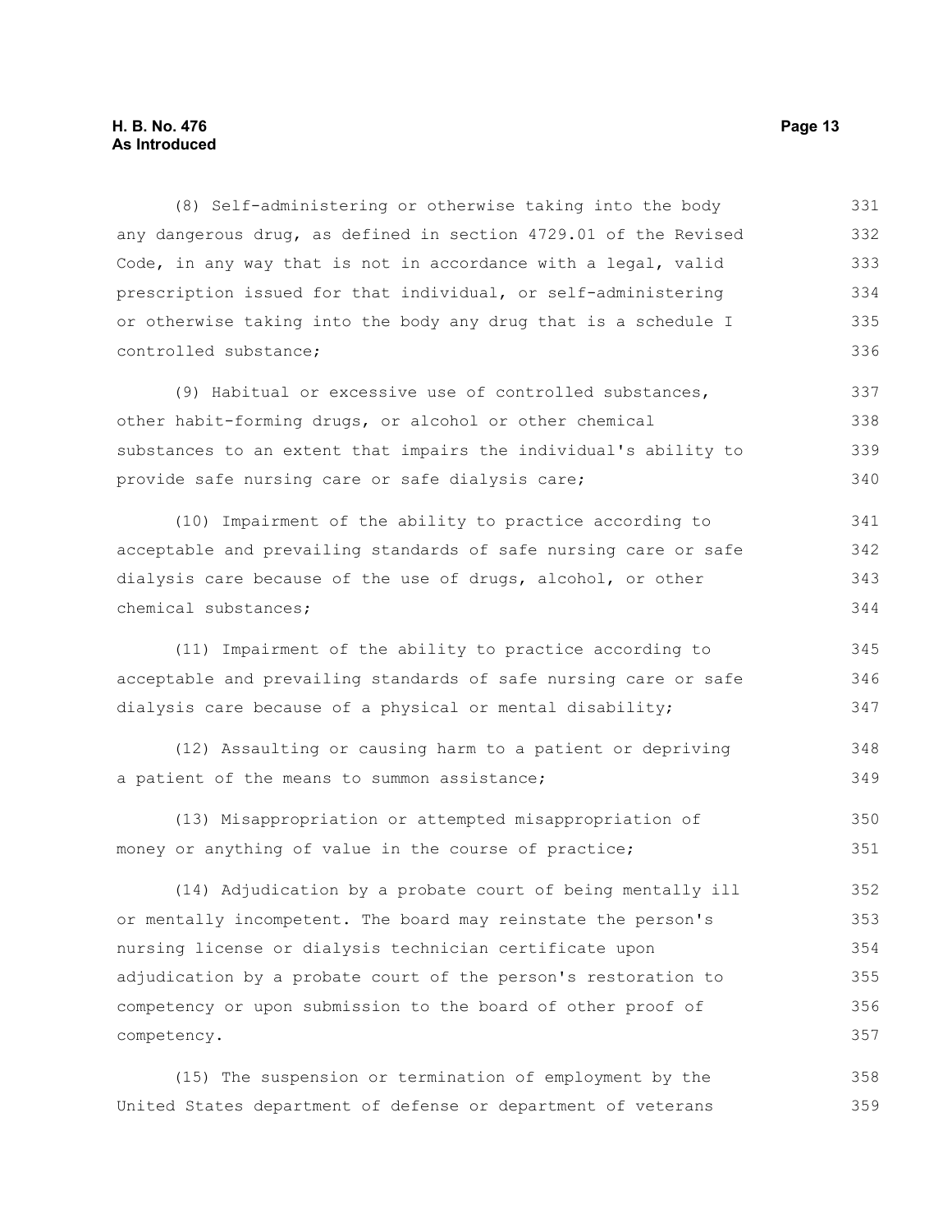(8) Self-administering or otherwise taking into the body any dangerous drug, as defined in section 4729.01 of the Revised Code, in any way that is not in accordance with a legal, valid prescription issued for that individual, or self-administering or otherwise taking into the body any drug that is a schedule I controlled substance;

(9) Habitual or excessive use of controlled substances, other habit-forming drugs, or alcohol or other chemical substances to an extent that impairs the individual's ability to provide safe nursing care or safe dialysis care;

(10) Impairment of the ability to practice according to acceptable and prevailing standards of safe nursing care or safe dialysis care because of the use of drugs, alcohol, or other chemical substances;

(11) Impairment of the ability to practice according to acceptable and prevailing standards of safe nursing care or safe dialysis care because of a physical or mental disability;

(12) Assaulting or causing harm to a patient or depriving a patient of the means to summon assistance;

(13) Misappropriation or attempted misappropriation of money or anything of value in the course of practice;

(14) Adjudication by a probate court of being mentally ill or mentally incompetent. The board may reinstate the person's nursing license or dialysis technician certificate upon adjudication by a probate court of the person's restoration to competency or upon submission to the board of other proof of competency.

(15) The suspension or termination of employment by the United States department of defense or department of veterans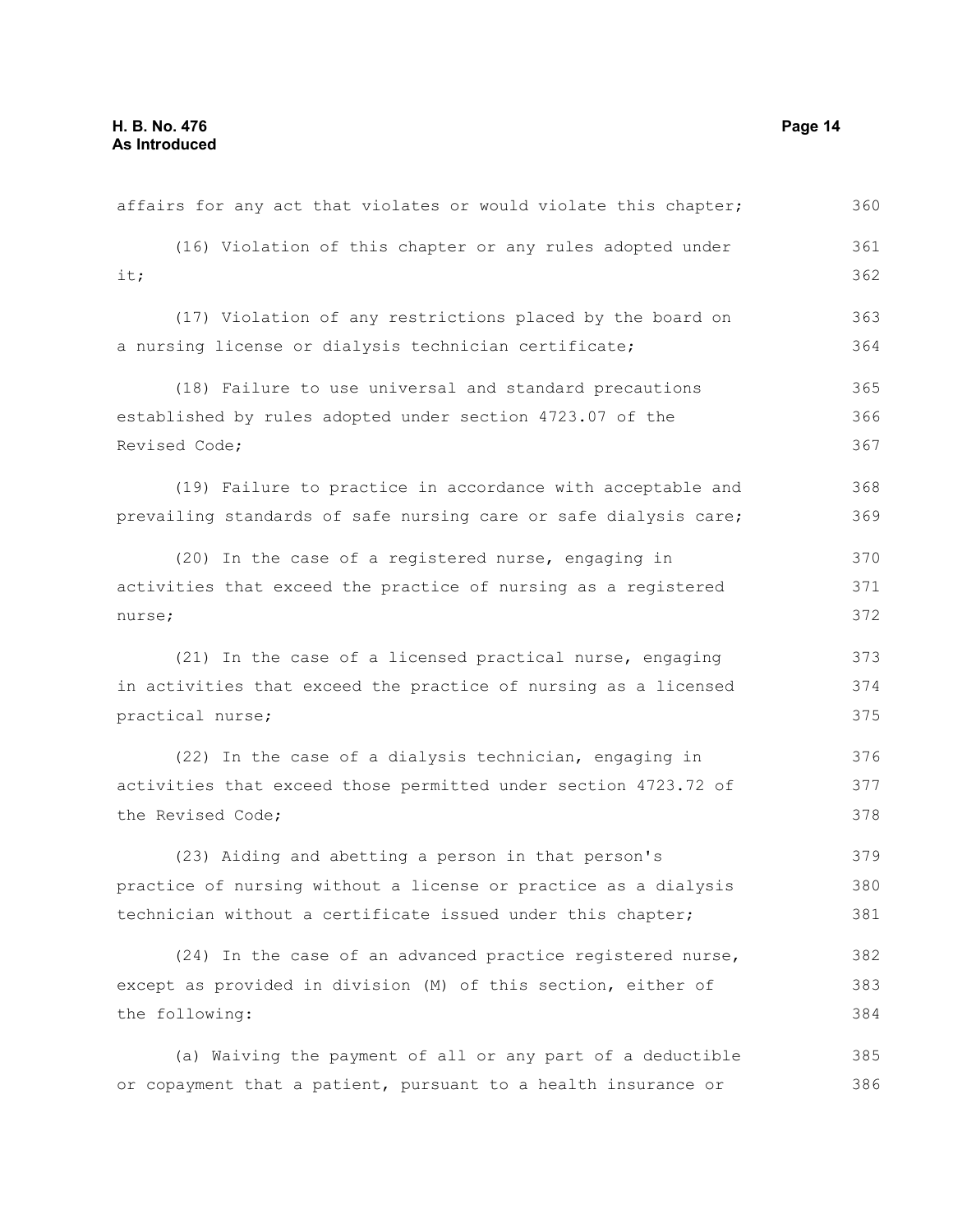affairs for any act that violates or would violate this chapter;

(16) Violation of this chapter or any rules adopted under it;

(17) Violation of any restrictions placed by the board on a nursing license or dialysis technician certificate;

(18) Failure to use universal and standard precautions established by rules adopted under section 4723.07 of the Revised Code;

(19) Failure to practice in accordance with acceptable and prevailing standards of safe nursing care or safe dialysis care;

(20) In the case of a registered nurse, engaging in activities that exceed the practice of nursing as a registered nurse;

(21) In the case of a licensed practical nurse, engaging in activities that exceed the practice of nursing as a licensed practical nurse;

(22) In the case of a dialysis technician, engaging in activities that exceed those permitted under section 4723.72 of the Revised Code;

(23) Aiding and abetting a person in that person's practice of nursing without a license or practice as a dialysis technician without a certificate issued under this chapter;

(24) In the case of an advanced practice registered nurse, except as provided in division (M) of this section, either of the following:

(a) Waiving the payment of all or any part of a deductible or copayment that a patient, pursuant to a health insurance or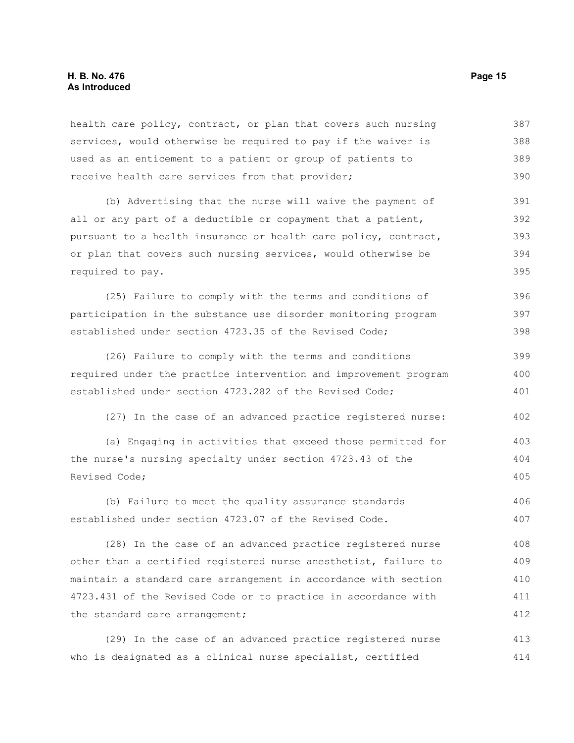health care policy, contract, or plan that covers such nursing services, would otherwise be required to pay if the waiver is used as an enticement to a patient or group of patients to receive health care services from that provider;

(b) Advertising that the nurse will waive the payment of all or any part of a deductible or copayment that a patient, pursuant to a health insurance or health care policy, contract, or plan that covers such nursing services, would otherwise be required to pay.

(25) Failure to comply with the terms and conditions of participation in the substance use disorder monitoring program established under section 4723.35 of the Revised Code;

(26) Failure to comply with the terms and conditions required under the practice intervention and improvement program established under section 4723.282 of the Revised Code;

(27) In the case of an advanced practice registered nurse:

(a) Engaging in activities that exceed those permitted for the nurse's nursing specialty under section 4723.43 of the Revised Code;

(b) Failure to meet the quality assurance standards established under section 4723.07 of the Revised Code.

(28) In the case of an advanced practice registered nurse other than a certified registered nurse anesthetist, failure to maintain a standard care arrangement in accordance with section 4723.431 of the Revised Code or to practice in accordance with the standard care arrangement;

(29) In the case of an advanced practice registered nurse who is designated as a clinical nurse specialist, certified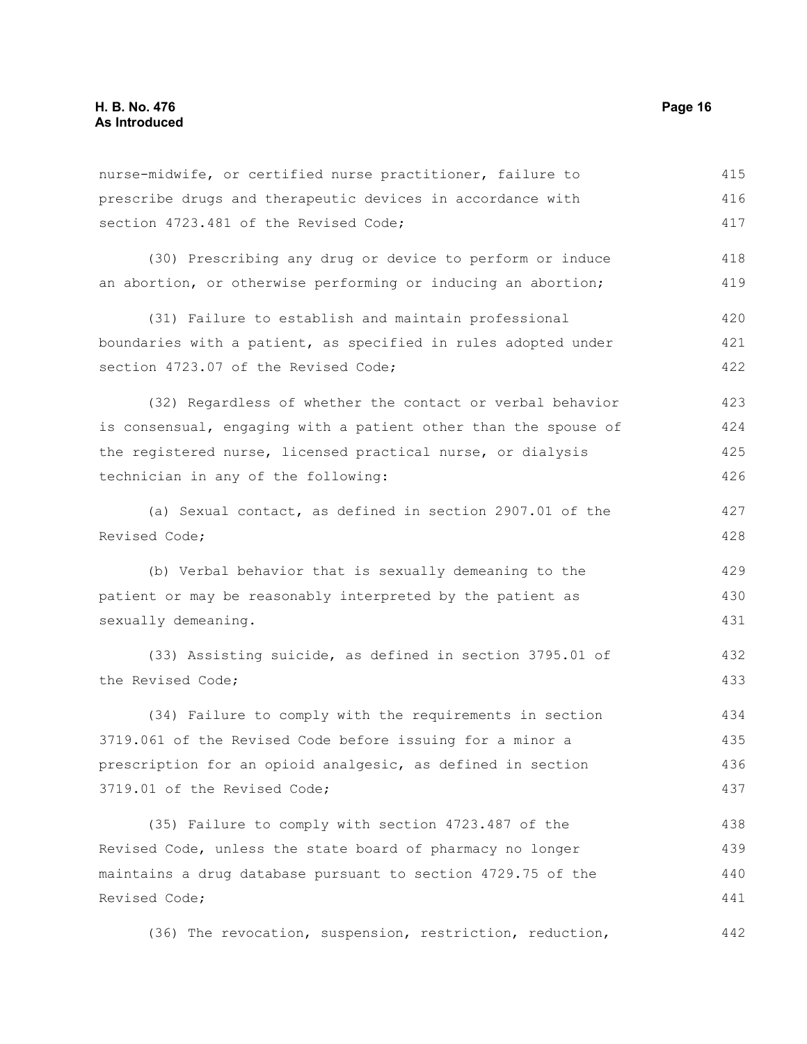nurse-midwife, or certified nurse practitioner, failure to prescribe drugs and therapeutic devices in accordance with section 4723.481 of the Revised Code;

(30) Prescribing any drug or device to perform or induce an abortion, or otherwise performing or inducing an abortion;

(31) Failure to establish and maintain professional boundaries with a patient, as specified in rules adopted under section 4723.07 of the Revised Code;

(32) Regardless of whether the contact or verbal behavior is consensual, engaging with a patient other than the spouse of the registered nurse, licensed practical nurse, or dialysis technician in any of the following:

(a) Sexual contact, as defined in section 2907.01 of the Revised Code;

(b) Verbal behavior that is sexually demeaning to the patient or may be reasonably interpreted by the patient as sexually demeaning.

(33) Assisting suicide, as defined in section 3795.01 of the Revised Code;

(34) Failure to comply with the requirements in section 3719.061 of the Revised Code before issuing for a minor a prescription for an opioid analgesic, as defined in section 3719.01 of the Revised Code;

(35) Failure to comply with section 4723.487 of the Revised Code, unless the state board of pharmacy no longer maintains a drug database pursuant to section 4729.75 of the Revised Code;

(36) The revocation, suspension, restriction, reduction,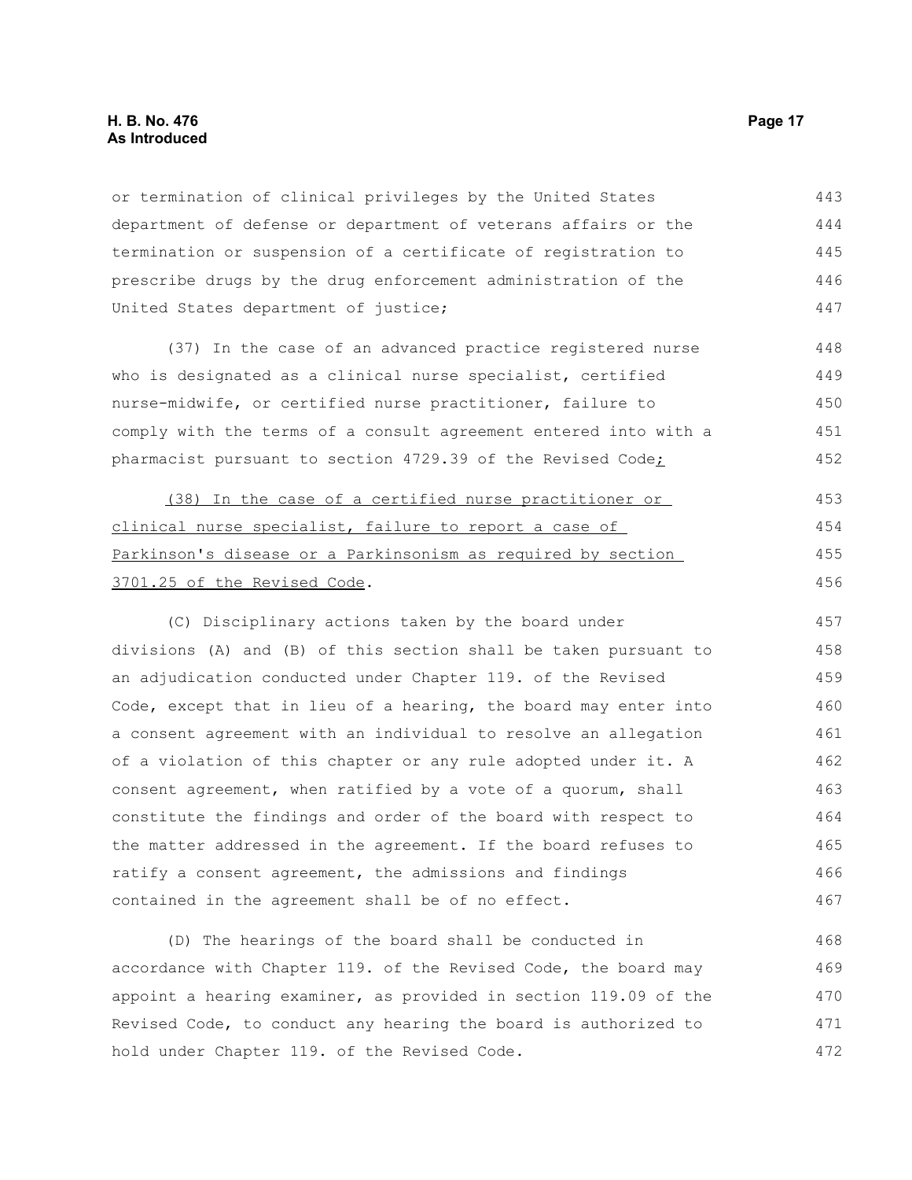or termination of clinical privileges by the United States department of defense or department of veterans affairs or the termination or suspension of a certificate of registration to prescribe drugs by the drug enforcement administration of the United States department of justice;

(37) In the case of an advanced practice registered nurse who is designated as a clinical nurse specialist, certified nurse-midwife, or certified nurse practitioner, failure to comply with the terms of a consult agreement entered into with a pharmacist pursuant to section 4729.39 of the Revised Code;

(38) In the case of a certified nurse practitioner or clinical nurse specialist, failure to report a case of Parkinson's disease or a Parkinsonism as required by section 3701.25 of the Revised Code.

(C) Disciplinary actions taken by the board under divisions (A) and (B) of this section shall be taken pursuant to an adjudication conducted under Chapter 119. of the Revised Code, except that in lieu of a hearing, the board may enter into a consent agreement with an individual to resolve an allegation of a violation of this chapter or any rule adopted under it. A consent agreement, when ratified by a vote of a quorum, shall constitute the findings and order of the board with respect to the matter addressed in the agreement. If the board refuses to ratify a consent agreement, the admissions and findings contained in the agreement shall be of no effect.

(D) The hearings of the board shall be conducted in accordance with Chapter 119. of the Revised Code, the board may appoint a hearing examiner, as provided in section 119.09 of the Revised Code, to conduct any hearing the board is authorized to hold under Chapter 119. of the Revised Code.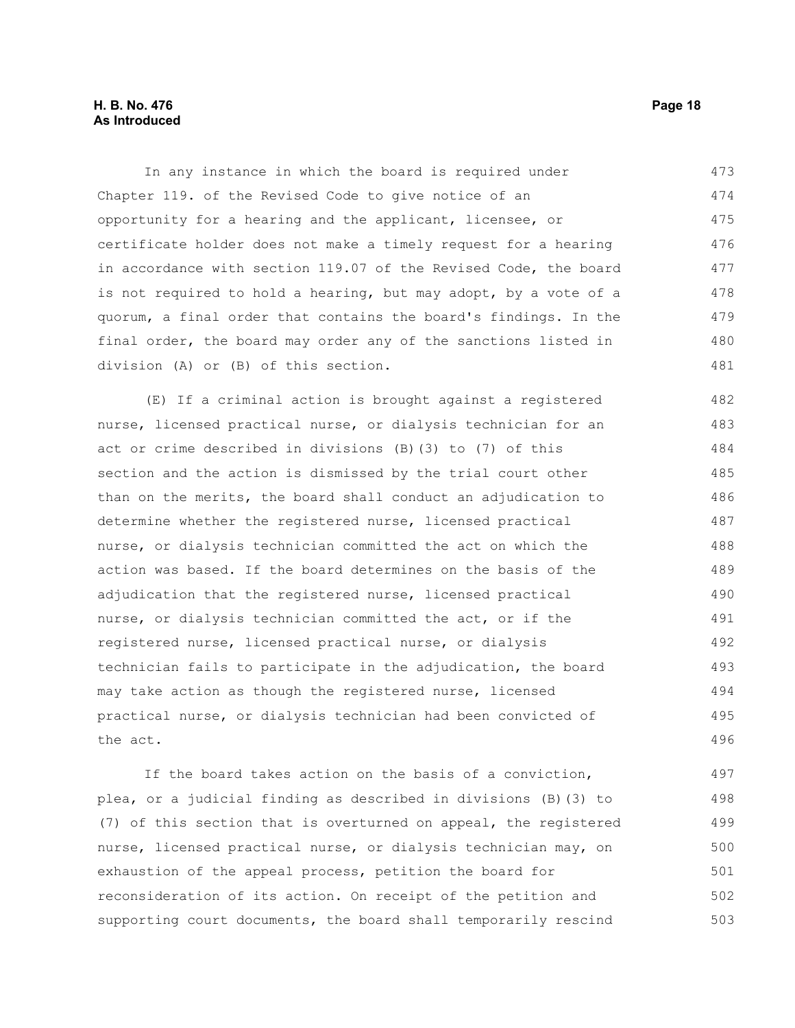In any instance in which the board is required under Chapter 119. of the Revised Code to give notice of an opportunity for a hearing and the applicant, licensee, or certificate holder does not make a timely request for a hearing in accordance with section 119.07 of the Revised Code, the board is not required to hold a hearing, but may adopt, by a vote of a quorum, a final order that contains the board's findings. In the final order, the board may order any of the sanctions listed in division (A) or (B) of this section.

(E) If a criminal action is brought against a registered nurse, licensed practical nurse, or dialysis technician for an act or crime described in divisions (B)(3) to (7) of this section and the action is dismissed by the trial court other than on the merits, the board shall conduct an adjudication to determine whether the registered nurse, licensed practical nurse, or dialysis technician committed the act on which the action was based. If the board determines on the basis of the adjudication that the registered nurse, licensed practical nurse, or dialysis technician committed the act, or if the registered nurse, licensed practical nurse, or dialysis technician fails to participate in the adjudication, the board may take action as though the registered nurse, licensed practical nurse, or dialysis technician had been convicted of the act.

If the board takes action on the basis of a conviction, plea, or a judicial finding as described in divisions (B)(3) to (7) of this section that is overturned on appeal, the registered nurse, licensed practical nurse, or dialysis technician may, on exhaustion of the appeal process, petition the board for reconsideration of its action. On receipt of the petition and supporting court documents, the board shall temporarily rescind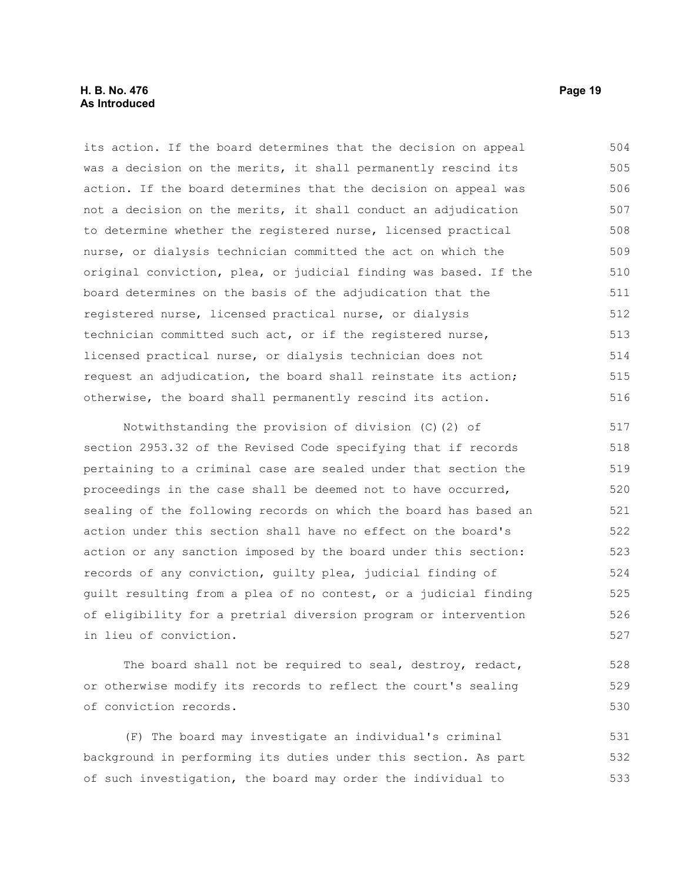its action. If the board determines that the decision on appeal was a decision on the merits, it shall permanently rescind its action. If the board determines that the decision on appeal was not a decision on the merits, it shall conduct an adjudication to determine whether the registered nurse, licensed practical nurse, or dialysis technician committed the act on which the original conviction, plea, or judicial finding was based. If the board determines on the basis of the adjudication that the registered nurse, licensed practical nurse, or dialysis technician committed such act, or if the registered nurse, licensed practical nurse, or dialysis technician does not request an adjudication, the board shall reinstate its action; otherwise, the board shall permanently rescind its action.

Notwithstanding the provision of division (C)(2) of section 2953.32 of the Revised Code specifying that if records pertaining to a criminal case are sealed under that section the proceedings in the case shall be deemed not to have occurred, sealing of the following records on which the board has based an action under this section shall have no effect on the board's action or any sanction imposed by the board under this section: records of any conviction, guilty plea, judicial finding of guilt resulting from a plea of no contest, or a judicial finding of eligibility for a pretrial diversion program or intervention in lieu of conviction.

The board shall not be required to seal, destroy, redact, or otherwise modify its records to reflect the court's sealing of conviction records.

(F) The board may investigate an individual's criminal background in performing its duties under this section. As part of such investigation, the board may order the individual to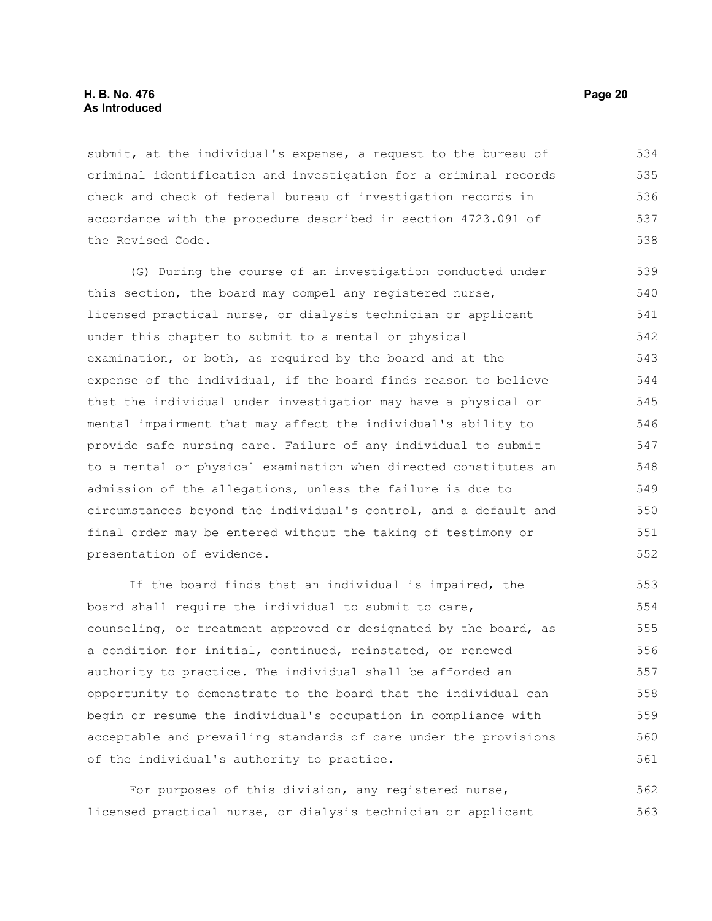submit, at the individual's expense, a request to the bureau of criminal identification and investigation for a criminal records check and check of federal bureau of investigation records in accordance with the procedure described in section 4723.091 of the Revised Code.

(G) During the course of an investigation conducted under this section, the board may compel any registered nurse, licensed practical nurse, or dialysis technician or applicant under this chapter to submit to a mental or physical examination, or both, as required by the board and at the expense of the individual, if the board finds reason to believe that the individual under investigation may have a physical or mental impairment that may affect the individual's ability to provide safe nursing care. Failure of any individual to submit to a mental or physical examination when directed constitutes an admission of the allegations, unless the failure is due to circumstances beyond the individual's control, and a default and final order may be entered without the taking of testimony or presentation of evidence.

If the board finds that an individual is impaired, the board shall require the individual to submit to care, counseling, or treatment approved or designated by the board, as a condition for initial, continued, reinstated, or renewed authority to practice. The individual shall be afforded an opportunity to demonstrate to the board that the individual can begin or resume the individual's occupation in compliance with acceptable and prevailing standards of care under the provisions of the individual's authority to practice.

For purposes of this division, any registered nurse, licensed practical nurse, or dialysis technician or applicant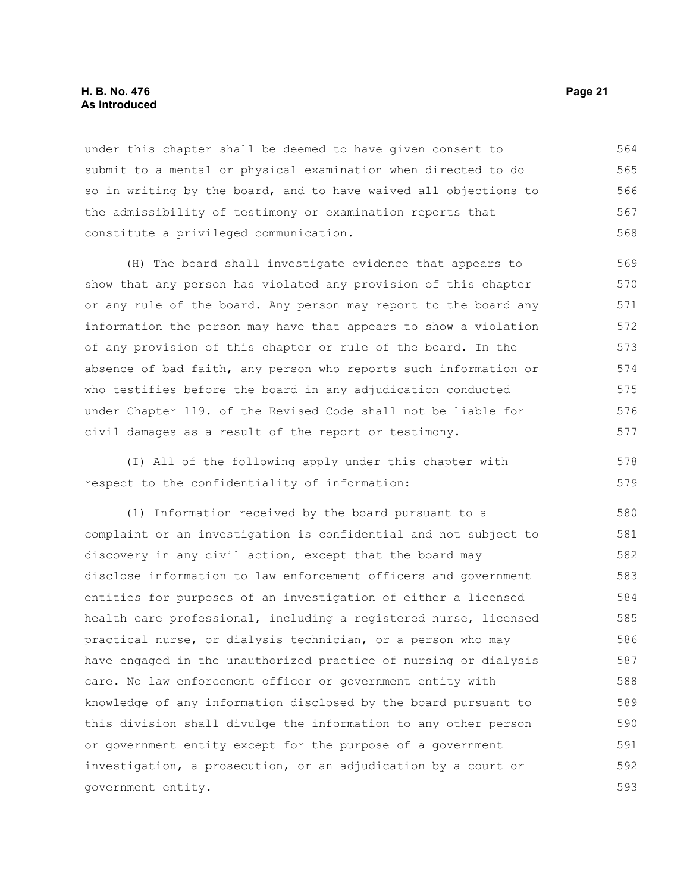under this chapter shall be deemed to have given consent to submit to a mental or physical examination when directed to do so in writing by the board, and to have waived all objections to the admissibility of testimony or examination reports that constitute a privileged communication.

(H) The board shall investigate evidence that appears to show that any person has violated any provision of this chapter or any rule of the board. Any person may report to the board any information the person may have that appears to show a violation of any provision of this chapter or rule of the board. In the absence of bad faith, any person who reports such information or who testifies before the board in any adjudication conducted under Chapter 119. of the Revised Code shall not be liable for civil damages as a result of the report or testimony.

(I) All of the following apply under this chapter with respect to the confidentiality of information:

(1) Information received by the board pursuant to a complaint or an investigation is confidential and not subject to discovery in any civil action, except that the board may disclose information to law enforcement officers and government entities for purposes of an investigation of either a licensed health care professional, including a registered nurse, licensed practical nurse, or dialysis technician, or a person who may have engaged in the unauthorized practice of nursing or dialysis care. No law enforcement officer or government entity with knowledge of any information disclosed by the board pursuant to this division shall divulge the information to any other person or government entity except for the purpose of a government investigation, a prosecution, or an adjudication by a court or government entity.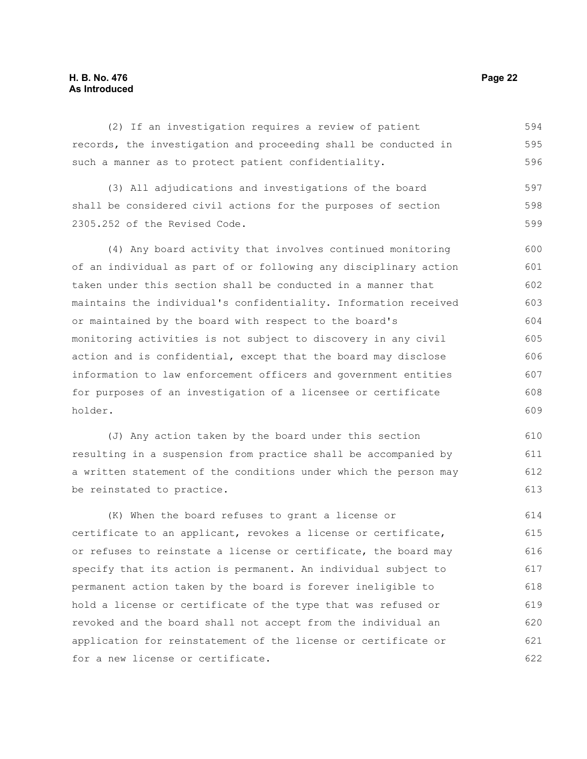(2) If an investigation requires a review of patient records, the investigation and proceeding shall be conducted in such a manner as to protect patient confidentiality.

(3) All adjudications and investigations of the board shall be considered civil actions for the purposes of section 2305.252 of the Revised Code.

(4) Any board activity that involves continued monitoring of an individual as part of or following any disciplinary action taken under this section shall be conducted in a manner that maintains the individual's confidentiality. Information received or maintained by the board with respect to the board's monitoring activities is not subject to discovery in any civil action and is confidential, except that the board may disclose information to law enforcement officers and government entities for purposes of an investigation of a licensee or certificate holder.

(J) Any action taken by the board under this section resulting in a suspension from practice shall be accompanied by a written statement of the conditions under which the person may be reinstated to practice.

(K) When the board refuses to grant a license or certificate to an applicant, revokes a license or certificate, or refuses to reinstate a license or certificate, the board may specify that its action is permanent. An individual subject to permanent action taken by the board is forever ineligible to hold a license or certificate of the type that was refused or revoked and the board shall not accept from the individual an application for reinstatement of the license or certificate or for a new license or certificate.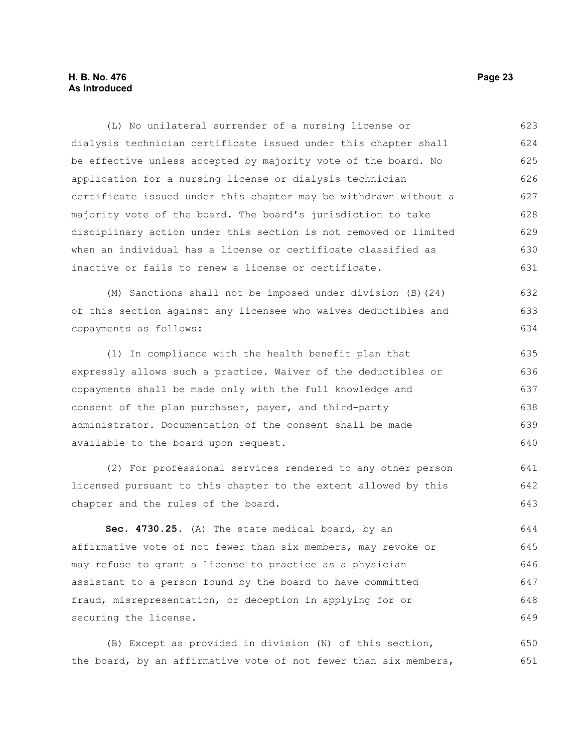(L) No unilateral surrender of a nursing license or dialysis technician certificate issued under this chapter shall be effective unless accepted by majority vote of the board. No application for a nursing license or dialysis technician certificate issued under this chapter may be withdrawn without a majority vote of the board. The board's jurisdiction to take disciplinary action under this section is not removed or limited when an individual has a license or certificate classified as inactive or fails to renew a license or certificate.

(M) Sanctions shall not be imposed under division (B)(24) of this section against any licensee who waives deductibles and copayments as follows:

(1) In compliance with the health benefit plan that expressly allows such a practice. Waiver of the deductibles or copayments shall be made only with the full knowledge and consent of the plan purchaser, payer, and third-party administrator. Documentation of the consent shall be made available to the board upon request.

(2) For professional services rendered to any other person licensed pursuant to this chapter to the extent allowed by this chapter and the rules of the board.

**Sec. 4730.25.** (A) The state medical board, by an affirmative vote of not fewer than six members, may revoke or may refuse to grant a license to practice as a physician assistant to a person found by the board to have committed fraud, misrepresentation, or deception in applying for or securing the license.

(B) Except as provided in division (N) of this section, the board, by an affirmative vote of not fewer than six members,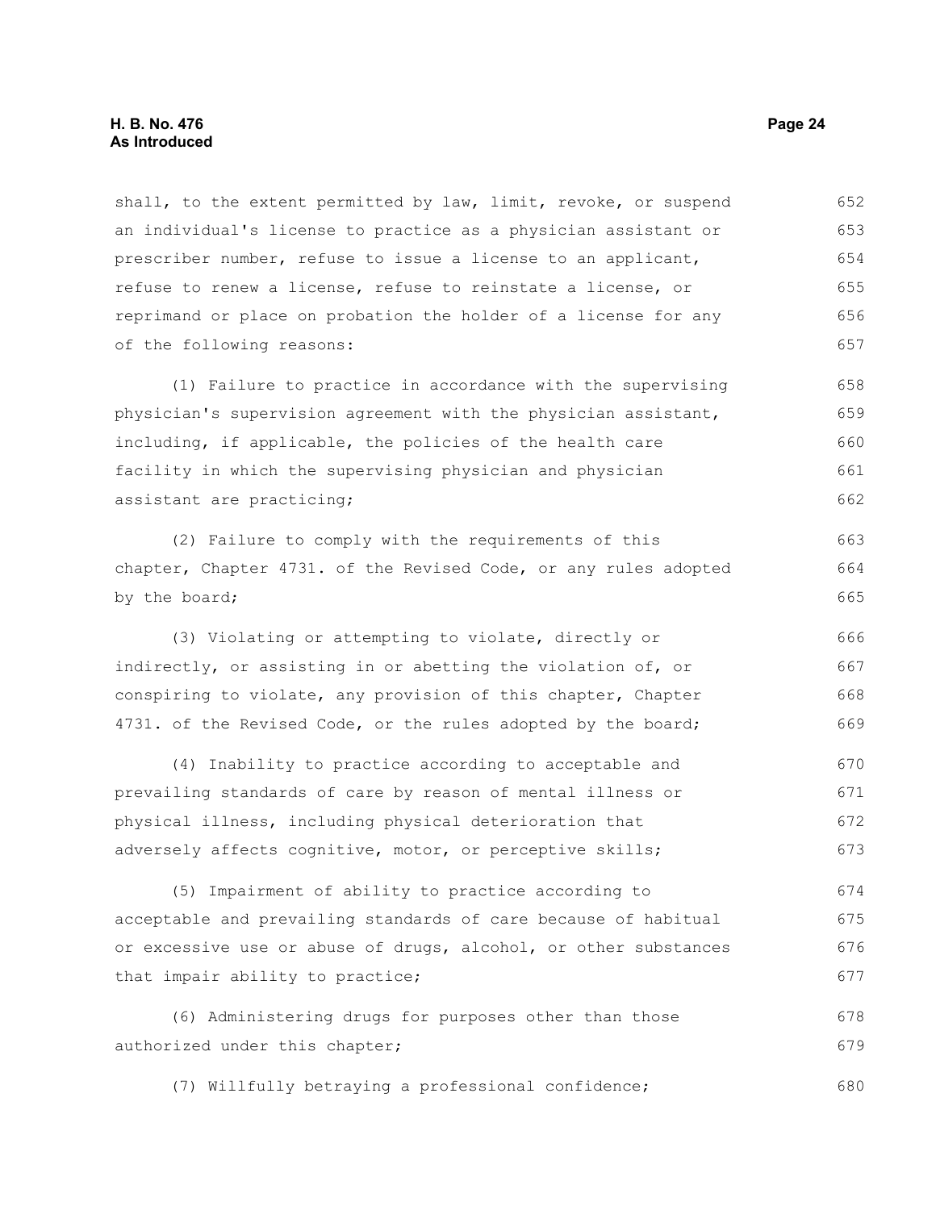shall, to the extent permitted by law, limit, revoke, or suspend an individual's license to practice as a physician assistant or prescriber number, refuse to issue a license to an applicant, refuse to renew a license, refuse to reinstate a license, or reprimand or place on probation the holder of a license for any of the following reasons:

(1) Failure to practice in accordance with the supervising physician's supervision agreement with the physician assistant, including, if applicable, the policies of the health care facility in which the supervising physician and physician assistant are practicing;

(2) Failure to comply with the requirements of this chapter, Chapter 4731. of the Revised Code, or any rules adopted by the board;

(3) Violating or attempting to violate, directly or indirectly, or assisting in or abetting the violation of, or conspiring to violate, any provision of this chapter, Chapter 4731. of the Revised Code, or the rules adopted by the board;

(4) Inability to practice according to acceptable and prevailing standards of care by reason of mental illness or physical illness, including physical deterioration that adversely affects cognitive, motor, or perceptive skills;

(5) Impairment of ability to practice according to acceptable and prevailing standards of care because of habitual or excessive use or abuse of drugs, alcohol, or other substances that impair ability to practice;

(6) Administering drugs for purposes other than those authorized under this chapter;

(7) Willfully betraying a professional confidence;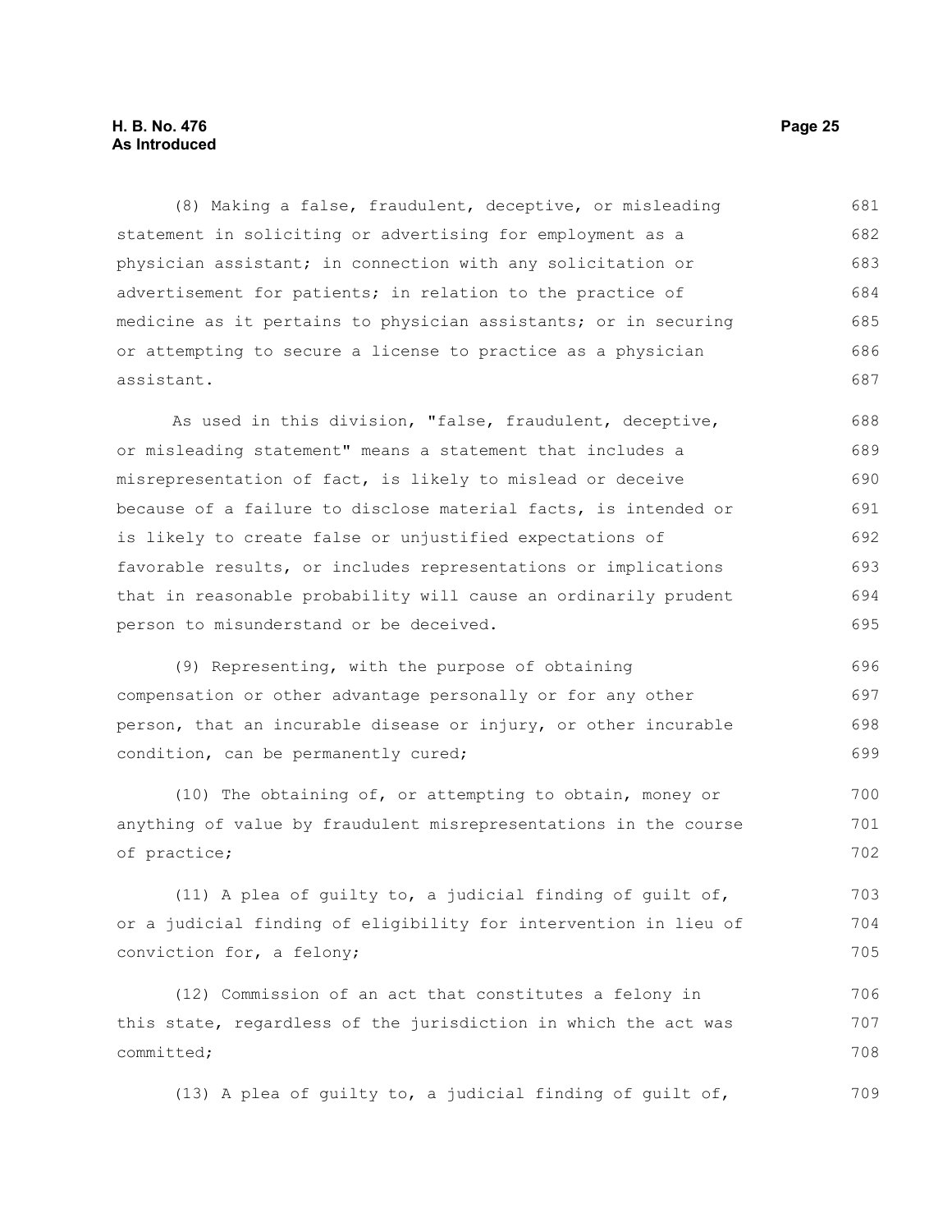(8) Making a false, fraudulent, deceptive, or misleading statement in soliciting or advertising for employment as a physician assistant; in connection with any solicitation or advertisement for patients; in relation to the practice of medicine as it pertains to physician assistants; or in securing or attempting to secure a license to practice as a physician assistant.

As used in this division, "false, fraudulent, deceptive, or misleading statement" means a statement that includes a misrepresentation of fact, is likely to mislead or deceive because of a failure to disclose material facts, is intended or is likely to create false or unjustified expectations of favorable results, or includes representations or implications that in reasonable probability will cause an ordinarily prudent person to misunderstand or be deceived.

(9) Representing, with the purpose of obtaining compensation or other advantage personally or for any other person, that an incurable disease or injury, or other incurable condition, can be permanently cured;

(10) The obtaining of, or attempting to obtain, money or anything of value by fraudulent misrepresentations in the course of practice;

(11) A plea of guilty to, a judicial finding of guilt of, or a judicial finding of eligibility for intervention in lieu of conviction for, a felony;

(12) Commission of an act that constitutes a felony in this state, regardless of the jurisdiction in which the act was committed;

(13) A plea of guilty to, a judicial finding of guilt of,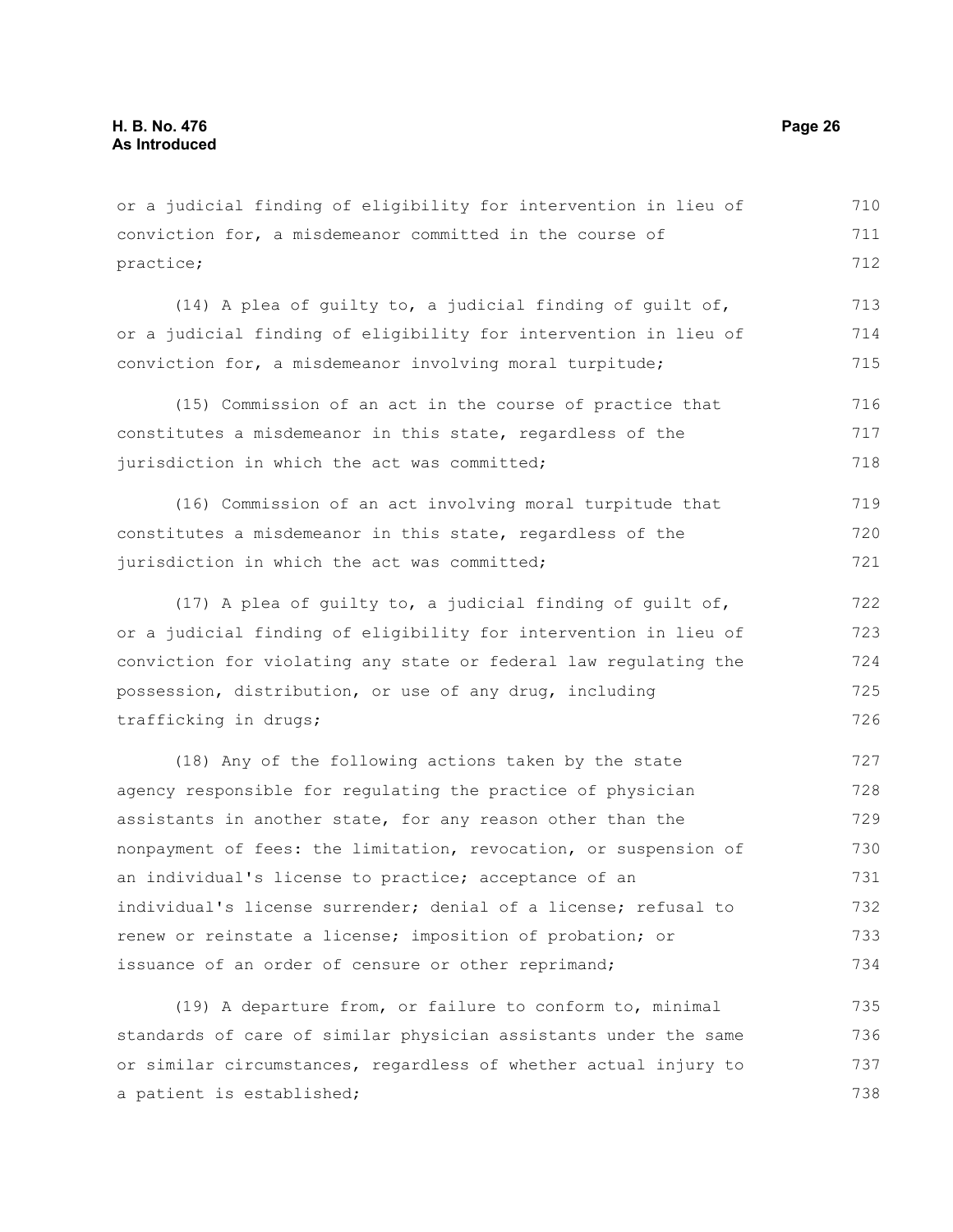or a judicial finding of eligibility for intervention in lieu of conviction for, a misdemeanor committed in the course of practice;

(14) A plea of guilty to, a judicial finding of guilt of, or a judicial finding of eligibility for intervention in lieu of conviction for, a misdemeanor involving moral turpitude;

(15) Commission of an act in the course of practice that constitutes a misdemeanor in this state, regardless of the jurisdiction in which the act was committed;

(16) Commission of an act involving moral turpitude that constitutes a misdemeanor in this state, regardless of the jurisdiction in which the act was committed;

(17) A plea of guilty to, a judicial finding of guilt of, or a judicial finding of eligibility for intervention in lieu of conviction for violating any state or federal law regulating the possession, distribution, or use of any drug, including trafficking in drugs;

(18) Any of the following actions taken by the state agency responsible for regulating the practice of physician assistants in another state, for any reason other than the nonpayment of fees: the limitation, revocation, or suspension of an individual's license to practice; acceptance of an individual's license surrender; denial of a license; refusal to renew or reinstate a license; imposition of probation; or issuance of an order of censure or other reprimand;

(19) A departure from, or failure to conform to, minimal standards of care of similar physician assistants under the same or similar circumstances, regardless of whether actual injury to a patient is established;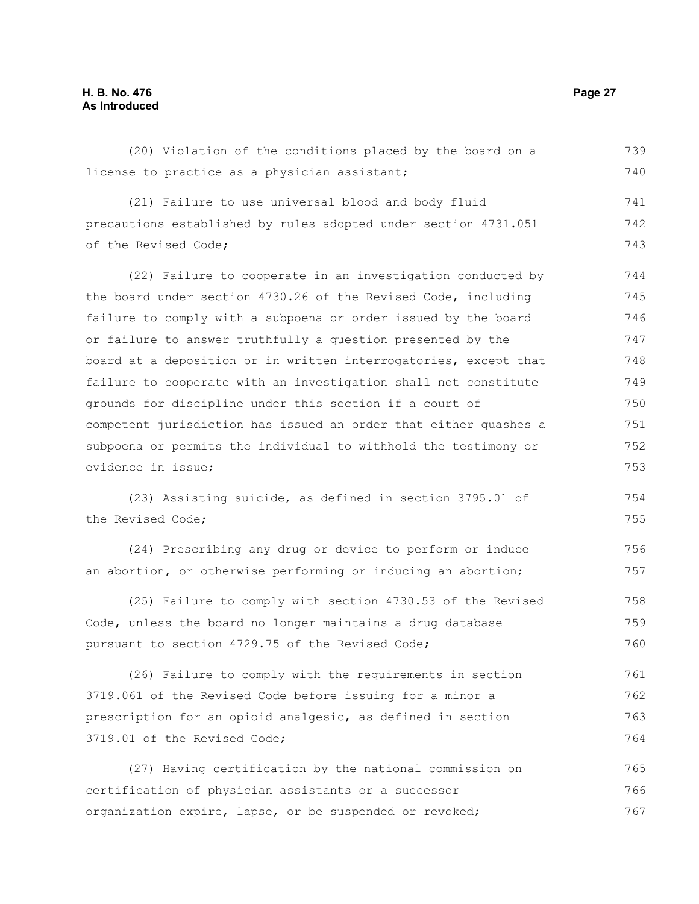(20) Violation of the conditions placed by the board on a license to practice as a physician assistant;

(21) Failure to use universal blood and body fluid precautions established by rules adopted under section 4731.051 of the Revised Code;

(22) Failure to cooperate in an investigation conducted by the board under section 4730.26 of the Revised Code, including failure to comply with a subpoena or order issued by the board or failure to answer truthfully a question presented by the board at a deposition or in written interrogatories, except that failure to cooperate with an investigation shall not constitute grounds for discipline under this section if a court of competent jurisdiction has issued an order that either quashes a subpoena or permits the individual to withhold the testimony or evidence in issue;

(23) Assisting suicide, as defined in section 3795.01 of the Revised Code;

(24) Prescribing any drug or device to perform or induce an abortion, or otherwise performing or inducing an abortion;

(25) Failure to comply with section 4730.53 of the Revised Code, unless the board no longer maintains a drug database pursuant to section 4729.75 of the Revised Code;

(26) Failure to comply with the requirements in section 3719.061 of the Revised Code before issuing for a minor a prescription for an opioid analgesic, as defined in section 3719.01 of the Revised Code;

(27) Having certification by the national commission on certification of physician assistants or a successor organization expire, lapse, or be suspended or revoked;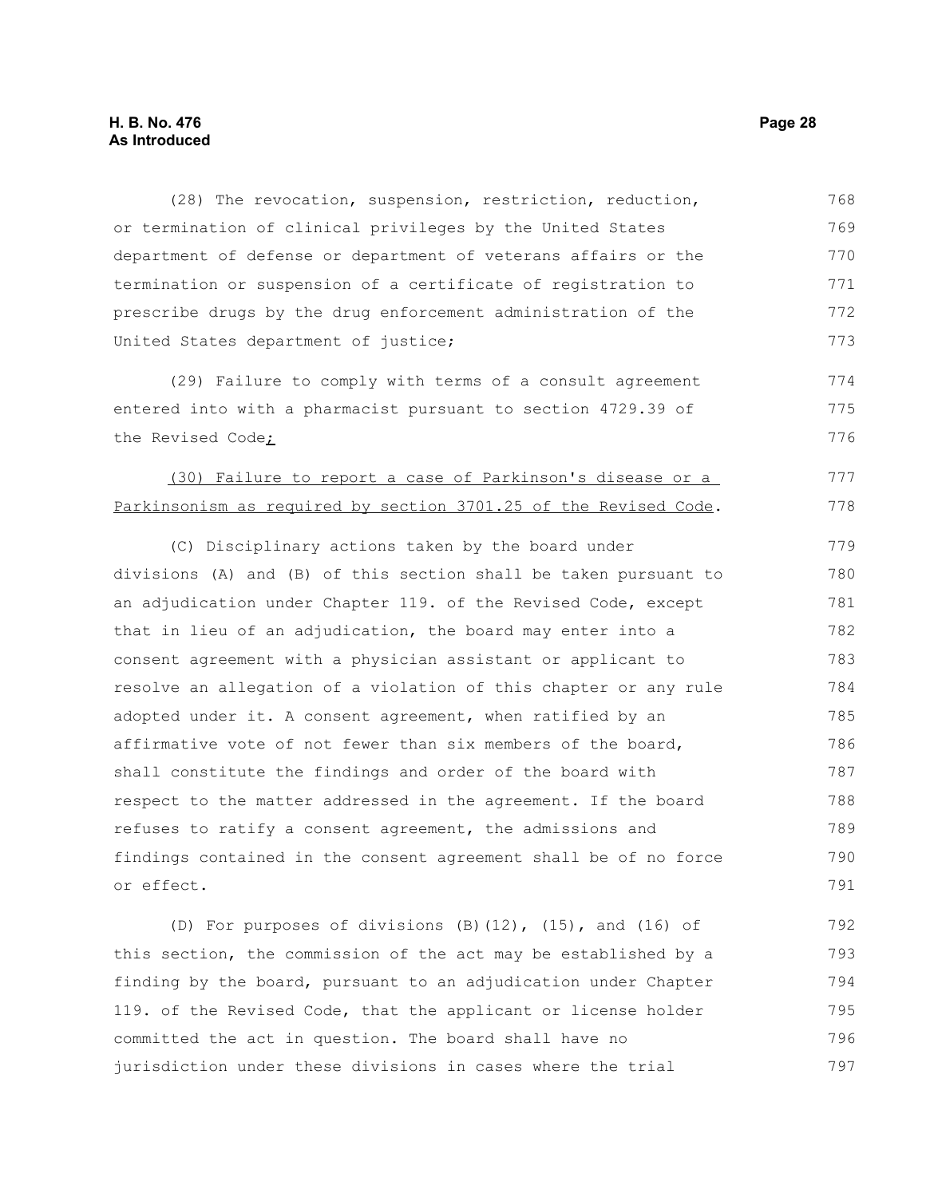(28) The revocation, suspension, restriction, reduction, or termination of clinical privileges by the United States department of defense or department of veterans affairs or the termination or suspension of a certificate of registration to prescribe drugs by the drug enforcement administration of the United States department of justice;

(29) Failure to comply with terms of a consult agreement entered into with a pharmacist pursuant to section 4729.39 of the Revised Code;

(30) Failure to report a case of Parkinson's disease or a Parkinsonism as required by section 3701.25 of the Revised Code.

(C) Disciplinary actions taken by the board under divisions (A) and (B) of this section shall be taken pursuant to an adjudication under Chapter 119. of the Revised Code, except that in lieu of an adjudication, the board may enter into a consent agreement with a physician assistant or applicant to resolve an allegation of a violation of this chapter or any rule adopted under it. A consent agreement, when ratified by an affirmative vote of not fewer than six members of the board, shall constitute the findings and order of the board with respect to the matter addressed in the agreement. If the board refuses to ratify a consent agreement, the admissions and findings contained in the consent agreement shall be of no force or effect.

(D) For purposes of divisions (B)(12), (15), and (16) of this section, the commission of the act may be established by a finding by the board, pursuant to an adjudication under Chapter 119. of the Revised Code, that the applicant or license holder committed the act in question. The board shall have no jurisdiction under these divisions in cases where the trial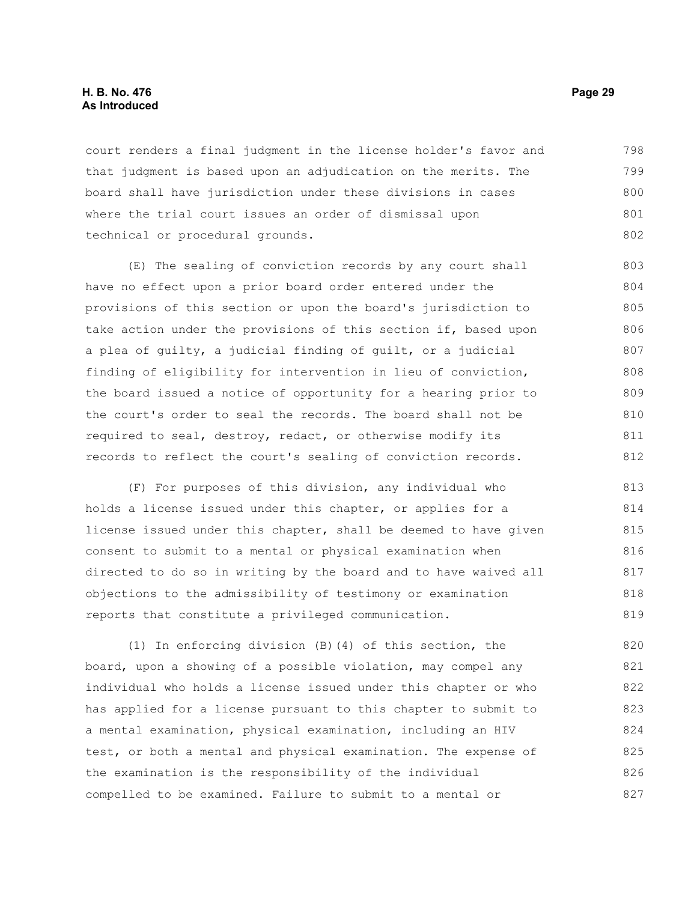court renders a final judgment in the license holder's favor and that judgment is based upon an adjudication on the merits. The board shall have jurisdiction under these divisions in cases where the trial court issues an order of dismissal upon technical or procedural grounds.

(E) The sealing of conviction records by any court shall have no effect upon a prior board order entered under the provisions of this section or upon the board's jurisdiction to take action under the provisions of this section if, based upon a plea of guilty, a judicial finding of guilt, or a judicial finding of eligibility for intervention in lieu of conviction, the board issued a notice of opportunity for a hearing prior to the court's order to seal the records. The board shall not be required to seal, destroy, redact, or otherwise modify its records to reflect the court's sealing of conviction records.

(F) For purposes of this division, any individual who holds a license issued under this chapter, or applies for a license issued under this chapter, shall be deemed to have given consent to submit to a mental or physical examination when directed to do so in writing by the board and to have waived all objections to the admissibility of testimony or examination reports that constitute a privileged communication.

(1) In enforcing division (B)(4) of this section, the board, upon a showing of a possible violation, may compel any individual who holds a license issued under this chapter or who has applied for a license pursuant to this chapter to submit to a mental examination, physical examination, including an HIV test, or both a mental and physical examination. The expense of the examination is the responsibility of the individual compelled to be examined. Failure to submit to a mental or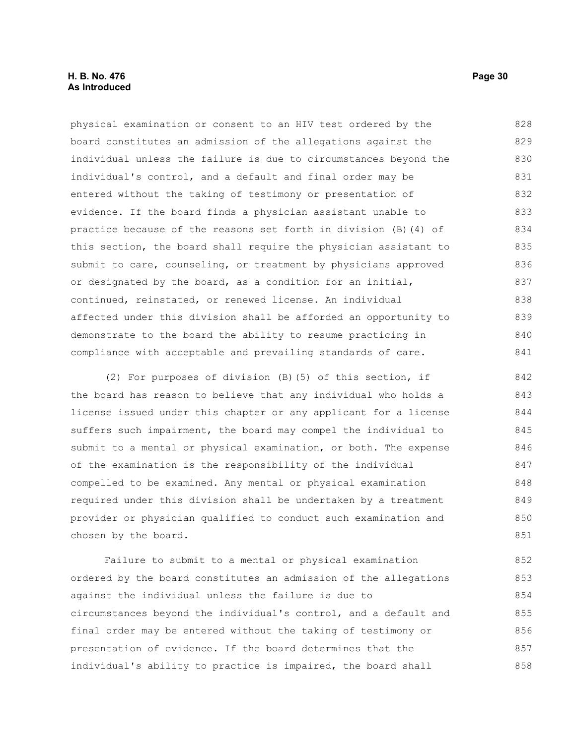physical examination or consent to an HIV test ordered by the board constitutes an admission of the allegations against the individual unless the failure is due to circumstances beyond the individual's control, and a default and final order may be entered without the taking of testimony or presentation of evidence. If the board finds a physician assistant unable to practice because of the reasons set forth in division (B)(4) of this section, the board shall require the physician assistant to submit to care, counseling, or treatment by physicians approved or designated by the board, as a condition for an initial, continued, reinstated, or renewed license. An individual affected under this division shall be afforded an opportunity to demonstrate to the board the ability to resume practicing in compliance with acceptable and prevailing standards of care.

(2) For purposes of division (B)(5) of this section, if the board has reason to believe that any individual who holds a license issued under this chapter or any applicant for a license suffers such impairment, the board may compel the individual to submit to a mental or physical examination, or both. The expense of the examination is the responsibility of the individual compelled to be examined. Any mental or physical examination required under this division shall be undertaken by a treatment provider or physician qualified to conduct such examination and chosen by the board.

Failure to submit to a mental or physical examination ordered by the board constitutes an admission of the allegations against the individual unless the failure is due to circumstances beyond the individual's control, and a default and final order may be entered without the taking of testimony or presentation of evidence. If the board determines that the individual's ability to practice is impaired, the board shall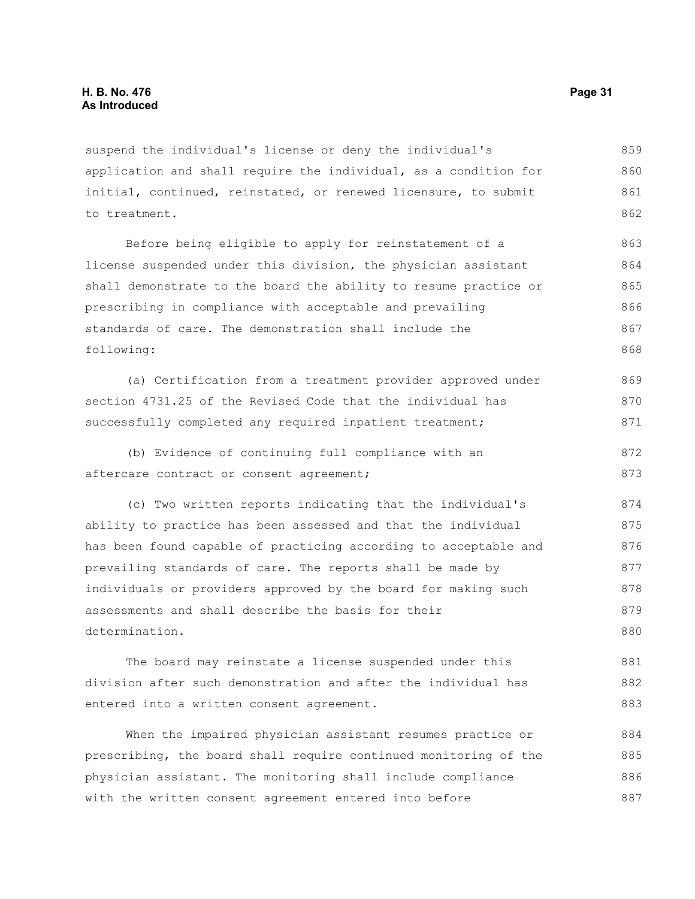suspend the individual's license or deny the individual's application and shall require the individual, as a condition for initial, continued, reinstated, or renewed licensure, to submit to treatment.

Before being eligible to apply for reinstatement of a license suspended under this division, the physician assistant shall demonstrate to the board the ability to resume practice or prescribing in compliance with acceptable and prevailing standards of care. The demonstration shall include the following:

(a) Certification from a treatment provider approved under section 4731.25 of the Revised Code that the individual has successfully completed any required inpatient treatment;

(b) Evidence of continuing full compliance with an aftercare contract or consent agreement;

(c) Two written reports indicating that the individual's ability to practice has been assessed and that the individual has been found capable of practicing according to acceptable and prevailing standards of care. The reports shall be made by individuals or providers approved by the board for making such assessments and shall describe the basis for their determination.

The board may reinstate a license suspended under this division after such demonstration and after the individual has entered into a written consent agreement.

When the impaired physician assistant resumes practice or prescribing, the board shall require continued monitoring of the physician assistant. The monitoring shall include compliance with the written consent agreement entered into before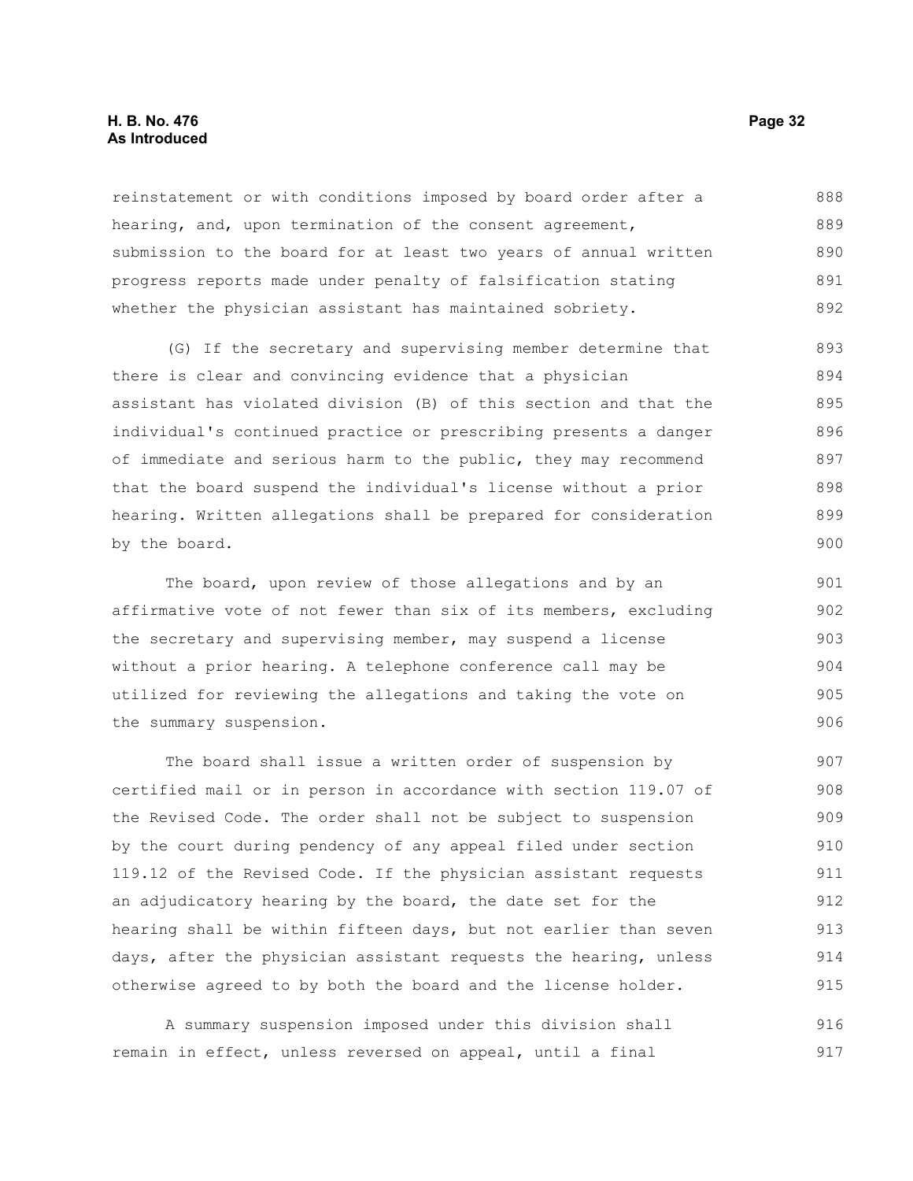reinstatement or with conditions imposed by board order after a hearing, and, upon termination of the consent agreement, submission to the board for at least two years of annual written progress reports made under penalty of falsification stating whether the physician assistant has maintained sobriety.

(G) If the secretary and supervising member determine that there is clear and convincing evidence that a physician assistant has violated division (B) of this section and that the individual's continued practice or prescribing presents a danger of immediate and serious harm to the public, they may recommend that the board suspend the individual's license without a prior hearing. Written allegations shall be prepared for consideration by the board.

The board, upon review of those allegations and by an affirmative vote of not fewer than six of its members, excluding the secretary and supervising member, may suspend a license without a prior hearing. A telephone conference call may be utilized for reviewing the allegations and taking the vote on the summary suspension.

The board shall issue a written order of suspension by certified mail or in person in accordance with section 119.07 of the Revised Code. The order shall not be subject to suspension by the court during pendency of any appeal filed under section 119.12 of the Revised Code. If the physician assistant requests an adjudicatory hearing by the board, the date set for the hearing shall be within fifteen days, but not earlier than seven days, after the physician assistant requests the hearing, unless otherwise agreed to by both the board and the license holder.

A summary suspension imposed under this division shall remain in effect, unless reversed on appeal, until a final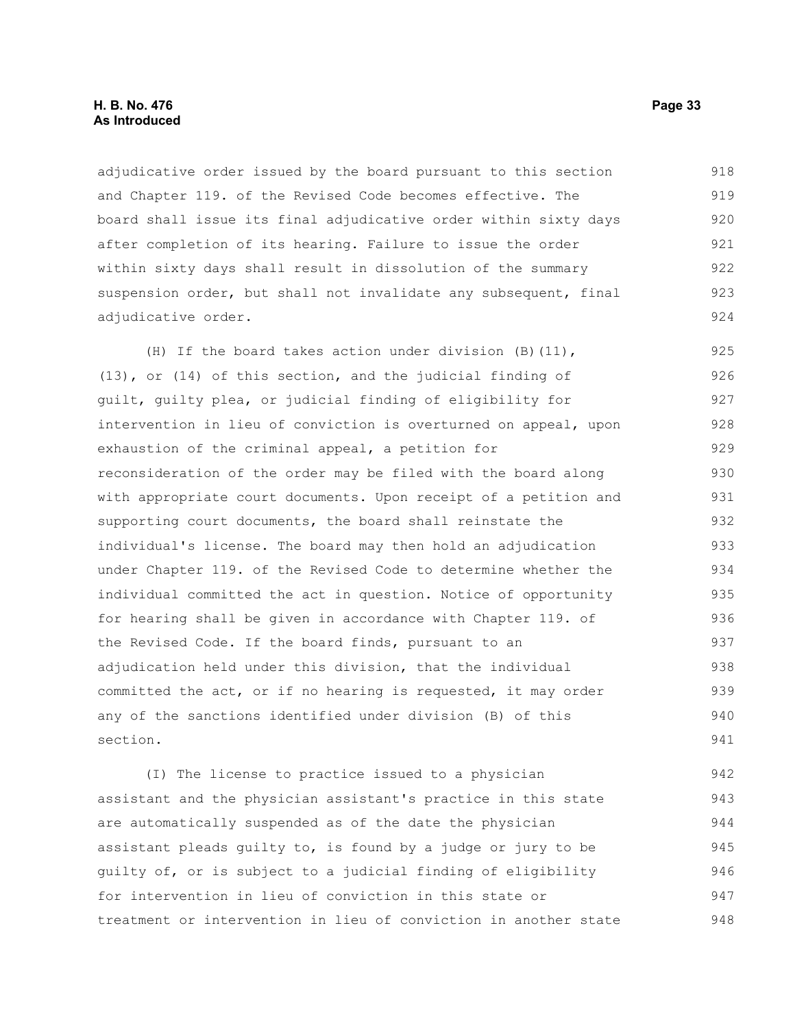adjudicative order issued by the board pursuant to this section and Chapter 119. of the Revised Code becomes effective. The board shall issue its final adjudicative order within sixty days after completion of its hearing. Failure to issue the order within sixty days shall result in dissolution of the summary suspension order, but shall not invalidate any subsequent, final adjudicative order.

(H) If the board takes action under division (B)(11), (13), or (14) of this section, and the judicial finding of guilt, guilty plea, or judicial finding of eligibility for intervention in lieu of conviction is overturned on appeal, upon exhaustion of the criminal appeal, a petition for reconsideration of the order may be filed with the board along with appropriate court documents. Upon receipt of a petition and supporting court documents, the board shall reinstate the individual's license. The board may then hold an adjudication under Chapter 119. of the Revised Code to determine whether the individual committed the act in question. Notice of opportunity for hearing shall be given in accordance with Chapter 119. of the Revised Code. If the board finds, pursuant to an adjudication held under this division, that the individual committed the act, or if no hearing is requested, it may order any of the sanctions identified under division (B) of this section.

(I) The license to practice issued to a physician assistant and the physician assistant's practice in this state are automatically suspended as of the date the physician assistant pleads guilty to, is found by a judge or jury to be guilty of, or is subject to a judicial finding of eligibility for intervention in lieu of conviction in this state or treatment or intervention in lieu of conviction in another state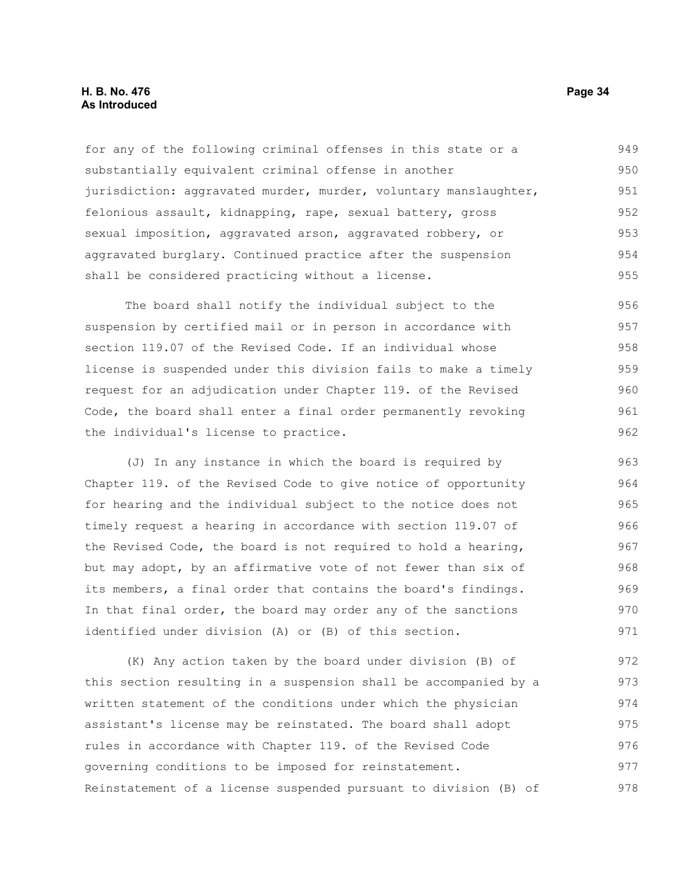for any of the following criminal offenses in this state or a substantially equivalent criminal offense in another jurisdiction: aggravated murder, murder, voluntary manslaughter, felonious assault, kidnapping, rape, sexual battery, gross sexual imposition, aggravated arson, aggravated robbery, or aggravated burglary. Continued practice after the suspension shall be considered practicing without a license.

The board shall notify the individual subject to the suspension by certified mail or in person in accordance with section 119.07 of the Revised Code. If an individual whose license is suspended under this division fails to make a timely request for an adjudication under Chapter 119. of the Revised Code, the board shall enter a final order permanently revoking the individual's license to practice.

(J) In any instance in which the board is required by Chapter 119. of the Revised Code to give notice of opportunity for hearing and the individual subject to the notice does not timely request a hearing in accordance with section 119.07 of the Revised Code, the board is not required to hold a hearing, but may adopt, by an affirmative vote of not fewer than six of its members, a final order that contains the board's findings. In that final order, the board may order any of the sanctions identified under division (A) or (B) of this section.

(K) Any action taken by the board under division (B) of this section resulting in a suspension shall be accompanied by a written statement of the conditions under which the physician assistant's license may be reinstated. The board shall adopt rules in accordance with Chapter 119. of the Revised Code governing conditions to be imposed for reinstatement. Reinstatement of a license suspended pursuant to division (B) of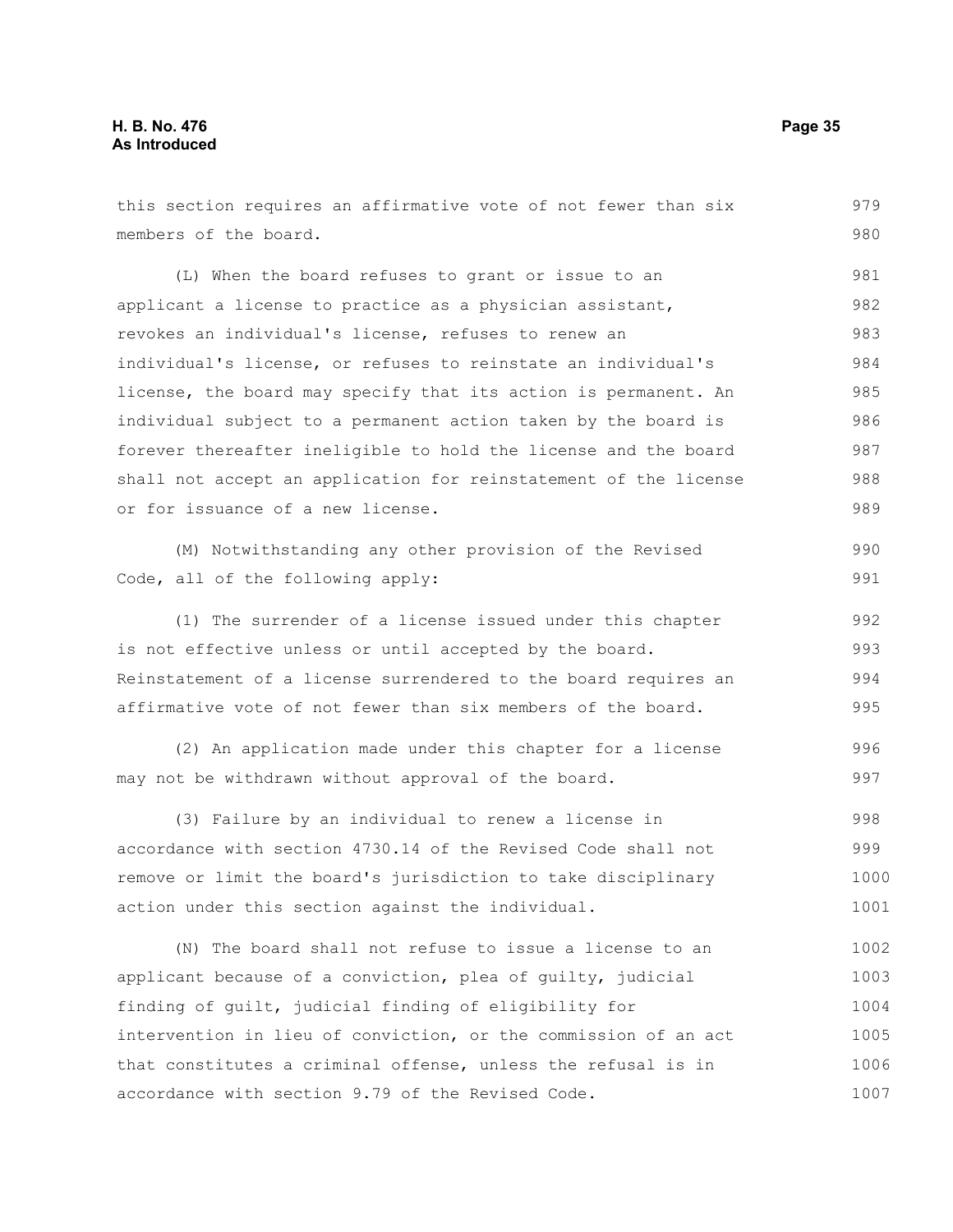this section requires an affirmative vote of not fewer than six members of the board.

(L) When the board refuses to grant or issue to an applicant a license to practice as a physician assistant, revokes an individual's license, refuses to renew an individual's license, or refuses to reinstate an individual's license, the board may specify that its action is permanent. An individual subject to a permanent action taken by the board is forever thereafter ineligible to hold the license and the board shall not accept an application for reinstatement of the license or for issuance of a new license.

(M) Notwithstanding any other provision of the Revised Code, all of the following apply:

(1) The surrender of a license issued under this chapter is not effective unless or until accepted by the board. Reinstatement of a license surrendered to the board requires an affirmative vote of not fewer than six members of the board.

(2) An application made under this chapter for a license may not be withdrawn without approval of the board.

(3) Failure by an individual to renew a license in accordance with section 4730.14 of the Revised Code shall not remove or limit the board's jurisdiction to take disciplinary action under this section against the individual.

(N) The board shall not refuse to issue a license to an applicant because of a conviction, plea of guilty, judicial finding of guilt, judicial finding of eligibility for intervention in lieu of conviction, or the commission of an act that constitutes a criminal offense, unless the refusal is in accordance with section 9.79 of the Revised Code.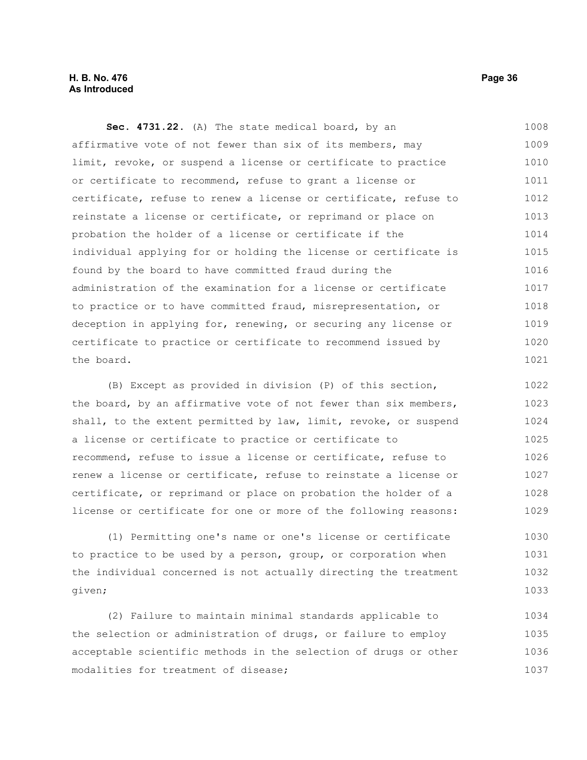**Sec. 4731.22.** (A) The state medical board, by an affirmative vote of not fewer than six of its members, may limit, revoke, or suspend a license or certificate to practice or certificate to recommend, refuse to grant a license or certificate, refuse to renew a license or certificate, refuse to reinstate a license or certificate, or reprimand or place on probation the holder of a license or certificate if the individual applying for or holding the license or certificate is found by the board to have committed fraud during the administration of the examination for a license or certificate to practice or to have committed fraud, misrepresentation, or deception in applying for, renewing, or securing any license or certificate to practice or certificate to recommend issued by the board.

(B) Except as provided in division (P) of this section, the board, by an affirmative vote of not fewer than six members, shall, to the extent permitted by law, limit, revoke, or suspend a license or certificate to practice or certificate to recommend, refuse to issue a license or certificate, refuse to renew a license or certificate, refuse to reinstate a license or certificate, or reprimand or place on probation the holder of a license or certificate for one or more of the following reasons:

(1) Permitting one's name or one's license or certificate to practice to be used by a person, group, or corporation when the individual concerned is not actually directing the treatment given;

(2) Failure to maintain minimal standards applicable to the selection or administration of drugs, or failure to employ acceptable scientific methods in the selection of drugs or other modalities for treatment of disease;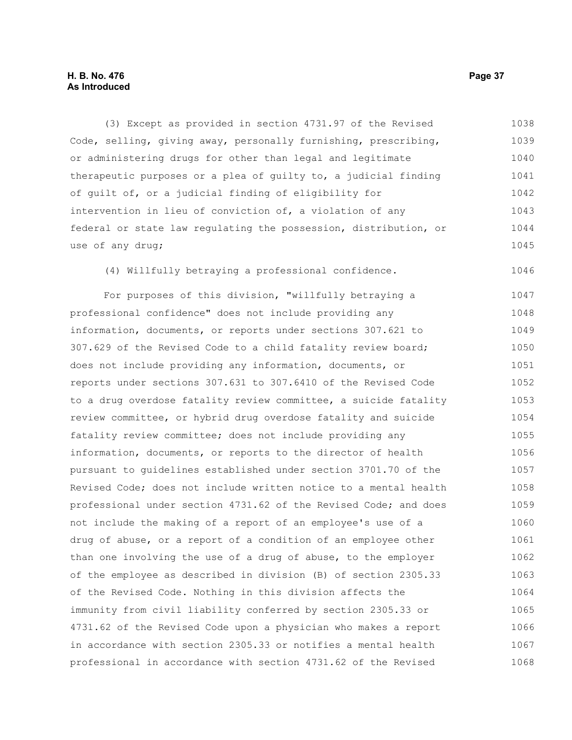(3) Except as provided in section 4731.97 of the Revised Code, selling, giving away, personally furnishing, prescribing, or administering drugs for other than legal and legitimate therapeutic purposes or a plea of guilty to, a judicial finding of guilt of, or a judicial finding of eligibility for intervention in lieu of conviction of, a violation of any federal or state law regulating the possession, distribution, or use of any drug;

(4) Willfully betraying a professional confidence.

For purposes of this division, "willfully betraying a professional confidence" does not include providing any information, documents, or reports under sections 307.621 to 307.629 of the Revised Code to a child fatality review board; does not include providing any information, documents, or reports under sections 307.631 to 307.6410 of the Revised Code to a drug overdose fatality review committee, a suicide fatality review committee, or hybrid drug overdose fatality and suicide fatality review committee; does not include providing any information, documents, or reports to the director of health pursuant to guidelines established under section 3701.70 of the Revised Code; does not include written notice to a mental health professional under section 4731.62 of the Revised Code; and does not include the making of a report of an employee's use of a drug of abuse, or a report of a condition of an employee other than one involving the use of a drug of abuse, to the employer of the employee as described in division (B) of section 2305.33 of the Revised Code. Nothing in this division affects the immunity from civil liability conferred by section 2305.33 or 4731.62 of the Revised Code upon a physician who makes a report in accordance with section 2305.33 or notifies a mental health professional in accordance with section 4731.62 of the Revised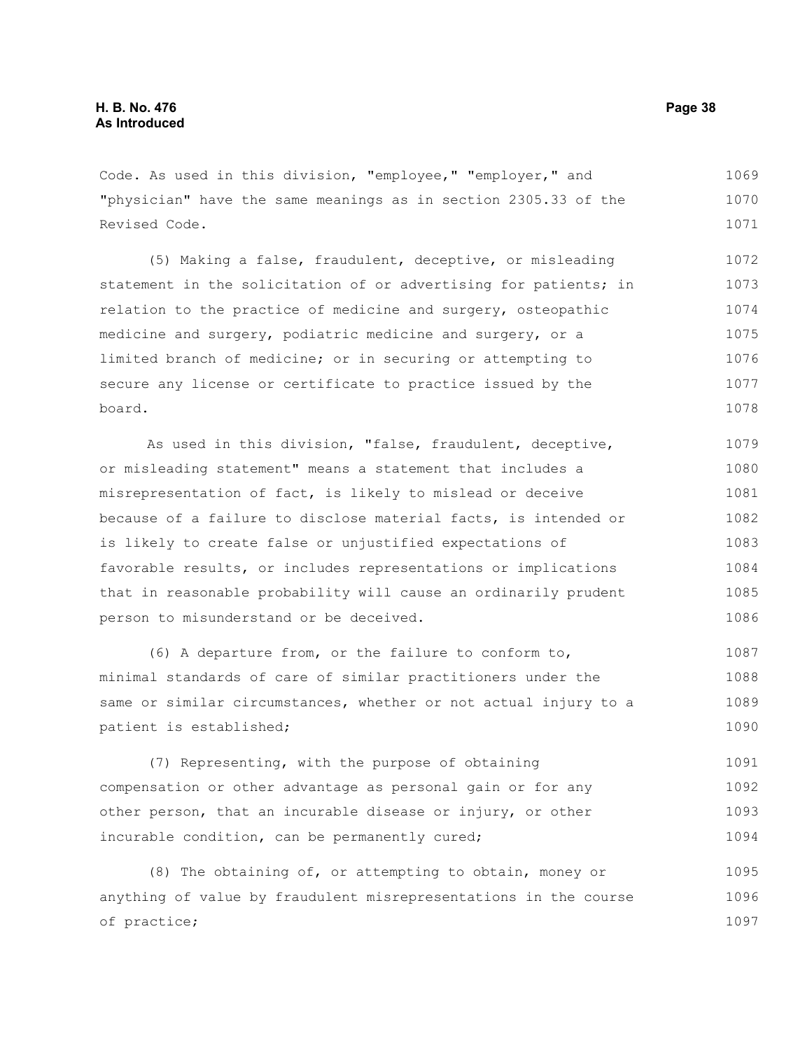Code. As used in this division, "employee," "employer," and "physician" have the same meanings as in section 2305.33 of the Revised Code.

(5) Making a false, fraudulent, deceptive, or misleading statement in the solicitation of or advertising for patients; in relation to the practice of medicine and surgery, osteopathic medicine and surgery, podiatric medicine and surgery, or a limited branch of medicine; or in securing or attempting to secure any license or certificate to practice issued by the board.

As used in this division, "false, fraudulent, deceptive, or misleading statement" means a statement that includes a misrepresentation of fact, is likely to mislead or deceive because of a failure to disclose material facts, is intended or is likely to create false or unjustified expectations of favorable results, or includes representations or implications that in reasonable probability will cause an ordinarily prudent person to misunderstand or be deceived.

(6) A departure from, or the failure to conform to, minimal standards of care of similar practitioners under the same or similar circumstances, whether or not actual injury to a patient is established;

(7) Representing, with the purpose of obtaining compensation or other advantage as personal gain or for any other person, that an incurable disease or injury, or other incurable condition, can be permanently cured;

(8) The obtaining of, or attempting to obtain, money or anything of value by fraudulent misrepresentations in the course of practice;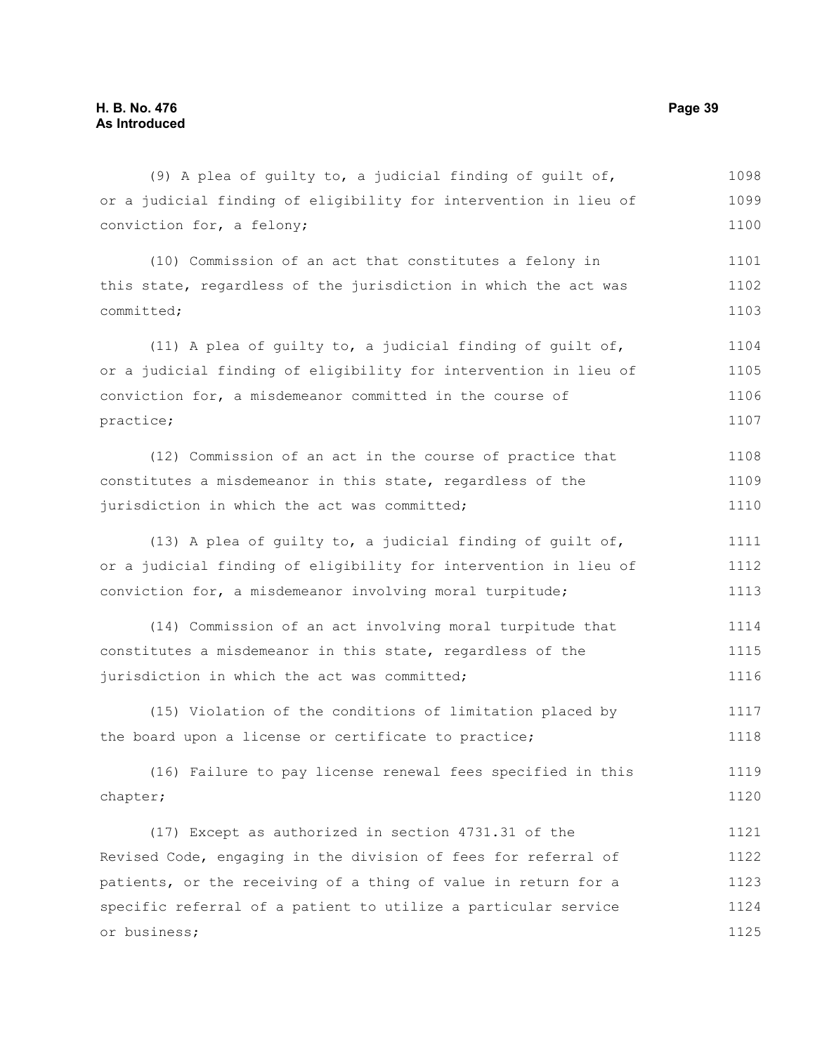(9) A plea of guilty to, a judicial finding of guilt of, or a judicial finding of eligibility for intervention in lieu of conviction for, a felony;

(10) Commission of an act that constitutes a felony in this state, regardless of the jurisdiction in which the act was committed;

(11) A plea of guilty to, a judicial finding of guilt of, or a judicial finding of eligibility for intervention in lieu of conviction for, a misdemeanor committed in the course of practice;

(12) Commission of an act in the course of practice that constitutes a misdemeanor in this state, regardless of the jurisdiction in which the act was committed;

(13) A plea of guilty to, a judicial finding of guilt of, or a judicial finding of eligibility for intervention in lieu of conviction for, a misdemeanor involving moral turpitude;

(14) Commission of an act involving moral turpitude that constitutes a misdemeanor in this state, regardless of the jurisdiction in which the act was committed;

(15) Violation of the conditions of limitation placed by the board upon a license or certificate to practice;

(16) Failure to pay license renewal fees specified in this chapter;

(17) Except as authorized in section 4731.31 of the Revised Code, engaging in the division of fees for referral of patients, or the receiving of a thing of value in return for a specific referral of a patient to utilize a particular service or business;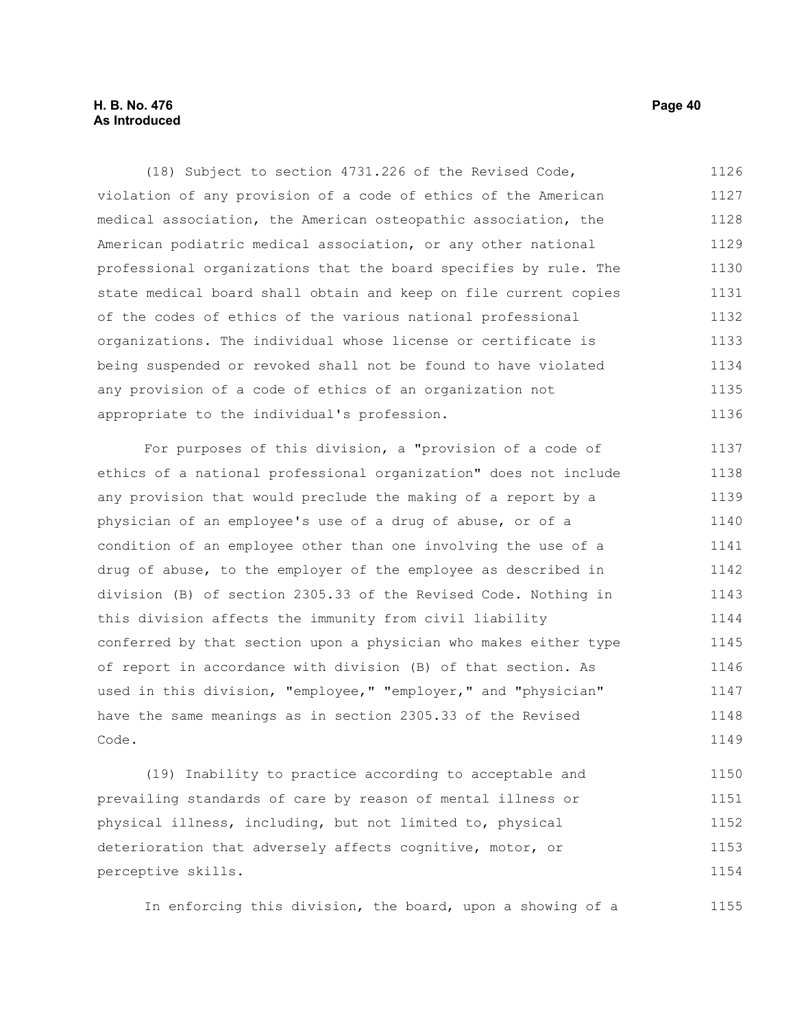(18) Subject to section 4731.226 of the Revised Code, violation of any provision of a code of ethics of the American medical association, the American osteopathic association, the American podiatric medical association, or any other national professional organizations that the board specifies by rule. The state medical board shall obtain and keep on file current copies of the codes of ethics of the various national professional organizations. The individual whose license or certificate is being suspended or revoked shall not be found to have violated any provision of a code of ethics of an organization not appropriate to the individual's profession.

For purposes of this division, a "provision of a code of ethics of a national professional organization" does not include any provision that would preclude the making of a report by a physician of an employee's use of a drug of abuse, or of a condition of an employee other than one involving the use of a drug of abuse, to the employer of the employee as described in division (B) of section 2305.33 of the Revised Code. Nothing in this division affects the immunity from civil liability conferred by that section upon a physician who makes either type of report in accordance with division (B) of that section. As used in this division, "employee," "employer," and "physician" have the same meanings as in section 2305.33 of the Revised Code.

(19) Inability to practice according to acceptable and prevailing standards of care by reason of mental illness or physical illness, including, but not limited to, physical deterioration that adversely affects cognitive, motor, or perceptive skills.

In enforcing this division, the board, upon a showing of a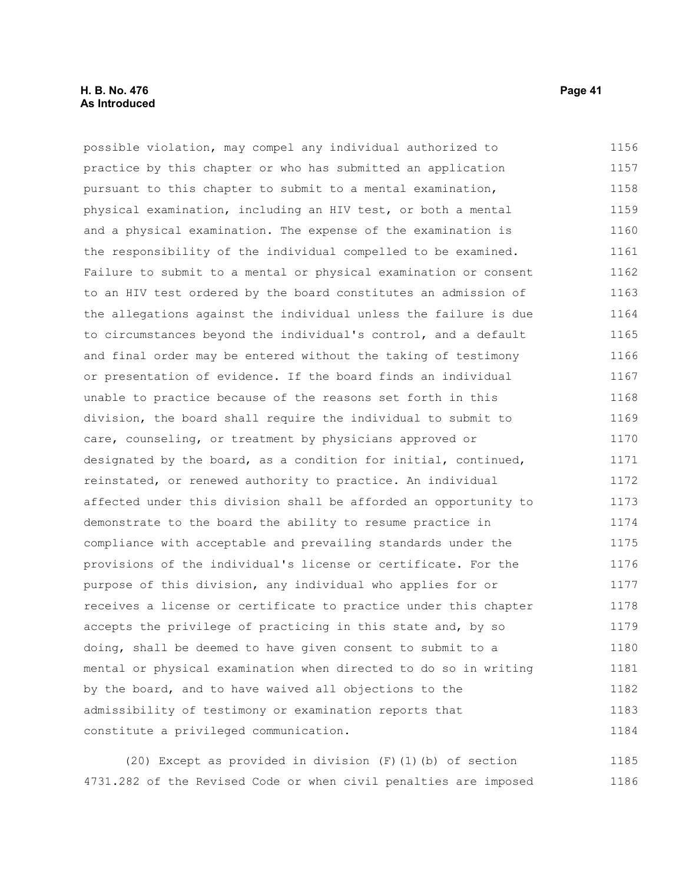possible violation, may compel any individual authorized to practice by this chapter or who has submitted an application pursuant to this chapter to submit to a mental examination, physical examination, including an HIV test, or both a mental and a physical examination. The expense of the examination is the responsibility of the individual compelled to be examined. Failure to submit to a mental or physical examination or consent to an HIV test ordered by the board constitutes an admission of the allegations against the individual unless the failure is due to circumstances beyond the individual's control, and a default and final order may be entered without the taking of testimony or presentation of evidence. If the board finds an individual unable to practice because of the reasons set forth in this division, the board shall require the individual to submit to care, counseling, or treatment by physicians approved or designated by the board, as a condition for initial, continued, reinstated, or renewed authority to practice. An individual affected under this division shall be afforded an opportunity to demonstrate to the board the ability to resume practice in compliance with acceptable and prevailing standards under the provisions of the individual's license or certificate. For the purpose of this division, any individual who applies for or receives a license or certificate to practice under this chapter accepts the privilege of practicing in this state and, by so doing, shall be deemed to have given consent to submit to a mental or physical examination when directed to do so in writing by the board, and to have waived all objections to the admissibility of testimony or examination reports that constitute a privileged communication.

(20) Except as provided in division (F)(1)(b) of section 4731.282 of the Revised Code or when civil penalties are imposed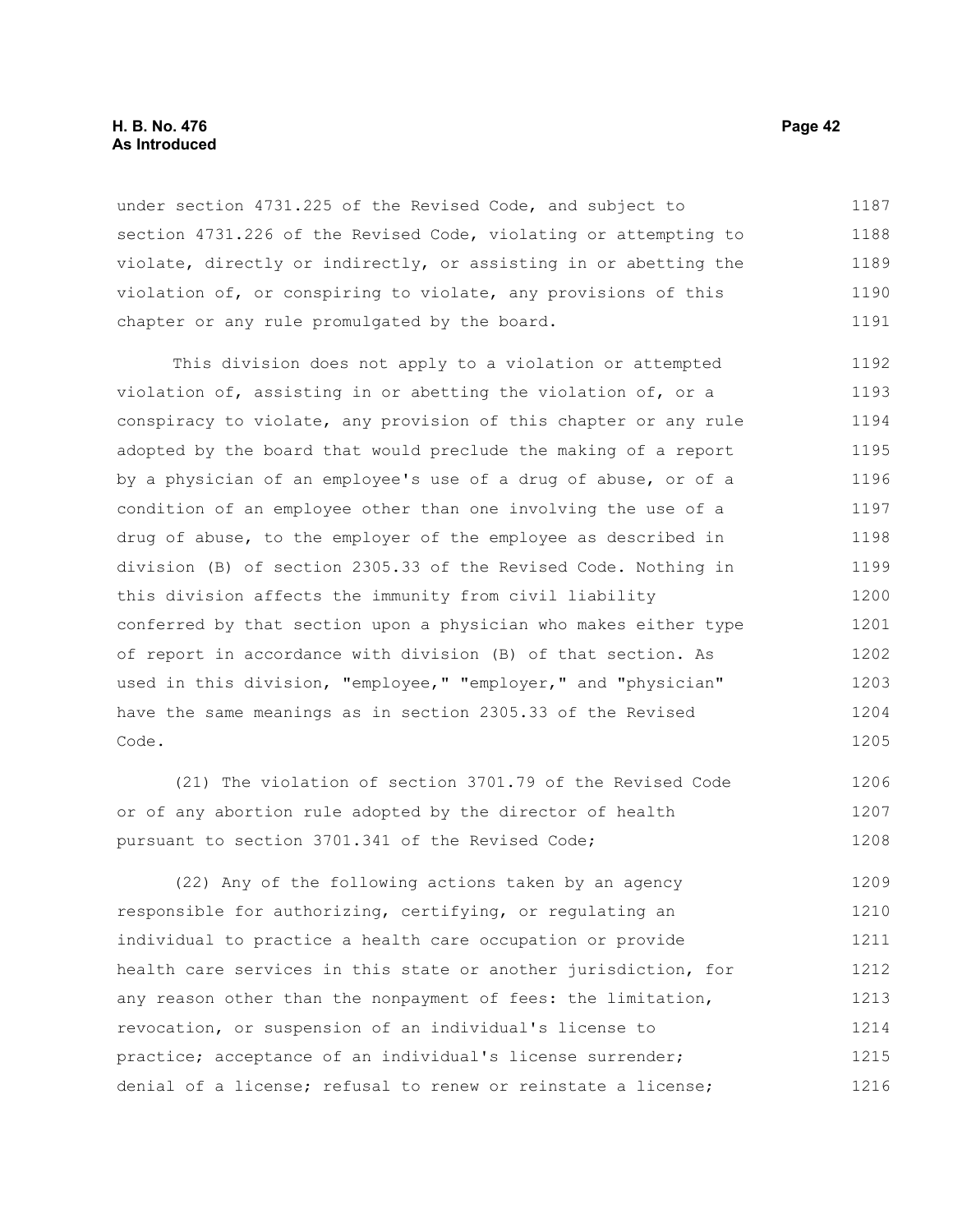under section 4731.225 of the Revised Code, and subject to section 4731.226 of the Revised Code, violating or attempting to violate, directly or indirectly, or assisting in or abetting the violation of, or conspiring to violate, any provisions of this chapter or any rule promulgated by the board.

This division does not apply to a violation or attempted violation of, assisting in or abetting the violation of, or a conspiracy to violate, any provision of this chapter or any rule adopted by the board that would preclude the making of a report by a physician of an employee's use of a drug of abuse, or of a condition of an employee other than one involving the use of a drug of abuse, to the employer of the employee as described in division (B) of section 2305.33 of the Revised Code. Nothing in this division affects the immunity from civil liability conferred by that section upon a physician who makes either type of report in accordance with division (B) of that section. As used in this division, "employee," "employer," and "physician" have the same meanings as in section 2305.33 of the Revised Code.

(21) The violation of section 3701.79 of the Revised Code or of any abortion rule adopted by the director of health pursuant to section 3701.341 of the Revised Code;

(22) Any of the following actions taken by an agency responsible for authorizing, certifying, or regulating an individual to practice a health care occupation or provide health care services in this state or another jurisdiction, for any reason other than the nonpayment of fees: the limitation, revocation, or suspension of an individual's license to practice; acceptance of an individual's license surrender; denial of a license; refusal to renew or reinstate a license;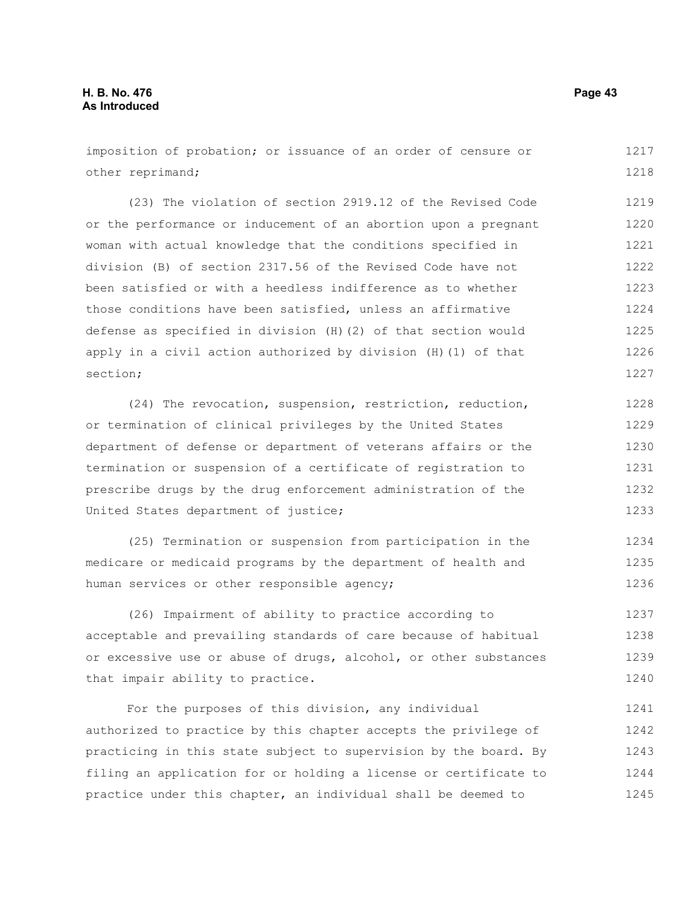imposition of probation; or issuance of an order of censure or other reprimand;

(23) The violation of section 2919.12 of the Revised Code or the performance or inducement of an abortion upon a pregnant woman with actual knowledge that the conditions specified in division (B) of section 2317.56 of the Revised Code have not been satisfied or with a heedless indifference as to whether those conditions have been satisfied, unless an affirmative defense as specified in division (H)(2) of that section would apply in a civil action authorized by division (H)(1) of that section;

(24) The revocation, suspension, restriction, reduction, or termination of clinical privileges by the United States department of defense or department of veterans affairs or the termination or suspension of a certificate of registration to prescribe drugs by the drug enforcement administration of the United States department of justice;

(25) Termination or suspension from participation in the medicare or medicaid programs by the department of health and human services or other responsible agency;

(26) Impairment of ability to practice according to acceptable and prevailing standards of care because of habitual or excessive use or abuse of drugs, alcohol, or other substances that impair ability to practice.

For the purposes of this division, any individual authorized to practice by this chapter accepts the privilege of practicing in this state subject to supervision by the board. By filing an application for or holding a license or certificate to practice under this chapter, an individual shall be deemed to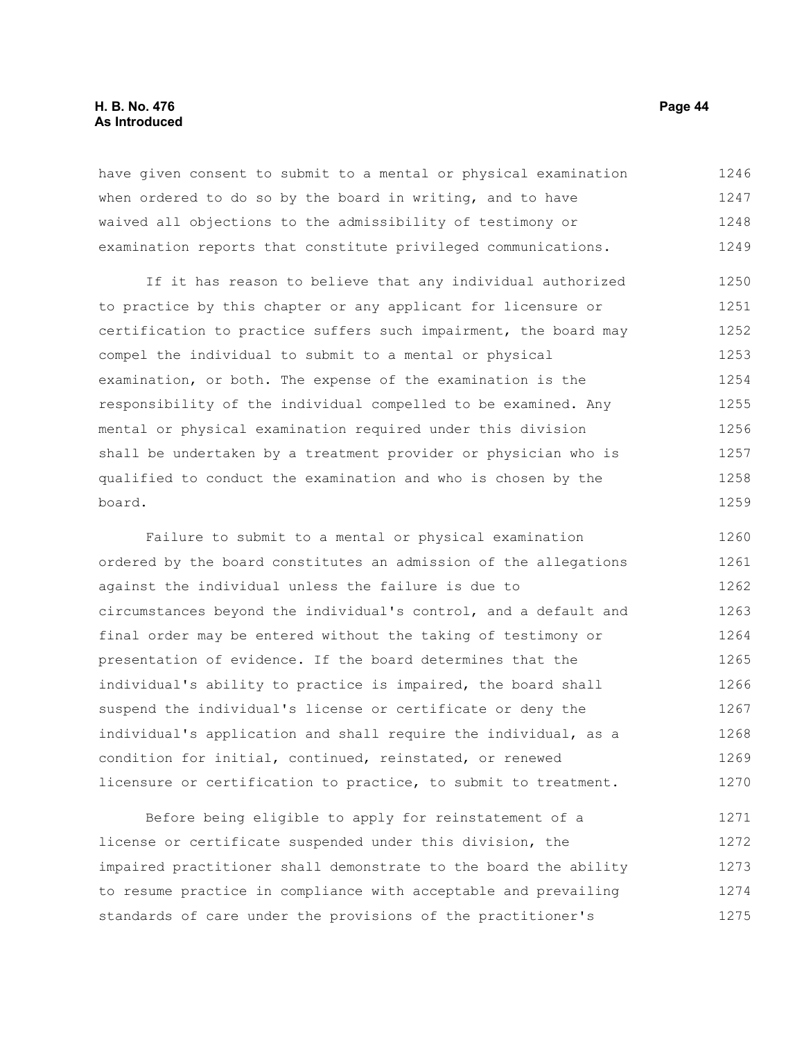have given consent to submit to a mental or physical examination when ordered to do so by the board in writing, and to have waived all objections to the admissibility of testimony or examination reports that constitute privileged communications.

If it has reason to believe that any individual authorized to practice by this chapter or any applicant for licensure or certification to practice suffers such impairment, the board may compel the individual to submit to a mental or physical examination, or both. The expense of the examination is the responsibility of the individual compelled to be examined. Any mental or physical examination required under this division shall be undertaken by a treatment provider or physician who is qualified to conduct the examination and who is chosen by the board.

Failure to submit to a mental or physical examination ordered by the board constitutes an admission of the allegations against the individual unless the failure is due to circumstances beyond the individual's control, and a default and final order may be entered without the taking of testimony or presentation of evidence. If the board determines that the individual's ability to practice is impaired, the board shall suspend the individual's license or certificate or deny the individual's application and shall require the individual, as a condition for initial, continued, reinstated, or renewed licensure or certification to practice, to submit to treatment.

Before being eligible to apply for reinstatement of a license or certificate suspended under this division, the impaired practitioner shall demonstrate to the board the ability to resume practice in compliance with acceptable and prevailing standards of care under the provisions of the practitioner's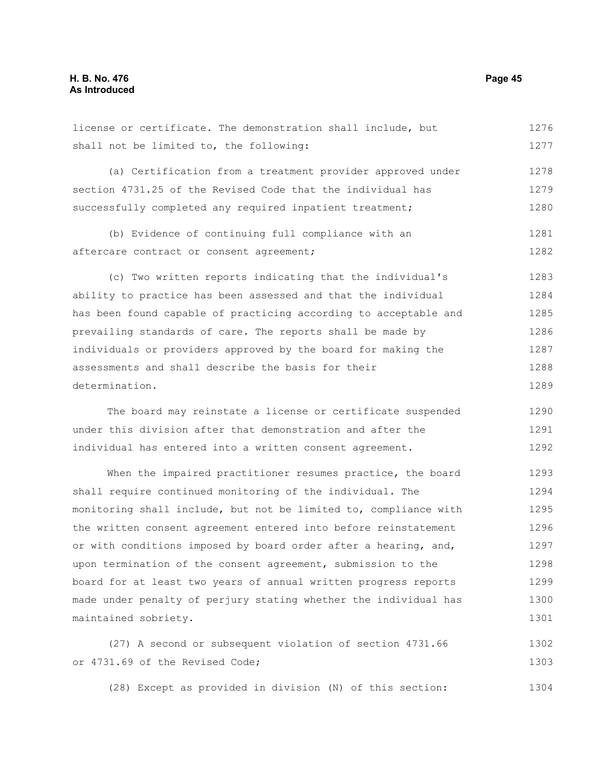license or certificate. The demonstration shall include, but shall not be limited to, the following:

(a) Certification from a treatment provider approved under section 4731.25 of the Revised Code that the individual has successfully completed any required inpatient treatment;

(b) Evidence of continuing full compliance with an aftercare contract or consent agreement;

(c) Two written reports indicating that the individual's ability to practice has been assessed and that the individual has been found capable of practicing according to acceptable and prevailing standards of care. The reports shall be made by individuals or providers approved by the board for making the assessments and shall describe the basis for their determination.

The board may reinstate a license or certificate suspended under this division after that demonstration and after the individual has entered into a written consent agreement.

When the impaired practitioner resumes practice, the board shall require continued monitoring of the individual. The monitoring shall include, but not be limited to, compliance with the written consent agreement entered into before reinstatement or with conditions imposed by board order after a hearing, and, upon termination of the consent agreement, submission to the board for at least two years of annual written progress reports made under penalty of perjury stating whether the individual has maintained sobriety.

(27) A second or subsequent violation of section 4731.66 or 4731.69 of the Revised Code;

(28) Except as provided in division (N) of this section: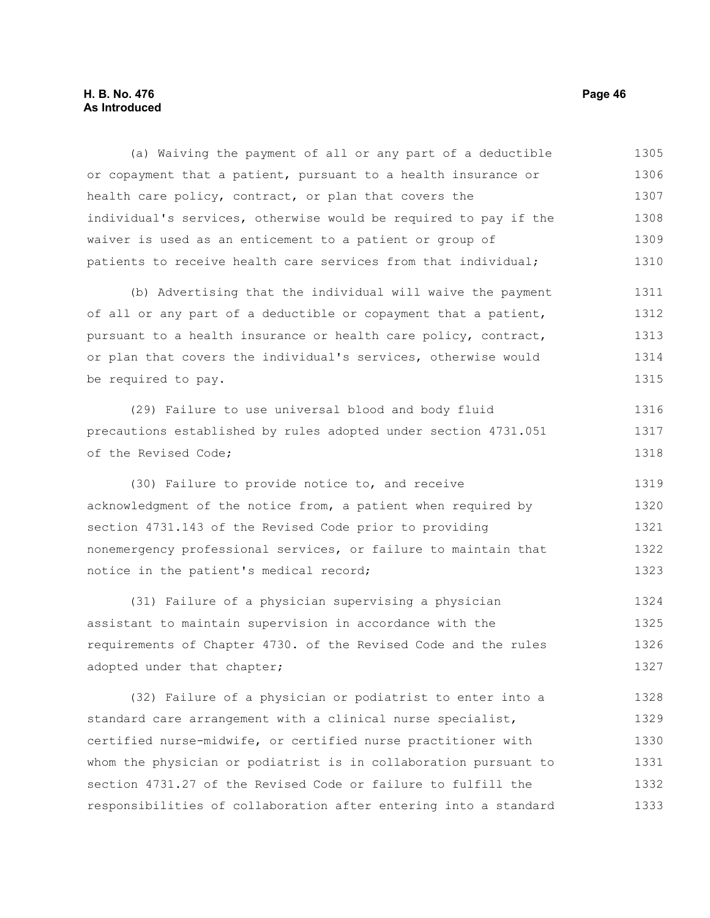(a) Waiving the payment of all or any part of a deductible or copayment that a patient, pursuant to a health insurance or health care policy, contract, or plan that covers the individual's services, otherwise would be required to pay if the waiver is used as an enticement to a patient or group of patients to receive health care services from that individual;

(b) Advertising that the individual will waive the payment of all or any part of a deductible or copayment that a patient, pursuant to a health insurance or health care policy, contract, or plan that covers the individual's services, otherwise would be required to pay.

(29) Failure to use universal blood and body fluid precautions established by rules adopted under section 4731.051 of the Revised Code;

(30) Failure to provide notice to, and receive acknowledgment of the notice from, a patient when required by section 4731.143 of the Revised Code prior to providing nonemergency professional services, or failure to maintain that notice in the patient's medical record;

(31) Failure of a physician supervising a physician assistant to maintain supervision in accordance with the requirements of Chapter 4730. of the Revised Code and the rules adopted under that chapter;

(32) Failure of a physician or podiatrist to enter into a standard care arrangement with a clinical nurse specialist, certified nurse-midwife, or certified nurse practitioner with whom the physician or podiatrist is in collaboration pursuant to section 4731.27 of the Revised Code or failure to fulfill the responsibilities of collaboration after entering into a standard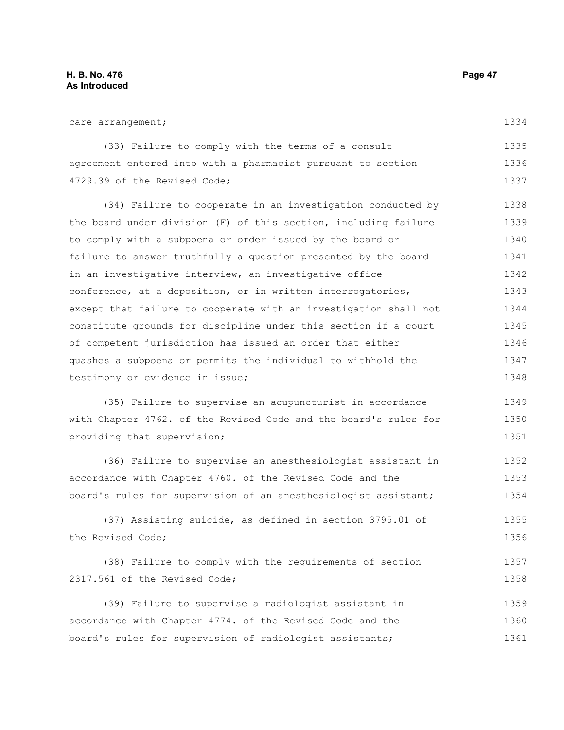care arrangement;

(33) Failure to comply with the terms of a consult agreement entered into with a pharmacist pursuant to section 4729.39 of the Revised Code;

(34) Failure to cooperate in an investigation conducted by the board under division (F) of this section, including failure to comply with a subpoena or order issued by the board or failure to answer truthfully a question presented by the board in an investigative interview, an investigative office conference, at a deposition, or in written interrogatories, except that failure to cooperate with an investigation shall not constitute grounds for discipline under this section if a court of competent jurisdiction has issued an order that either quashes a subpoena or permits the individual to withhold the testimony or evidence in issue;

(35) Failure to supervise an acupuncturist in accordance with Chapter 4762. of the Revised Code and the board's rules for providing that supervision;

(36) Failure to supervise an anesthesiologist assistant in accordance with Chapter 4760. of the Revised Code and the board's rules for supervision of an anesthesiologist assistant;

(37) Assisting suicide, as defined in section 3795.01 of the Revised Code;

(38) Failure to comply with the requirements of section 2317.561 of the Revised Code;

(39) Failure to supervise a radiologist assistant in accordance with Chapter 4774. of the Revised Code and the board's rules for supervision of radiologist assistants;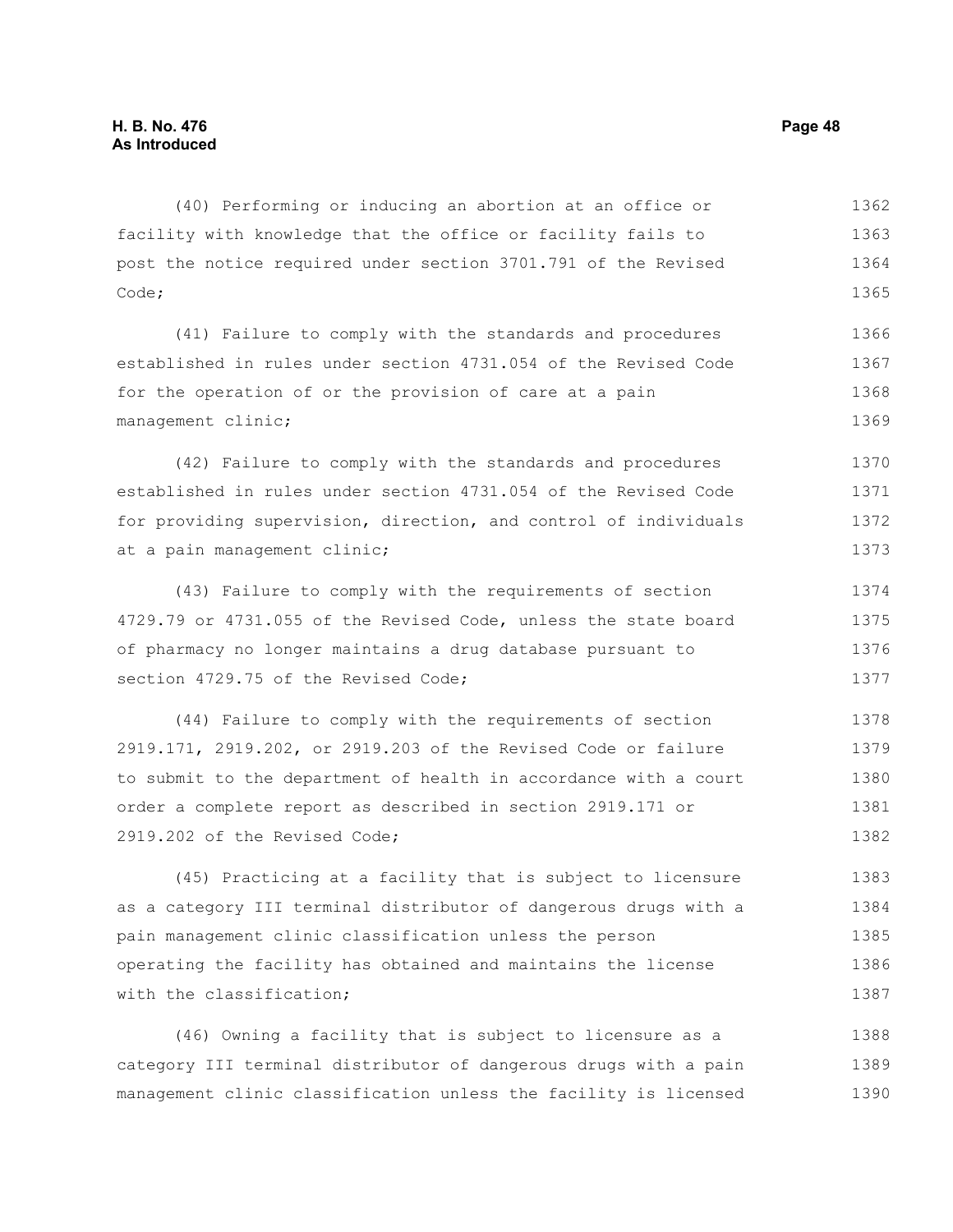(40) Performing or inducing an abortion at an office or facility with knowledge that the office or facility fails to post the notice required under section 3701.791 of the Revised Code;

(41) Failure to comply with the standards and procedures established in rules under section 4731.054 of the Revised Code for the operation of or the provision of care at a pain management clinic;

(42) Failure to comply with the standards and procedures established in rules under section 4731.054 of the Revised Code for providing supervision, direction, and control of individuals at a pain management clinic;

(43) Failure to comply with the requirements of section 4729.79 or 4731.055 of the Revised Code, unless the state board of pharmacy no longer maintains a drug database pursuant to section 4729.75 of the Revised Code;

(44) Failure to comply with the requirements of section 2919.171, 2919.202, or 2919.203 of the Revised Code or failure to submit to the department of health in accordance with a court order a complete report as described in section 2919.171 or 2919.202 of the Revised Code;

(45) Practicing at a facility that is subject to licensure as a category III terminal distributor of dangerous drugs with a pain management clinic classification unless the person operating the facility has obtained and maintains the license with the classification;

(46) Owning a facility that is subject to licensure as a category III terminal distributor of dangerous drugs with a pain management clinic classification unless the facility is licensed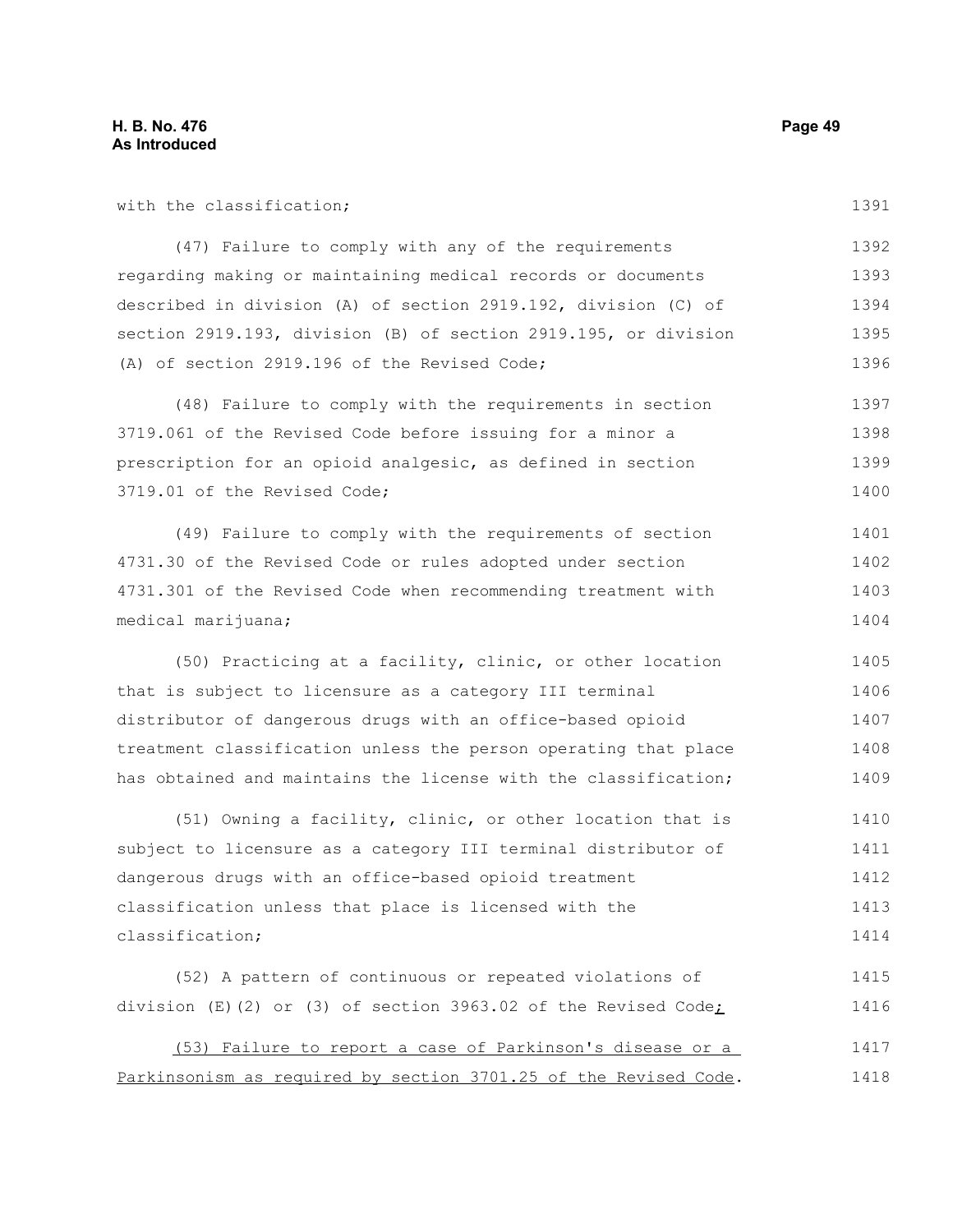with the classification;

(47) Failure to comply with any of the requirements regarding making or maintaining medical records or documents described in division (A) of section 2919.192, division (C) of section 2919.193, division (B) of section 2919.195, or division (A) of section 2919.196 of the Revised Code;

(48) Failure to comply with the requirements in section 3719.061 of the Revised Code before issuing for a minor a prescription for an opioid analgesic, as defined in section 3719.01 of the Revised Code;

(49) Failure to comply with the requirements of section 4731.30 of the Revised Code or rules adopted under section 4731.301 of the Revised Code when recommending treatment with medical marijuana;

(50) Practicing at a facility, clinic, or other location that is subject to licensure as a category III terminal distributor of dangerous drugs with an office-based opioid treatment classification unless the person operating that place has obtained and maintains the license with the classification;

(51) Owning a facility, clinic, or other location that is subject to licensure as a category III terminal distributor of dangerous drugs with an office-based opioid treatment classification unless that place is licensed with the classification;

(52) A pattern of continuous or repeated violations of division (E)(2) or (3) of section 3963.02 of the Revised Code<u>;</u>

<u>(53) Failure to report a case of Parkinson's disease or a Parkinsonism as required by section 3701.25 of the Revised Code</u>.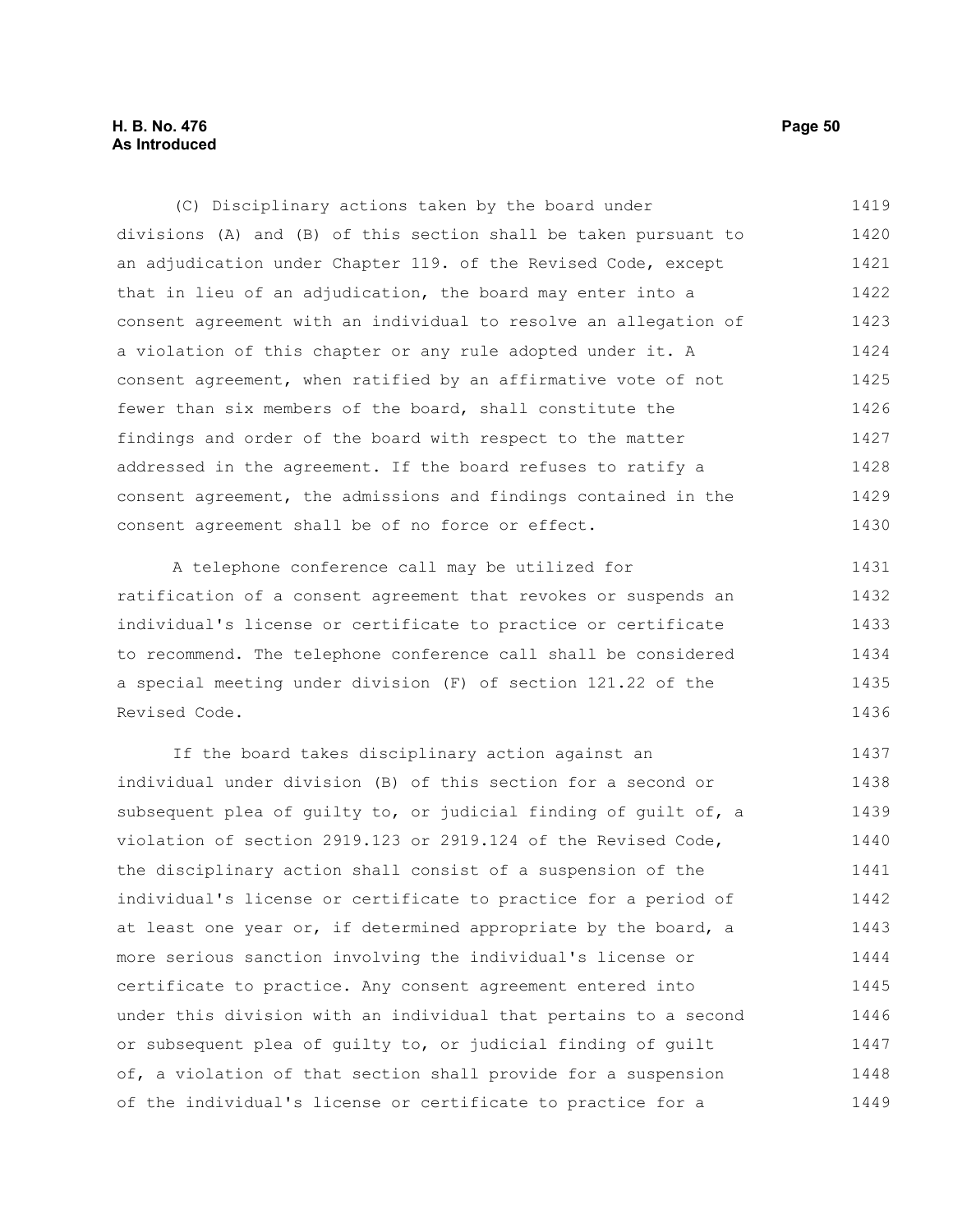(C) Disciplinary actions taken by the board under divisions (A) and (B) of this section shall be taken pursuant to an adjudication under Chapter 119. of the Revised Code, except that in lieu of an adjudication, the board may enter into a consent agreement with an individual to resolve an allegation of a violation of this chapter or any rule adopted under it. A consent agreement, when ratified by an affirmative vote of not fewer than six members of the board, shall constitute the findings and order of the board with respect to the matter addressed in the agreement. If the board refuses to ratify a consent agreement, the admissions and findings contained in the consent agreement shall be of no force or effect.

A telephone conference call may be utilized for ratification of a consent agreement that revokes or suspends an individual's license or certificate to practice or certificate to recommend. The telephone conference call shall be considered a special meeting under division (F) of section 121.22 of the Revised Code.

If the board takes disciplinary action against an individual under division (B) of this section for a second or subsequent plea of guilty to, or judicial finding of guilt of, a violation of section 2919.123 or 2919.124 of the Revised Code, the disciplinary action shall consist of a suspension of the individual's license or certificate to practice for a period of at least one year or, if determined appropriate by the board, a more serious sanction involving the individual's license or certificate to practice. Any consent agreement entered into under this division with an individual that pertains to a second or subsequent plea of guilty to, or judicial finding of guilt of, a violation of that section shall provide for a suspension of the individual's license or certificate to practice for a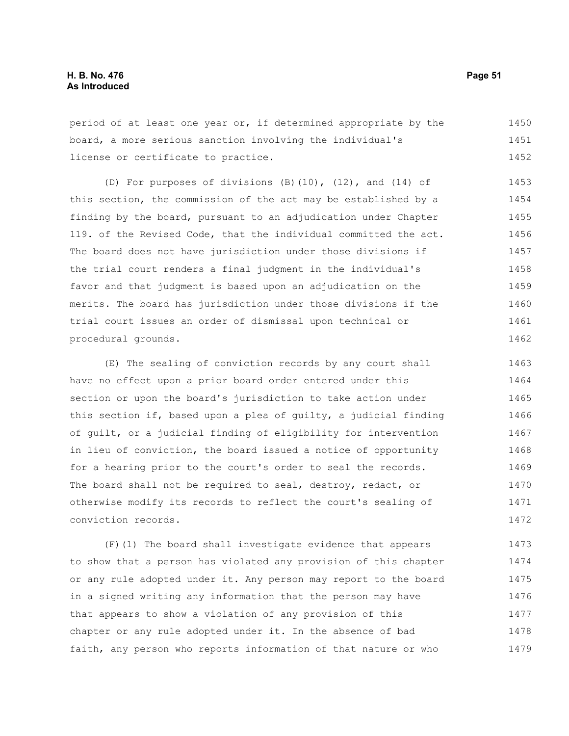period of at least one year or, if determined appropriate by the board, a more serious sanction involving the individual's license or certificate to practice.

(D) For purposes of divisions (B)(10), (12), and (14) of this section, the commission of the act may be established by a finding by the board, pursuant to an adjudication under Chapter 119. of the Revised Code, that the individual committed the act. The board does not have jurisdiction under those divisions if the trial court renders a final judgment in the individual's favor and that judgment is based upon an adjudication on the merits. The board has jurisdiction under those divisions if the trial court issues an order of dismissal upon technical or procedural grounds.

(E) The sealing of conviction records by any court shall have no effect upon a prior board order entered under this section or upon the board's jurisdiction to take action under this section if, based upon a plea of guilty, a judicial finding of guilt, or a judicial finding of eligibility for intervention in lieu of conviction, the board issued a notice of opportunity for a hearing prior to the court's order to seal the records. The board shall not be required to seal, destroy, redact, or otherwise modify its records to reflect the court's sealing of conviction records.

(F)(1) The board shall investigate evidence that appears to show that a person has violated any provision of this chapter or any rule adopted under it. Any person may report to the board in a signed writing any information that the person may have that appears to show a violation of any provision of this chapter or any rule adopted under it. In the absence of bad faith, any person who reports information of that nature or who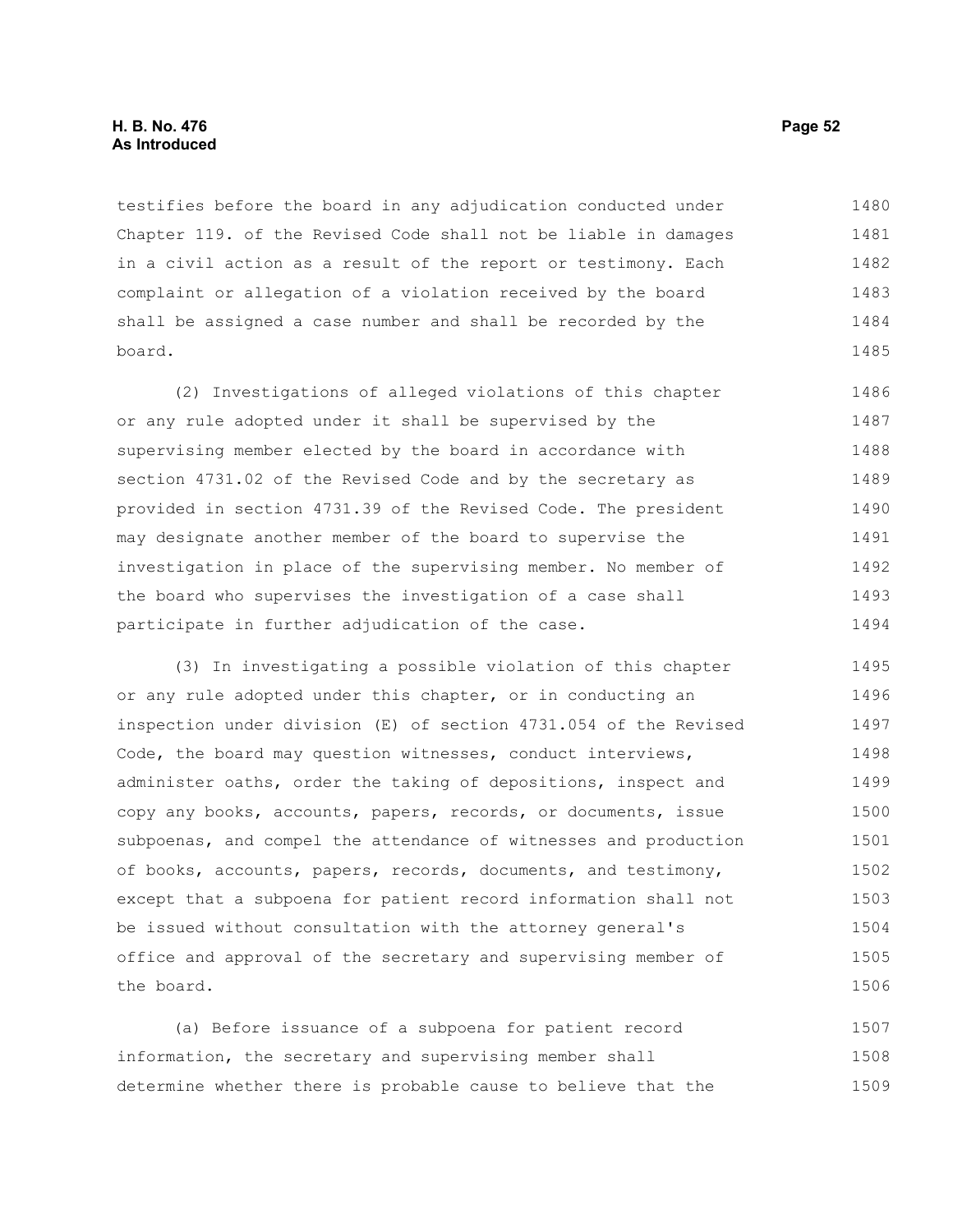testifies before the board in any adjudication conducted under Chapter 119. of the Revised Code shall not be liable in damages in a civil action as a result of the report or testimony. Each complaint or allegation of a violation received by the board shall be assigned a case number and shall be recorded by the board.

(2) Investigations of alleged violations of this chapter or any rule adopted under it shall be supervised by the supervising member elected by the board in accordance with section 4731.02 of the Revised Code and by the secretary as provided in section 4731.39 of the Revised Code. The president may designate another member of the board to supervise the investigation in place of the supervising member. No member of the board who supervises the investigation of a case shall participate in further adjudication of the case.

(3) In investigating a possible violation of this chapter or any rule adopted under this chapter, or in conducting an inspection under division (E) of section 4731.054 of the Revised Code, the board may question witnesses, conduct interviews, administer oaths, order the taking of depositions, inspect and copy any books, accounts, papers, records, or documents, issue subpoenas, and compel the attendance of witnesses and production of books, accounts, papers, records, documents, and testimony, except that a subpoena for patient record information shall not be issued without consultation with the attorney general's office and approval of the secretary and supervising member of the board.

(a) Before issuance of a subpoena for patient record information, the secretary and supervising member shall determine whether there is probable cause to believe that the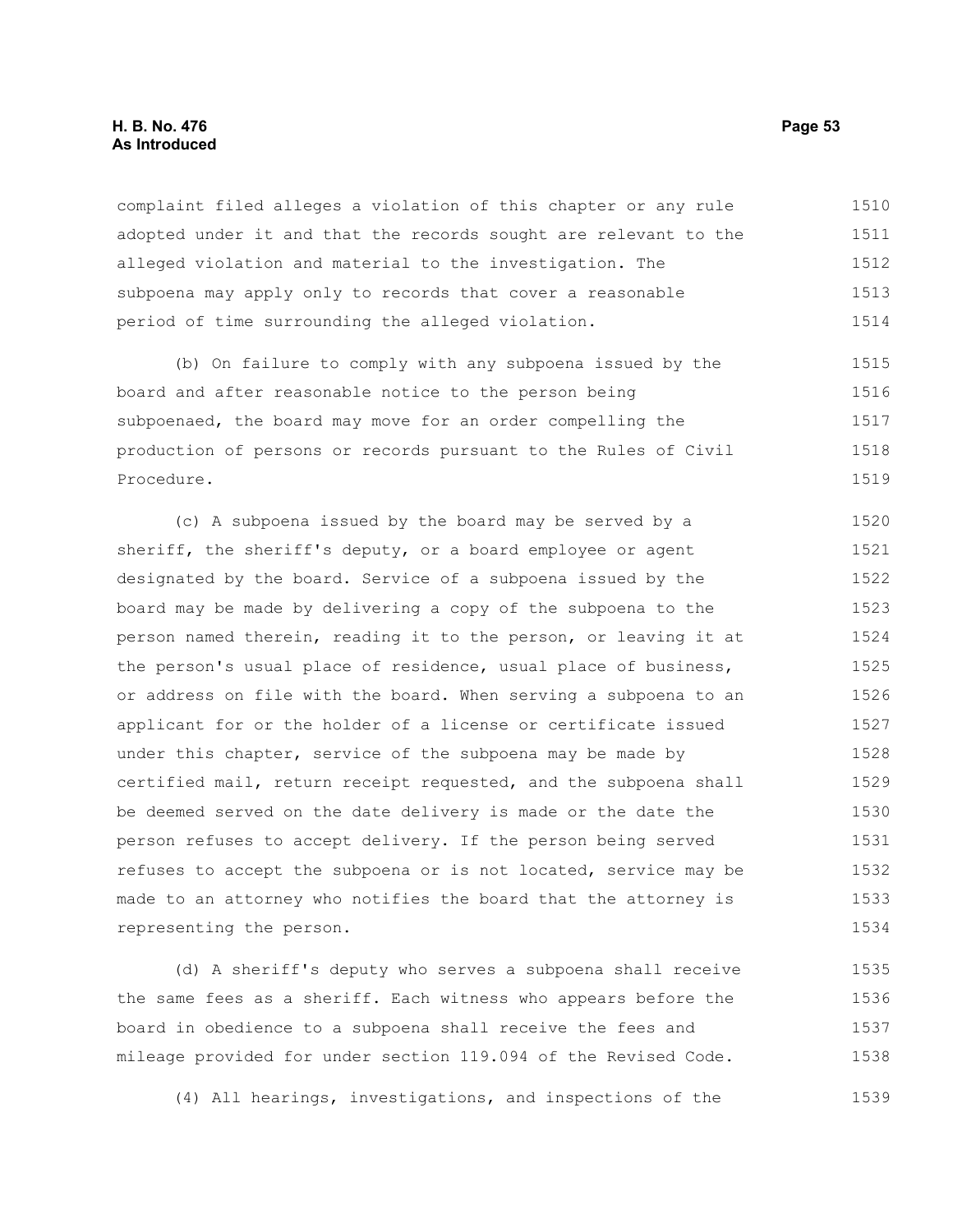complaint filed alleges a violation of this chapter or any rule adopted under it and that the records sought are relevant to the alleged violation and material to the investigation. The subpoena may apply only to records that cover a reasonable period of time surrounding the alleged violation.

(b) On failure to comply with any subpoena issued by the board and after reasonable notice to the person being subpoenaed, the board may move for an order compelling the production of persons or records pursuant to the Rules of Civil Procedure.

(c) A subpoena issued by the board may be served by a sheriff, the sheriff's deputy, or a board employee or agent designated by the board. Service of a subpoena issued by the board may be made by delivering a copy of the subpoena to the person named therein, reading it to the person, or leaving it at the person's usual place of residence, usual place of business, or address on file with the board. When serving a subpoena to an applicant for or the holder of a license or certificate issued under this chapter, service of the subpoena may be made by certified mail, return receipt requested, and the subpoena shall be deemed served on the date delivery is made or the date the person refuses to accept delivery. If the person being served refuses to accept the subpoena or is not located, service may be made to an attorney who notifies the board that the attorney is representing the person.

(d) A sheriff's deputy who serves a subpoena shall receive the same fees as a sheriff. Each witness who appears before the board in obedience to a subpoena shall receive the fees and mileage provided for under section 119.094 of the Revised Code.

(4) All hearings, investigations, and inspections of the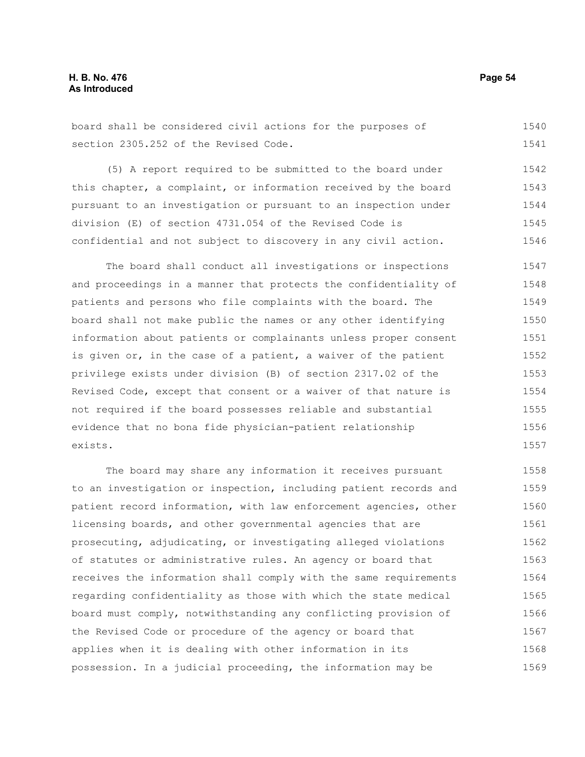board shall be considered civil actions for the purposes of section 2305.252 of the Revised Code.

(5) A report required to be submitted to the board under this chapter, a complaint, or information received by the board pursuant to an investigation or pursuant to an inspection under division (E) of section 4731.054 of the Revised Code is confidential and not subject to discovery in any civil action.

The board shall conduct all investigations or inspections and proceedings in a manner that protects the confidentiality of patients and persons who file complaints with the board. The board shall not make public the names or any other identifying information about patients or complainants unless proper consent is given or, in the case of a patient, a waiver of the patient privilege exists under division (B) of section 2317.02 of the Revised Code, except that consent or a waiver of that nature is not required if the board possesses reliable and substantial evidence that no bona fide physician-patient relationship exists.

The board may share any information it receives pursuant to an investigation or inspection, including patient records and patient record information, with law enforcement agencies, other licensing boards, and other governmental agencies that are prosecuting, adjudicating, or investigating alleged violations of statutes or administrative rules. An agency or board that receives the information shall comply with the same requirements regarding confidentiality as those with which the state medical board must comply, notwithstanding any conflicting provision of the Revised Code or procedure of the agency or board that applies when it is dealing with other information in its possession. In a judicial proceeding, the information may be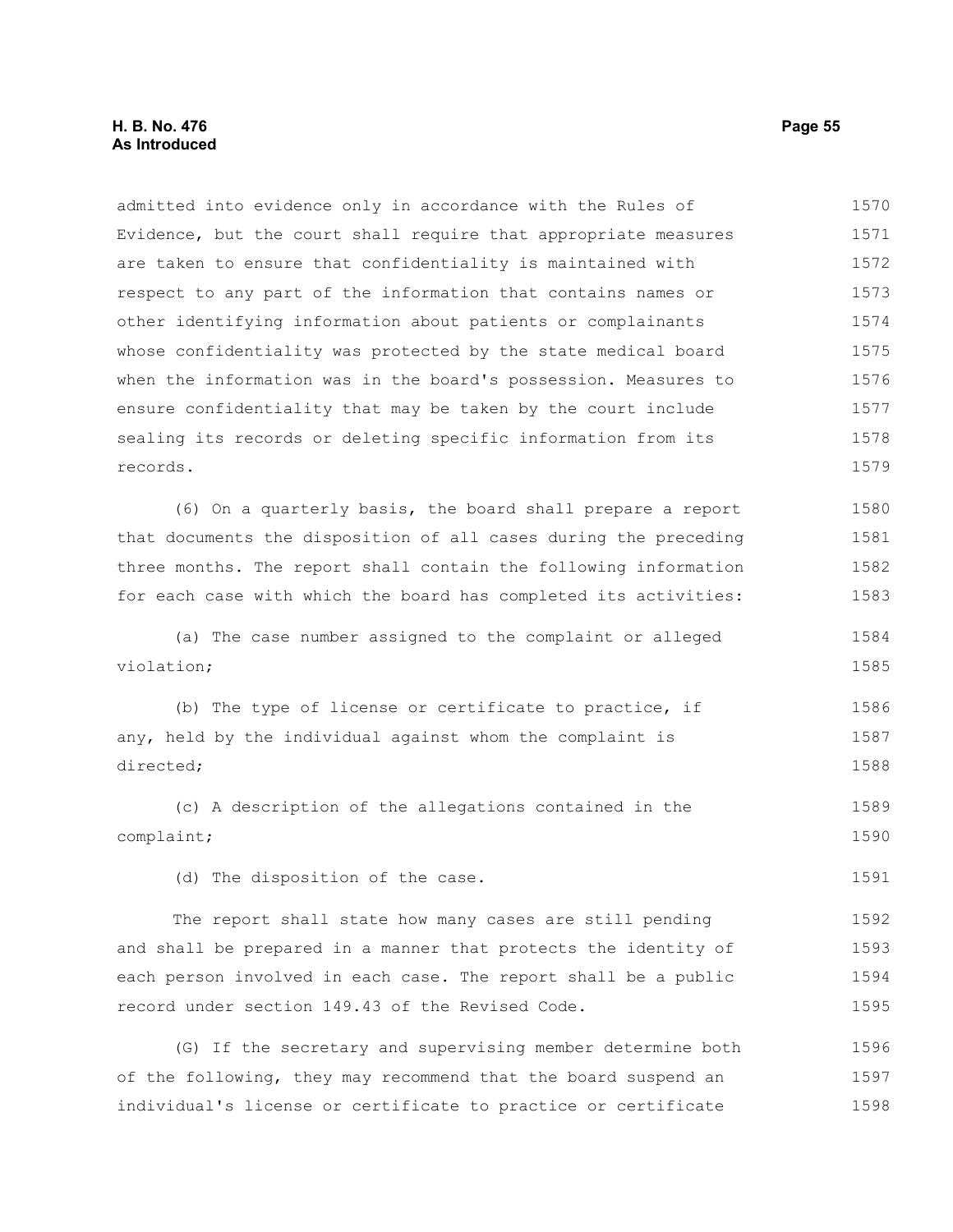admitted into evidence only in accordance with the Rules of Evidence, but the court shall require that appropriate measures are taken to ensure that confidentiality is maintained with respect to any part of the information that contains names or other identifying information about patients or complainants whose confidentiality was protected by the state medical board when the information was in the board's possession. Measures to ensure confidentiality that may be taken by the court include sealing its records or deleting specific information from its records.

(6) On a quarterly basis, the board shall prepare a report that documents the disposition of all cases during the preceding three months. The report shall contain the following information for each case with which the board has completed its activities:

(a) The case number assigned to the complaint or alleged violation;

(b) The type of license or certificate to practice, if any, held by the individual against whom the complaint is directed;

(c) A description of the allegations contained in the complaint;

(d) The disposition of the case.

The report shall state how many cases are still pending and shall be prepared in a manner that protects the identity of each person involved in each case. The report shall be a public record under section 149.43 of the Revised Code.

(G) If the secretary and supervising member determine both of the following, they may recommend that the board suspend an individual's license or certificate to practice or certificate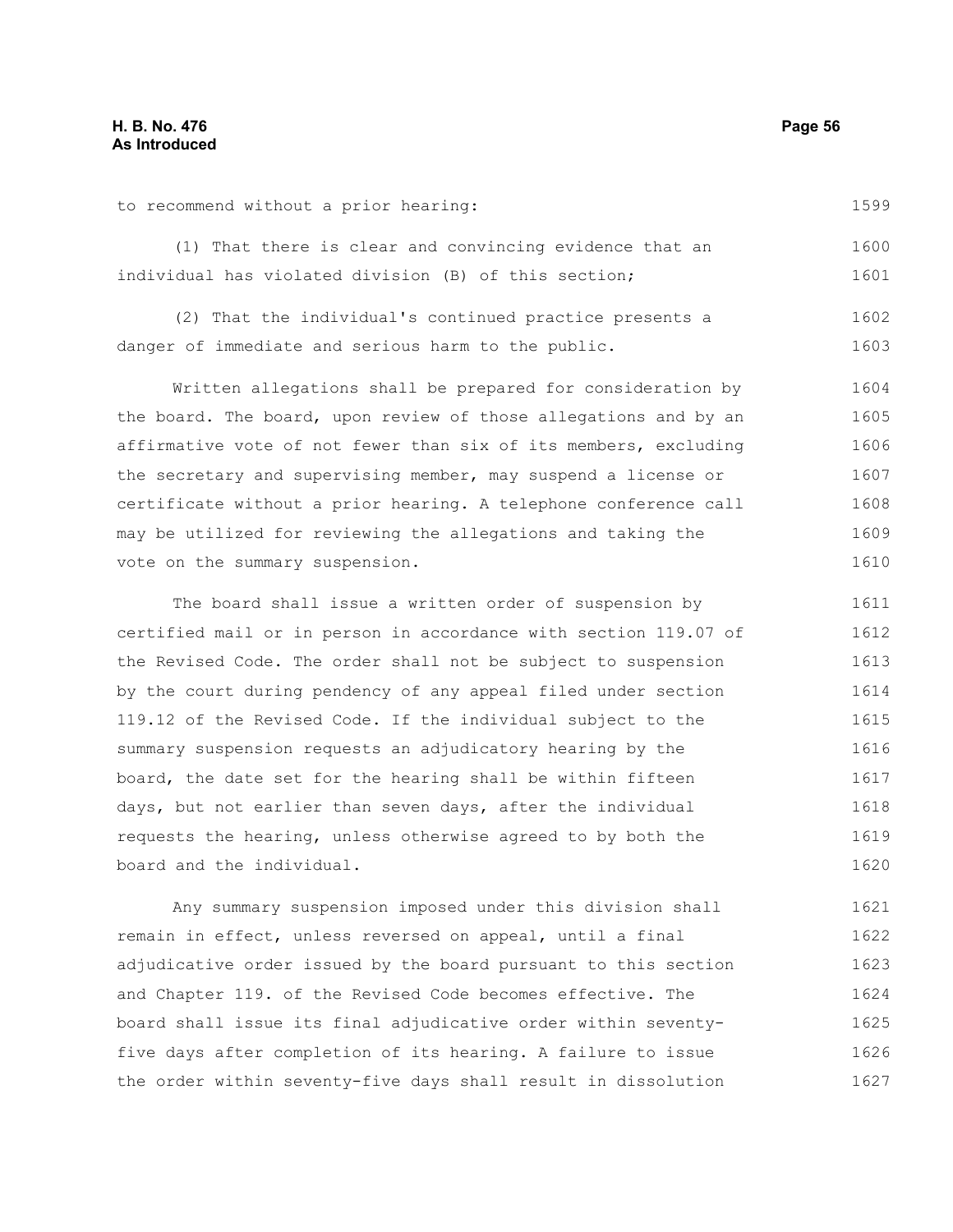to recommend without a prior hearing:

(1) That there is clear and convincing evidence that an individual has violated division (B) of this section;

(2) That the individual's continued practice presents a danger of immediate and serious harm to the public.

Written allegations shall be prepared for consideration by the board. The board, upon review of those allegations and by an affirmative vote of not fewer than six of its members, excluding the secretary and supervising member, may suspend a license or certificate without a prior hearing. A telephone conference call may be utilized for reviewing the allegations and taking the vote on the summary suspension.

The board shall issue a written order of suspension by certified mail or in person in accordance with section 119.07 of the Revised Code. The order shall not be subject to suspension by the court during pendency of any appeal filed under section 119.12 of the Revised Code. If the individual subject to the summary suspension requests an adjudicatory hearing by the board, the date set for the hearing shall be within fifteen days, but not earlier than seven days, after the individual requests the hearing, unless otherwise agreed to by both the board and the individual.

Any summary suspension imposed under this division shall remain in effect, unless reversed on appeal, until a final adjudicative order issued by the board pursuant to this section and Chapter 119. of the Revised Code becomes effective. The board shall issue its final adjudicative order within seventy-five days after completion of its hearing. A failure to issue the order within seventy-five days shall result in dissolution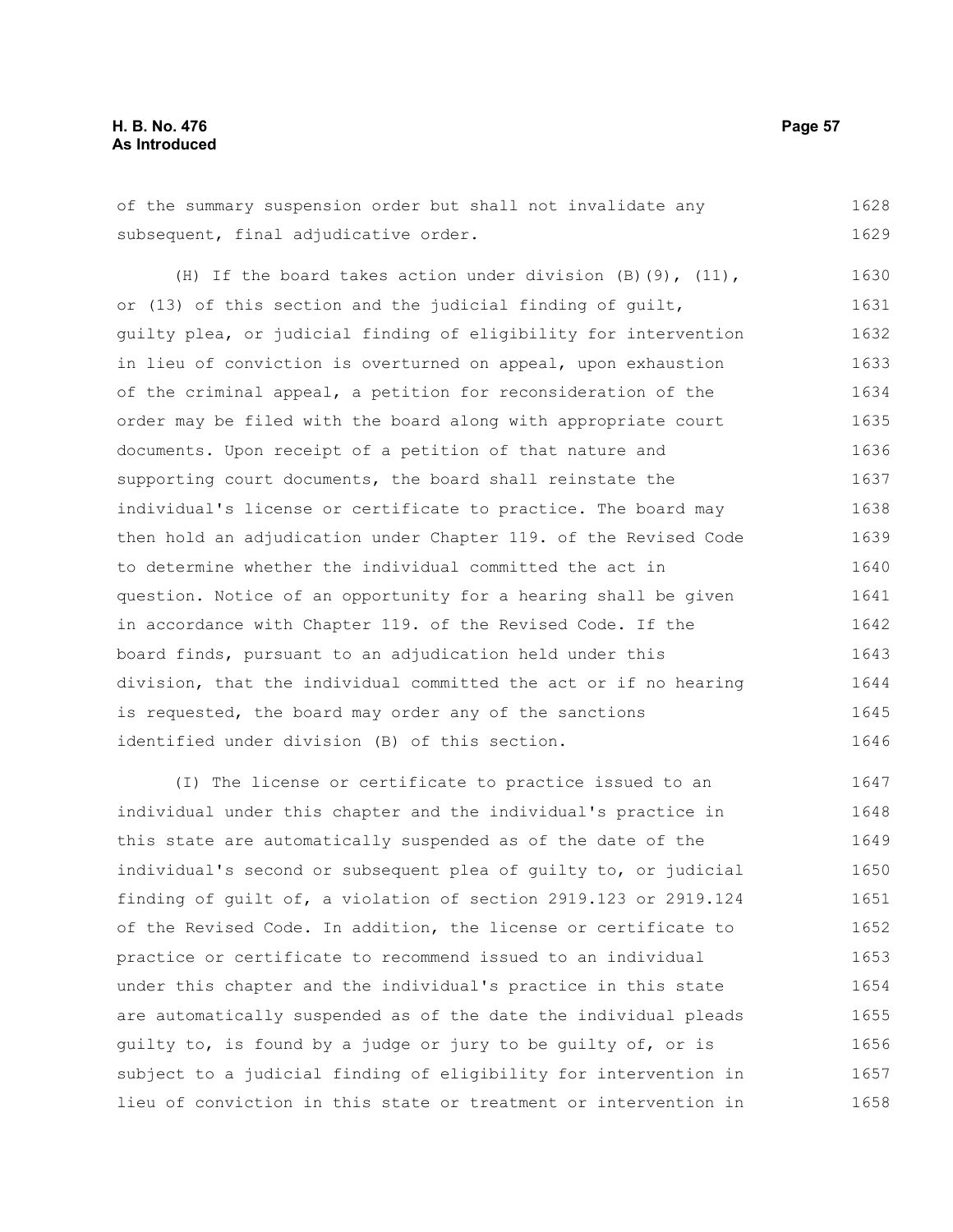of the summary suspension order but shall not invalidate any subsequent, final adjudicative order.

(H) If the board takes action under division (B)(9), (11), or (13) of this section and the judicial finding of guilt, guilty plea, or judicial finding of eligibility for intervention in lieu of conviction is overturned on appeal, upon exhaustion of the criminal appeal, a petition for reconsideration of the order may be filed with the board along with appropriate court documents. Upon receipt of a petition of that nature and supporting court documents, the board shall reinstate the individual's license or certificate to practice. The board may then hold an adjudication under Chapter 119. of the Revised Code to determine whether the individual committed the act in question. Notice of an opportunity for a hearing shall be given in accordance with Chapter 119. of the Revised Code. If the board finds, pursuant to an adjudication held under this division, that the individual committed the act or if no hearing is requested, the board may order any of the sanctions identified under division (B) of this section.

(I) The license or certificate to practice issued to an individual under this chapter and the individual's practice in this state are automatically suspended as of the date of the individual's second or subsequent plea of guilty to, or judicial finding of guilt of, a violation of section 2919.123 or 2919.124 of the Revised Code. In addition, the license or certificate to practice or certificate to recommend issued to an individual under this chapter and the individual's practice in this state are automatically suspended as of the date the individual pleads guilty to, is found by a judge or jury to be guilty of, or is subject to a judicial finding of eligibility for intervention in lieu of conviction in this state or treatment or intervention in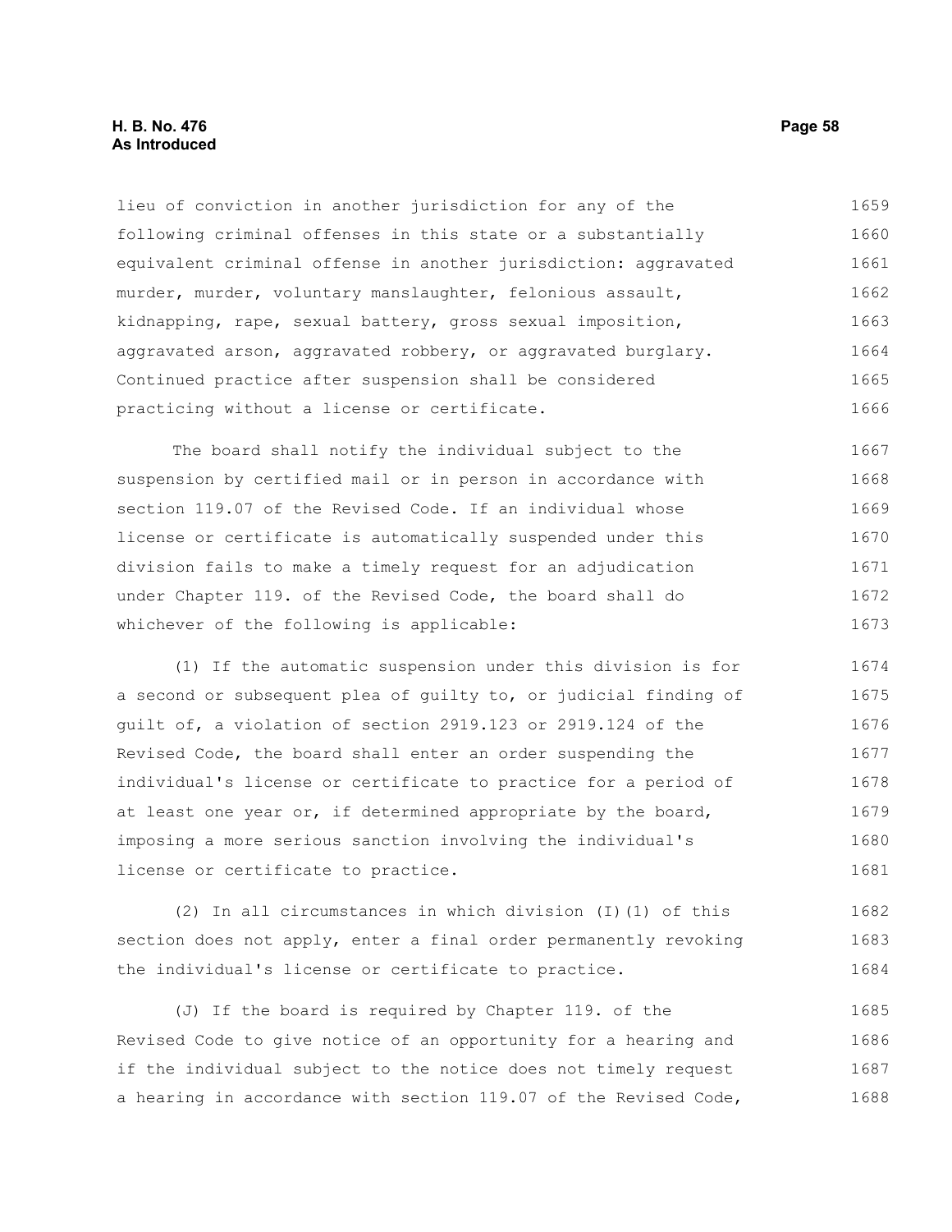lieu of conviction in another jurisdiction for any of the following criminal offenses in this state or a substantially equivalent criminal offense in another jurisdiction: aggravated murder, murder, voluntary manslaughter, felonious assault, kidnapping, rape, sexual battery, gross sexual imposition, aggravated arson, aggravated robbery, or aggravated burglary. Continued practice after suspension shall be considered practicing without a license or certificate.

The board shall notify the individual subject to the suspension by certified mail or in person in accordance with section 119.07 of the Revised Code. If an individual whose license or certificate is automatically suspended under this division fails to make a timely request for an adjudication under Chapter 119. of the Revised Code, the board shall do whichever of the following is applicable:

(1) If the automatic suspension under this division is for a second or subsequent plea of guilty to, or judicial finding of guilt of, a violation of section 2919.123 or 2919.124 of the Revised Code, the board shall enter an order suspending the individual's license or certificate to practice for a period of at least one year or, if determined appropriate by the board, imposing a more serious sanction involving the individual's license or certificate to practice.

(2) In all circumstances in which division (I)(1) of this section does not apply, enter a final order permanently revoking the individual's license or certificate to practice.

(J) If the board is required by Chapter 119. of the Revised Code to give notice of an opportunity for a hearing and if the individual subject to the notice does not timely request a hearing in accordance with section 119.07 of the Revised Code,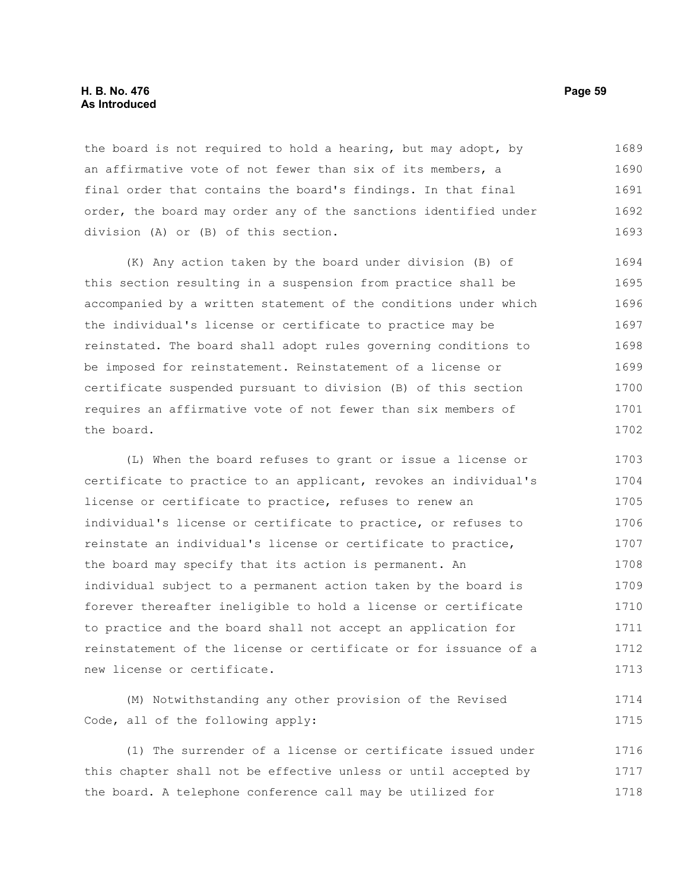the board is not required to hold a hearing, but may adopt, by an affirmative vote of not fewer than six of its members, a final order that contains the board's findings. In that final order, the board may order any of the sanctions identified under division (A) or (B) of this section.

(K) Any action taken by the board under division (B) of this section resulting in a suspension from practice shall be accompanied by a written statement of the conditions under which the individual's license or certificate to practice may be reinstated. The board shall adopt rules governing conditions to be imposed for reinstatement. Reinstatement of a license or certificate suspended pursuant to division (B) of this section requires an affirmative vote of not fewer than six members of the board.

(L) When the board refuses to grant or issue a license or certificate to practice to an applicant, revokes an individual's license or certificate to practice, refuses to renew an individual's license or certificate to practice, or refuses to reinstate an individual's license or certificate to practice, the board may specify that its action is permanent. An individual subject to a permanent action taken by the board is forever thereafter ineligible to hold a license or certificate to practice and the board shall not accept an application for reinstatement of the license or certificate or for issuance of a new license or certificate.

(M) Notwithstanding any other provision of the Revised Code, all of the following apply:

(1) The surrender of a license or certificate issued under this chapter shall not be effective unless or until accepted by the board. A telephone conference call may be utilized for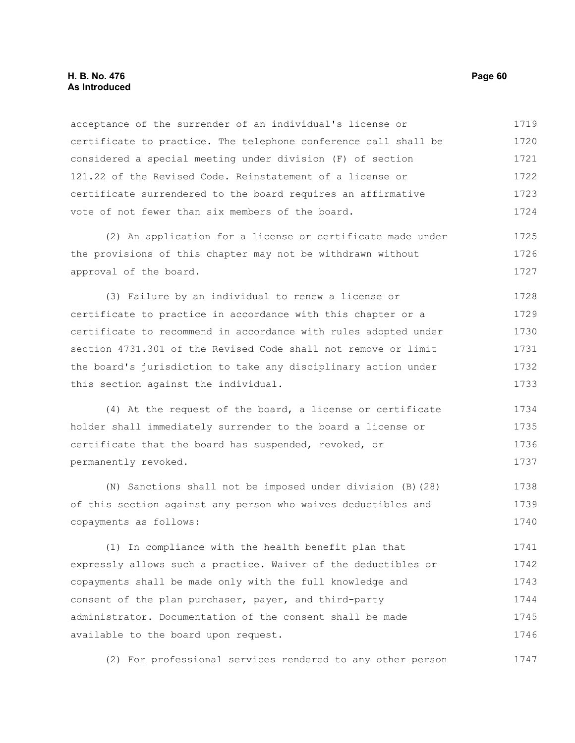acceptance of the surrender of an individual's license or certificate to practice. The telephone conference call shall be considered a special meeting under division (F) of section 121.22 of the Revised Code. Reinstatement of a license or certificate surrendered to the board requires an affirmative vote of not fewer than six members of the board.

(2) An application for a license or certificate made under the provisions of this chapter may not be withdrawn without approval of the board.

(3) Failure by an individual to renew a license or certificate to practice in accordance with this chapter or a certificate to recommend in accordance with rules adopted under section 4731.301 of the Revised Code shall not remove or limit the board's jurisdiction to take any disciplinary action under this section against the individual.

(4) At the request of the board, a license or certificate holder shall immediately surrender to the board a license or certificate that the board has suspended, revoked, or permanently revoked.

(N) Sanctions shall not be imposed under division (B)(28) of this section against any person who waives deductibles and copayments as follows:

(1) In compliance with the health benefit plan that expressly allows such a practice. Waiver of the deductibles or copayments shall be made only with the full knowledge and consent of the plan purchaser, payer, and third-party administrator. Documentation of the consent shall be made available to the board upon request.

(2) For professional services rendered to any other person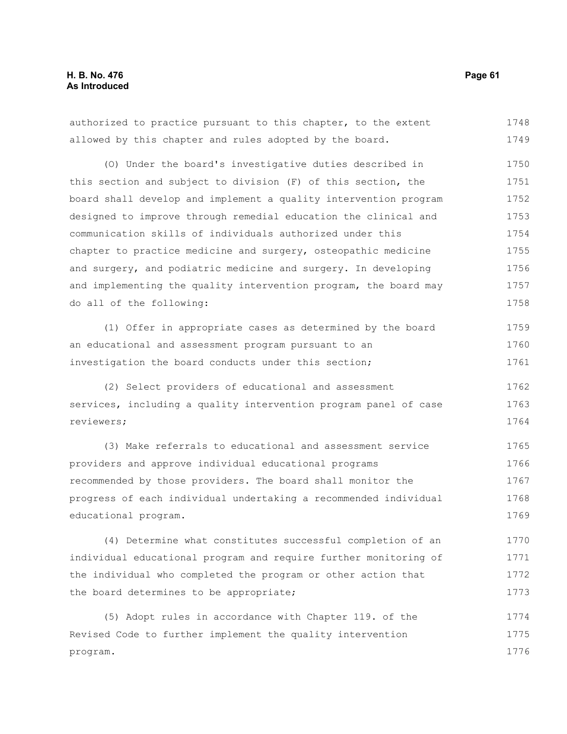authorized to practice pursuant to this chapter, to the extent allowed by this chapter and rules adopted by the board.

(O) Under the board's investigative duties described in this section and subject to division (F) of this section, the board shall develop and implement a quality intervention program designed to improve through remedial education the clinical and communication skills of individuals authorized under this chapter to practice medicine and surgery, osteopathic medicine and surgery, and podiatric medicine and surgery. In developing and implementing the quality intervention program, the board may do all of the following:

(1) Offer in appropriate cases as determined by the board an educational and assessment program pursuant to an investigation the board conducts under this section;

(2) Select providers of educational and assessment services, including a quality intervention program panel of case reviewers;

(3) Make referrals to educational and assessment service providers and approve individual educational programs recommended by those providers. The board shall monitor the progress of each individual undertaking a recommended individual educational program.

(4) Determine what constitutes successful completion of an individual educational program and require further monitoring of the individual who completed the program or other action that the board determines to be appropriate;

(5) Adopt rules in accordance with Chapter 119. of the Revised Code to further implement the quality intervention program.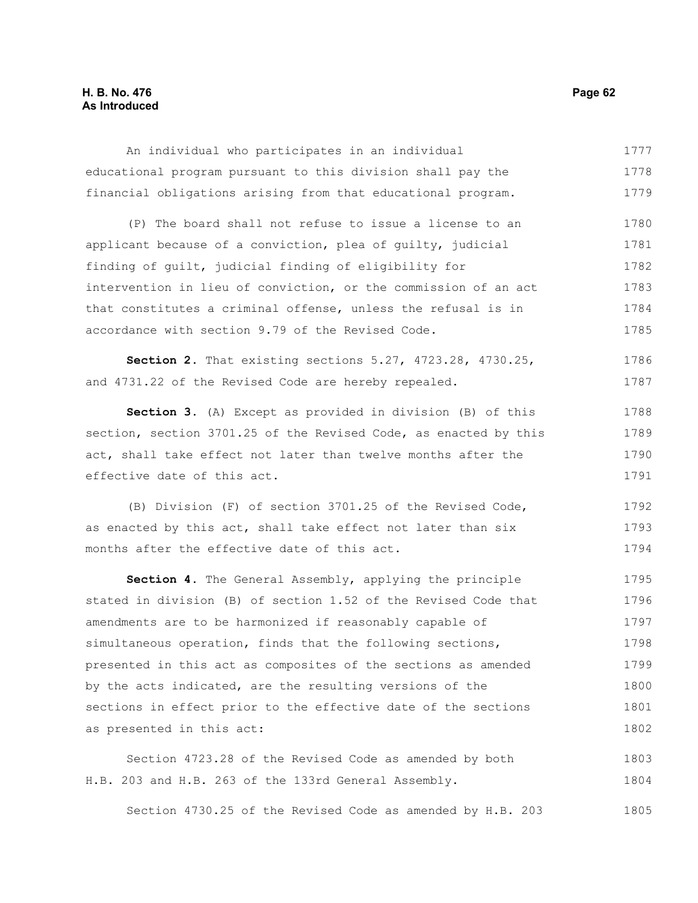An individual who participates in an individual educational program pursuant to this division shall pay the financial obligations arising from that educational program.

(P) The board shall not refuse to issue a license to an applicant because of a conviction, plea of guilty, judicial finding of guilt, judicial finding of eligibility for intervention in lieu of conviction, or the commission of an act that constitutes a criminal offense, unless the refusal is in accordance with section 9.79 of the Revised Code.

**Section 2.** That existing sections 5.27, 4723.28, 4730.25, and 4731.22 of the Revised Code are hereby repealed.

**Section 3.** (A) Except as provided in division (B) of this section, section 3701.25 of the Revised Code, as enacted by this act, shall take effect not later than twelve months after the effective date of this act.

(B) Division (F) of section 3701.25 of the Revised Code, as enacted by this act, shall take effect not later than six months after the effective date of this act.

**Section 4.** The General Assembly, applying the principle stated in division (B) of section 1.52 of the Revised Code that amendments are to be harmonized if reasonably capable of simultaneous operation, finds that the following sections, presented in this act as composites of the sections as amended by the acts indicated, are the resulting versions of the sections in effect prior to the effective date of the sections as presented in this act:

Section 4723.28 of the Revised Code as amended by both H.B. 203 and H.B. 263 of the 133rd General Assembly.

Section 4730.25 of the Revised Code as amended by H.B. 203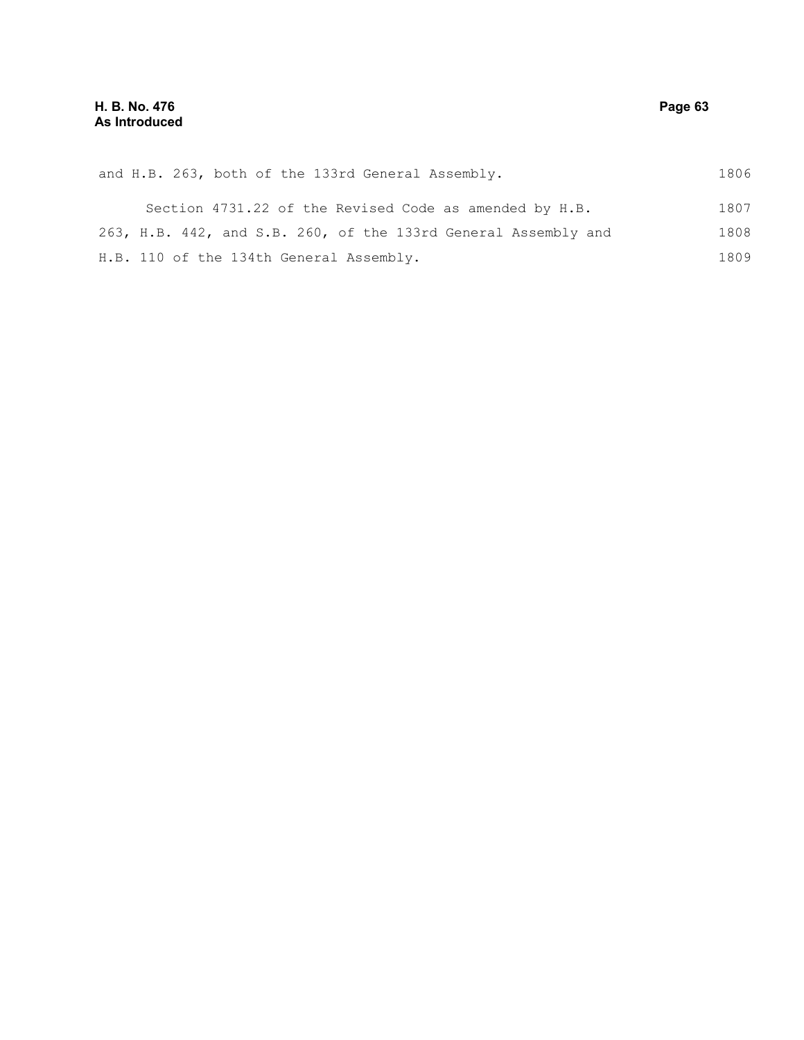and H.B. 263, both of the 133rd General Assembly.

Section 4731.22 of the Revised Code as amended by H.B. 263, H.B. 442, and S.B. 260, of the 133rd General Assembly and H.B. 110 of the 134th General Assembly.